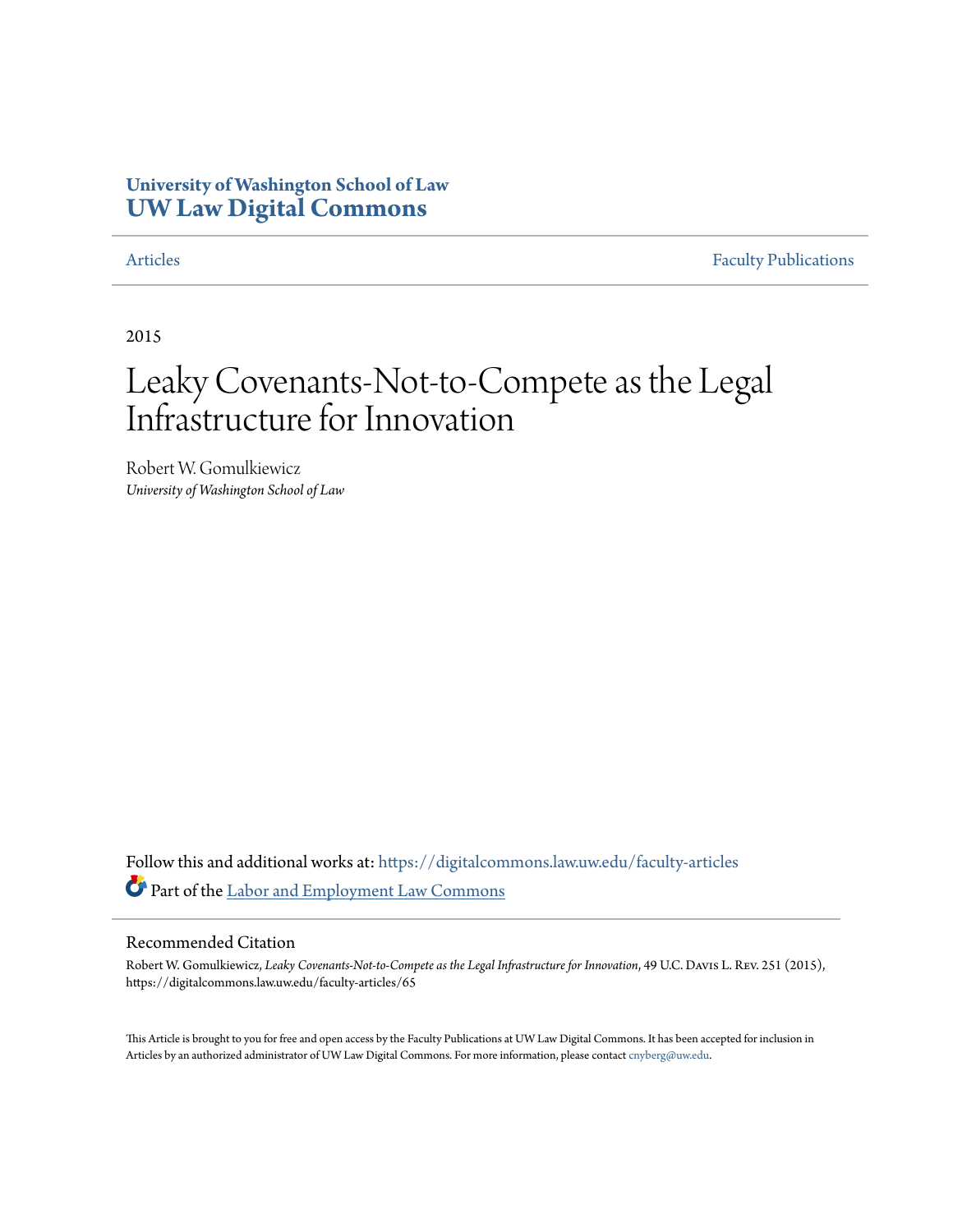**University of Washington School of Law**
**UW Law Digital Commons**

Articles | Faculty Publications

2015

# Leaky Covenants-Not-to-Compete as the Legal Infrastructure for Innovation

Robert W. Gomulkiewicz
*University of Washington School of Law*

Follow this and additional works at: https://digitalcommons.law.uw.edu/faculty-articles

Part of the Labor and Employment Law Commons

## Recommended Citation

Robert W. Gomulkiewicz, *Leaky Covenants-Not-to-Compete as the Legal Infrastructure for Innovation*, 49 U.C. Davis L. Rev. 251 (2015), https://digitalcommons.law.uw.edu/faculty-articles/65

This Article is brought to you for free and open access by the Faculty Publications at UW Law Digital Commons. It has been accepted for inclusion in Articles by an authorized administrator of UW Law Digital Commons. For more information, please contact cnyberg@uw.edu.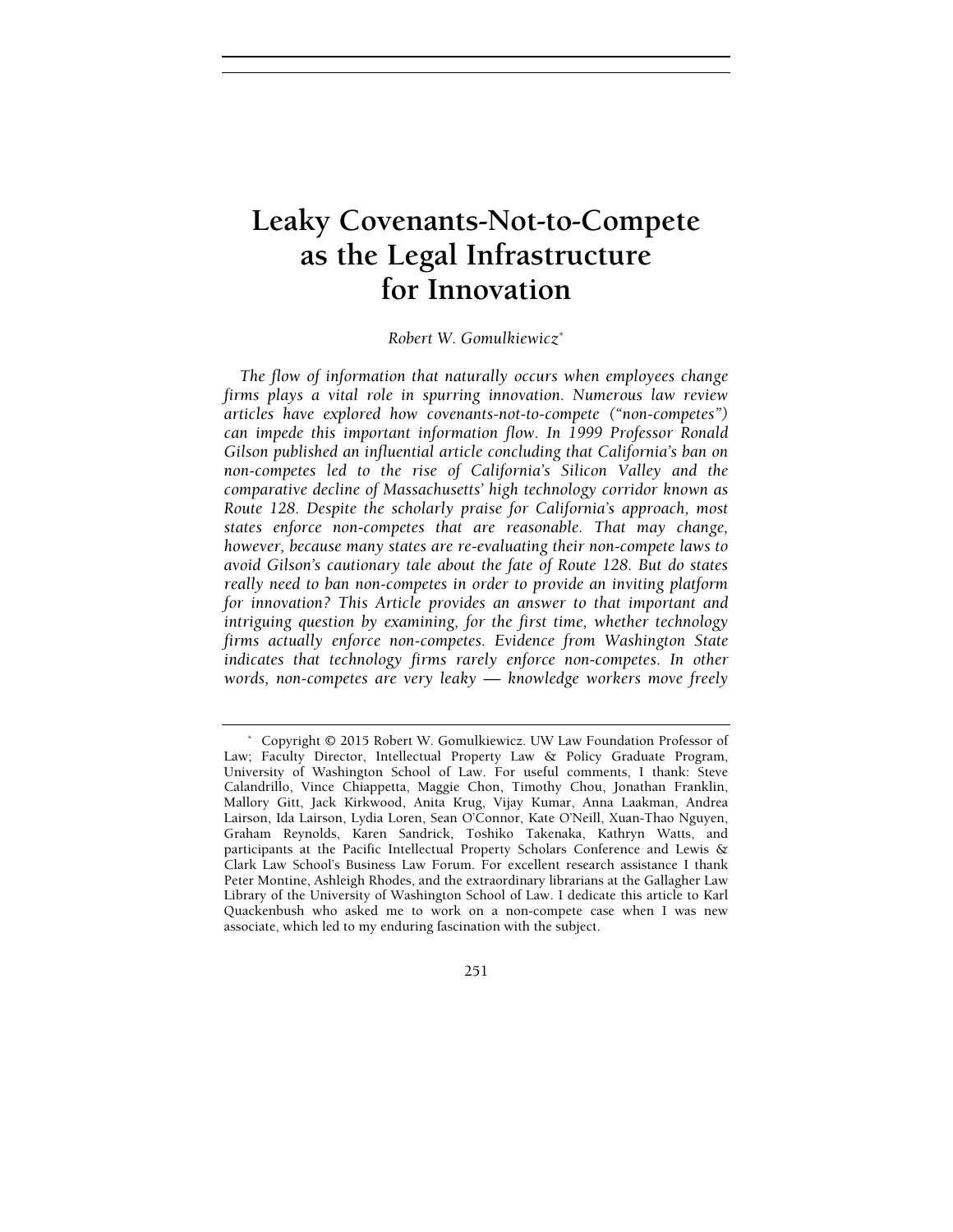# Leaky Covenants-Not-to-Compete as the Legal Infrastructure for Innovation

*Robert W. Gomulkiewicz*[*]

*The flow of information that naturally occurs when employees change firms plays a vital role in spurring innovation. Numerous law review articles have explored how covenants-not-to-compete ("non-competes") can impede this important information flow. In 1999 Professor Ronald Gilson published an influential article concluding that California's ban on non-competes led to the rise of California's Silicon Valley and the comparative decline of Massachusetts' high technology corridor known as Route 128. Despite the scholarly praise for California's approach, most states enforce non-competes that are reasonable. That may change, however, because many states are re-evaluating their non-compete laws to avoid Gilson's cautionary tale about the fate of Route 128. But do states really need to ban non-competes in order to provide an inviting platform for innovation? This Article provides an answer to that important and intriguing question by examining, for the first time, whether technology firms actually enforce non-competes. Evidence from Washington State indicates that technology firms rarely enforce non-competes. In other words, non-competes are very leaky — knowledge workers move freely*

---

[*] Copyright © 2015 Robert W. Gomulkiewicz. UW Law Foundation Professor of Law; Faculty Director, Intellectual Property Law & Policy Graduate Program, University of Washington School of Law. For useful comments, I thank: Steve Calandrillo, Vince Chiappetta, Maggie Chon, Timothy Chou, Jonathan Franklin, Mallory Gitt, Jack Kirkwood, Anita Krug, Vijay Kumar, Anna Laakman, Andrea Lairson, Ida Lairson, Lydia Loren, Sean O'Connor, Kate O'Neill, Xuan-Thao Nguyen, Graham Reynolds, Karen Sandrick, Toshiko Takenaka, Kathryn Watts, and participants at the Pacific Intellectual Property Scholars Conference and Lewis & Clark Law School's Business Law Forum. For excellent research assistance I thank Peter Montine, Ashleigh Rhodes, and the extraordinary librarians at the Gallagher Law Library of the University of Washington School of Law. I dedicate this article to Karl Quackenbush who asked me to work on a non-compete case when I was new associate, which led to my enduring fascination with the subject.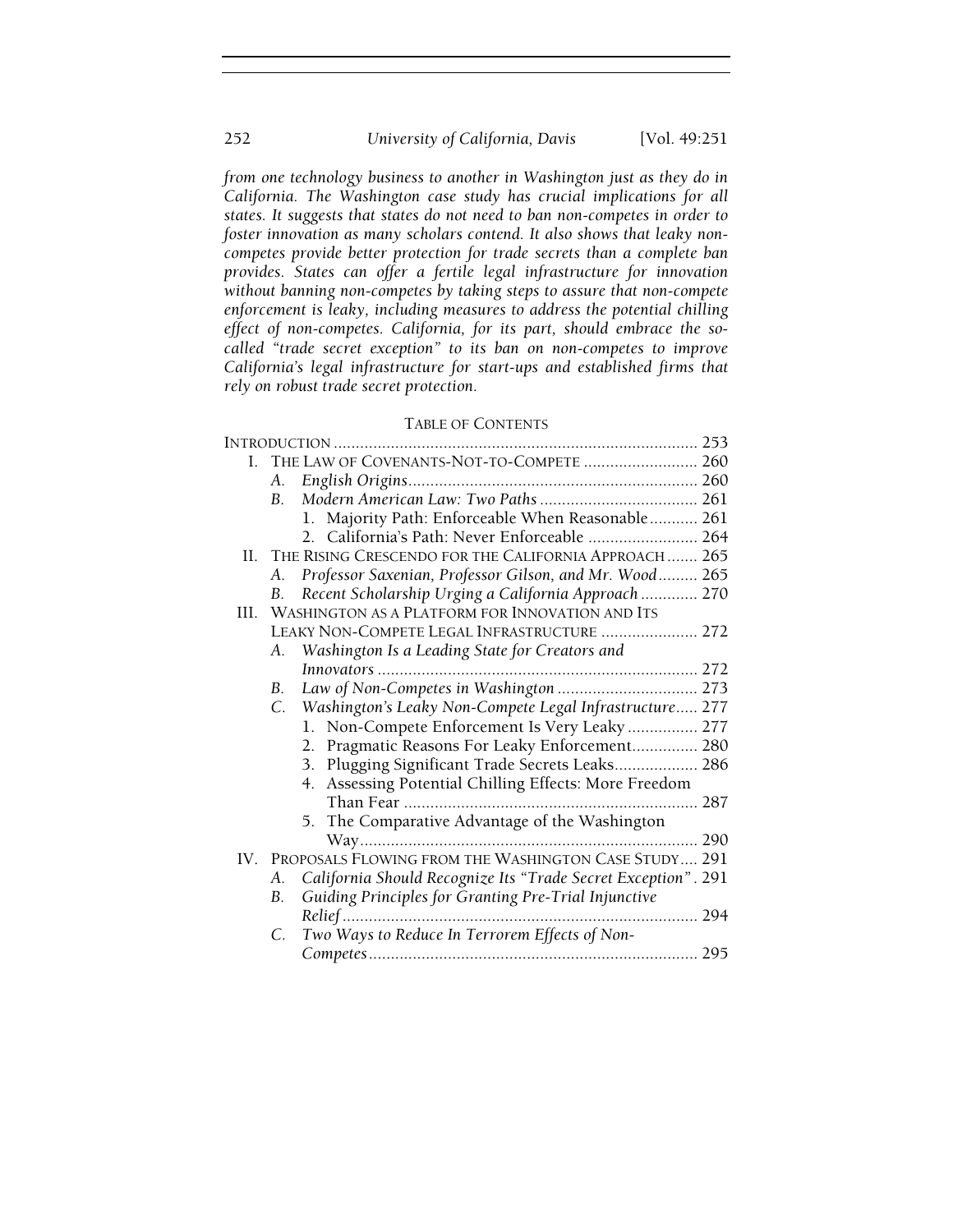*from one technology business to another in Washington just as they do in California. The Washington case study has crucial implications for all states. It suggests that states do not need to ban non-competes in order to foster innovation as many scholars contend. It also shows that leaky non-competes provide better protection for trade secrets than a complete ban provides. States can offer a fertile legal infrastructure for innovation without banning non-competes by taking steps to assure that non-compete enforcement is leaky, including measures to address the potential chilling effect of non-competes. California, for its part, should embrace the so-called "trade secret exception" to its ban on non-competes to improve California's legal infrastructure for start-ups and established firms that rely on robust trade secret protection.*

TABLE OF CONTENTS

INTRODUCTION .................................................................................... 253

I. THE LAW OF COVENANTS-NOT-TO-COMPETE .......................... 260
   - A. *English Origins* .................................................................. 260
   - B. *Modern American Law: Two Paths* .................................... 261
     1. Majority Path: Enforceable When Reasonable ........... 261
     2. California's Path: Never Enforceable ......................... 264

II. THE RISING CRESCENDO FOR THE CALIFORNIA APPROACH ....... 265
   - A. *Professor Saxenian, Professor Gilson, and Mr. Wood* ......... 265
   - B. *Recent Scholarship Urging a California Approach* ............. 270

III. WASHINGTON AS A PLATFORM FOR INNOVATION AND ITS LEAKY NON-COMPETE LEGAL INFRASTRUCTURE ...................... 272
   - A. *Washington Is a Leading State for Creators and Innovators* ......................................................................... 272
   - B. *Law of Non-Competes in Washington* ................................ 273
   - C. *Washington's Leaky Non-Compete Legal Infrastructure* ..... 277
     1. Non-Compete Enforcement Is Very Leaky ................ 277
     2. Pragmatic Reasons For Leaky Enforcement ............... 280
     3. Plugging Significant Trade Secrets Leaks ................... 286
     4. Assessing Potential Chilling Effects: More Freedom Than Fear ................................................................... 287
     5. The Comparative Advantage of the Washington Way ............................................................................. 290

IV. PROPOSALS FLOWING FROM THE WASHINGTON CASE STUDY .... 291
   - A. *California Should Recognize Its "Trade Secret Exception"* . 291
   - B. *Guiding Principles for Granting Pre-Trial Injunctive Relief* ................................................................................. 294
   - C. *Two Ways to Reduce In Terrorem Effects of Non-Competes* ........................................................................... 295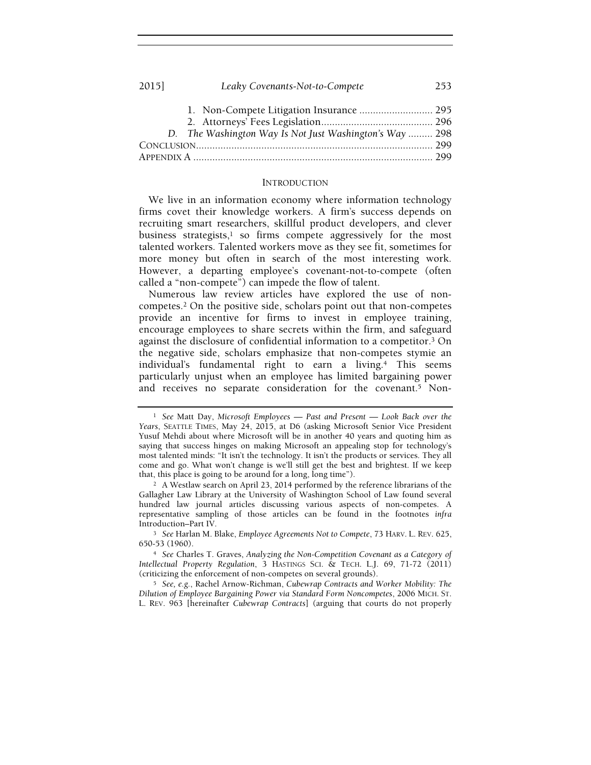1. Non-Compete Litigation Insurance ........................... 295
2. Attorneys' Fees Legislation......................................... 296

D. *The Washington Way Is Not Just Washington's Way* ......... 298

CONCLUSION....................................................................................... 299

APPENDIX A ....................................................................................... 299

## INTRODUCTION

We live in an information economy where information technology firms covet their knowledge workers. A firm's success depends on recruiting smart researchers, skillful product developers, and clever business strategists,[1] so firms compete aggressively for the most talented workers. Talented workers move as they see fit, sometimes for more money but often in search of the most interesting work. However, a departing employee's covenant-not-to-compete (often called a "non-compete") can impede the flow of talent.

Numerous law review articles have explored the use of non-competes.[2] On the positive side, scholars point out that non-competes provide an incentive for firms to invest in employee training, encourage employees to share secrets within the firm, and safeguard against the disclosure of confidential information to a competitor.[3] On the negative side, scholars emphasize that non-competes stymie an individual's fundamental right to earn a living.[4] This seems particularly unjust when an employee has limited bargaining power and receives no separate consideration for the covenant.[5] Non-

---

[1] *See* Matt Day, *Microsoft Employees — Past and Present — Look Back over the Years*, SEATTLE TIMES, May 24, 2015, at D6 (asking Microsoft Senior Vice President Yusuf Mehdi about where Microsoft will be in another 40 years and quoting him as saying that success hinges on making Microsoft an appealing stop for technology's most talented minds: "It isn't the technology. It isn't the products or services. They all come and go. What won't change is we'll still get the best and brightest. If we keep that, this place is going to be around for a long, long time").

[2] A Westlaw search on April 23, 2014 performed by the reference librarians of the Gallagher Law Library at the University of Washington School of Law found several hundred law journal articles discussing various aspects of non-competes. A representative sampling of those articles can be found in the footnotes *infra* Introduction–Part IV.

[3] *See* Harlan M. Blake, *Employee Agreements Not to Compete*, 73 HARV. L. REV. 625, 650-53 (1960).

[4] *See* Charles T. Graves, *Analyzing the Non-Competition Covenant as a Category of Intellectual Property Regulation*, 3 HASTINGS SCI. & TECH. L.J. 69, 71-72 (2011) (criticizing the enforcement of non-competes on several grounds).

[5] *See, e.g.*, Rachel Arnow-Richman, *Cubewrap Contracts and Worker Mobility: The Dilution of Employee Bargaining Power via Standard Form Noncompetes*, 2006 MICH. ST. L. REV. 963 [hereinafter *Cubewrap Contracts*] (arguing that courts do not properly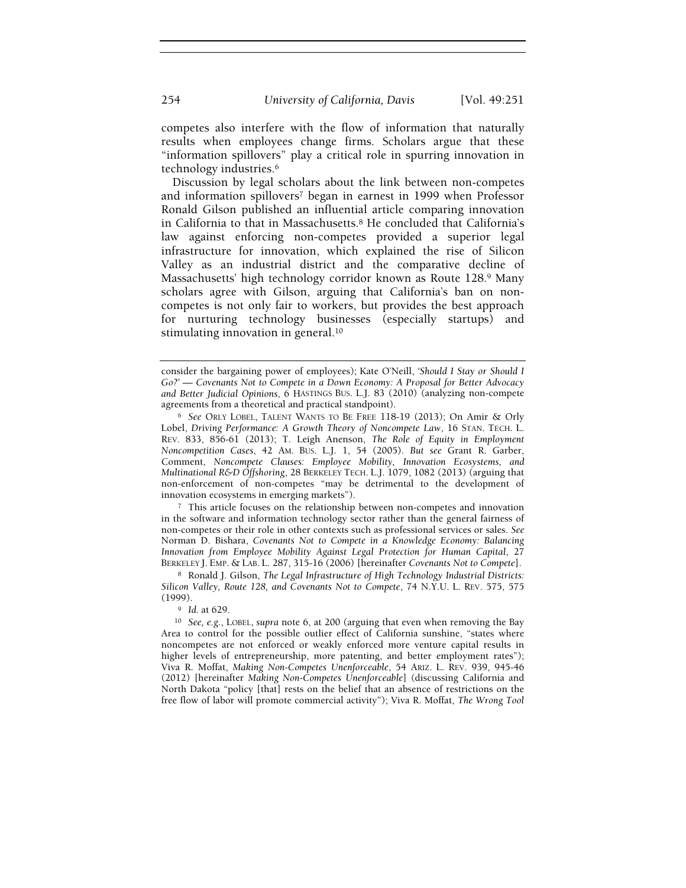competes also interfere with the flow of information that naturally results when employees change firms. Scholars argue that these "information spillovers" play a critical role in spurring innovation in technology industries.[6]

Discussion by legal scholars about the link between non-competes and information spillovers[7] began in earnest in 1999 when Professor Ronald Gilson published an influential article comparing innovation in California to that in Massachusetts.[8] He concluded that California's law against enforcing non-competes provided a superior legal infrastructure for innovation, which explained the rise of Silicon Valley as an industrial district and the comparative decline of Massachusetts' high technology corridor known as Route 128.[9] Many scholars agree with Gilson, arguing that California's ban on non-competes is not only fair to workers, but provides the best approach for nurturing technology businesses (especially startups) and stimulating innovation in general.[10]

---

consider the bargaining power of employees); Kate O'Neill, *'Should I Stay or Should I Go?' — Covenants Not to Compete in a Down Economy: A Proposal for Better Advocacy and Better Judicial Opinions*, 6 HASTINGS BUS. L.J. 83 (2010) (analyzing non-compete agreements from a theoretical and practical standpoint).

[6] *See* ORLY LOBEL, TALENT WANTS TO BE FREE 118-19 (2013); On Amir & Orly Lobel, *Driving Performance: A Growth Theory of Noncompete Law*, 16 STAN. TECH. L. REV. 833, 856-61 (2013); T. Leigh Anenson, *The Role of Equity in Employment Noncompetition Cases*, 42 AM. BUS. L.J. 1, 54 (2005). *But see* Grant R. Garber, Comment, *Noncompete Clauses: Employee Mobility, Innovation Ecosystems, and Multinational R&D Offshoring*, 28 BERKELEY TECH. L.J. 1079, 1082 (2013) (arguing that non-enforcement of non-competes "may be detrimental to the development of innovation ecosystems in emerging markets").

[7] This article focuses on the relationship between non-competes and innovation in the software and information technology sector rather than the general fairness of non-competes or their role in other contexts such as professional services or sales. *See* Norman D. Bishara, *Covenants Not to Compete in a Knowledge Economy: Balancing Innovation from Employee Mobility Against Legal Protection for Human Capital*, 27 BERKELEY J. EMP. & LAB. L. 287, 315-16 (2006) [hereinafter *Covenants Not to Compete*].

[8] Ronald J. Gilson, *The Legal Infrastructure of High Technology Industrial Districts: Silicon Valley, Route 128, and Covenants Not to Compete*, 74 N.Y.U. L. REV. 575, 575 (1999).

[9] *Id.* at 629.

[10] *See, e.g.*, LOBEL, *supra* note 6, at 200 (arguing that even when removing the Bay Area to control for the possible outlier effect of California sunshine, "states where noncompetes are not enforced or weakly enforced more venture capital results in higher levels of entrepreneurship, more patenting, and better employment rates"); Viva R. Moffat, *Making Non-Competes Unenforceable*, 54 ARIZ. L. REV. 939, 945-46 (2012) [hereinafter *Making Non-Competes Unenforceable*] (discussing California and North Dakota "policy [that] rests on the belief that an absence of restrictions on the free flow of labor will promote commercial activity"); Viva R. Moffat, *The Wrong Tool*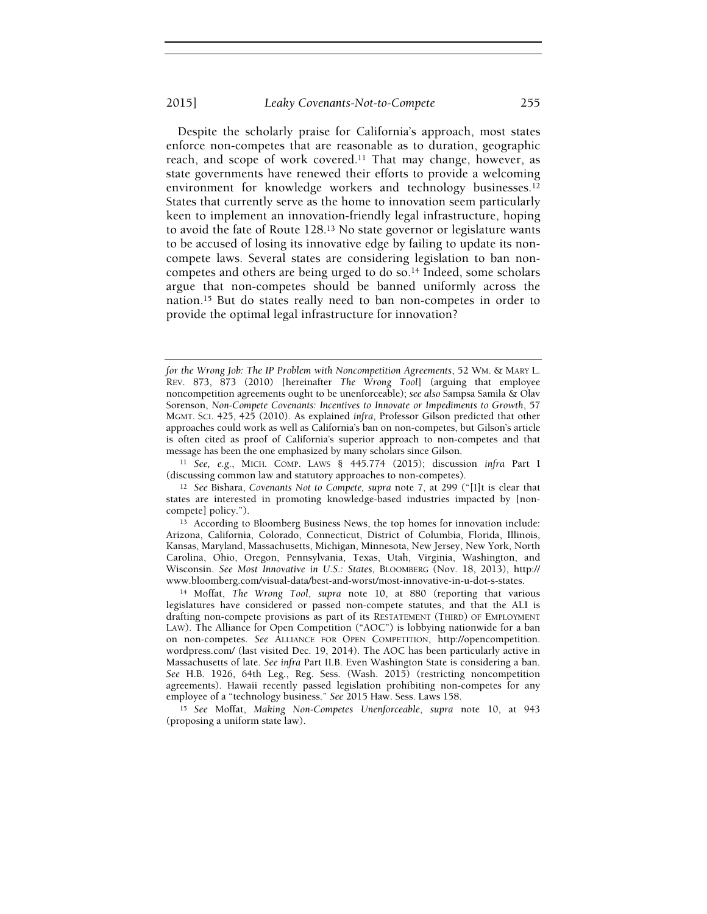Despite the scholarly praise for California's approach, most states enforce non-competes that are reasonable as to duration, geographic reach, and scope of work covered.[11] That may change, however, as state governments have renewed their efforts to provide a welcoming environment for knowledge workers and technology businesses.[12] States that currently serve as the home to innovation seem particularly keen to implement an innovation-friendly legal infrastructure, hoping to avoid the fate of Route 128.[13] No state governor or legislature wants to be accused of losing its innovative edge by failing to update its non-compete laws. Several states are considering legislation to ban non-competes and others are being urged to do so.[14] Indeed, some scholars argue that non-competes should be banned uniformly across the nation.[15] But do states really need to ban non-competes in order to provide the optimal legal infrastructure for innovation?

---

*for the Wrong Job: The IP Problem with Noncompetition Agreements*, 52 WM. & MARY L. REV. 873, 873 (2010) [hereinafter *The Wrong Tool*] (arguing that employee noncompetition agreements ought to be unenforceable); *see also* Sampsa Samila & Olav Sorenson, *Non-Compete Covenants: Incentives to Innovate or Impediments to Growth*, 57 MGMT. SCI. 425, 425 (2010). As explained *infra*, Professor Gilson predicted that other approaches could work as well as California's ban on non-competes, but Gilson's article is often cited as proof of California's superior approach to non-competes and that message has been the one emphasized by many scholars since Gilson.

[11] *See, e.g.*, MICH. COMP. LAWS § 445.774 (2015); discussion *infra* Part I (discussing common law and statutory approaches to non-competes).

[12] *See* Bishara, *Covenants Not to Compete, supra* note 7, at 299 ("[I]t is clear that states are interested in promoting knowledge-based industries impacted by [non-compete] policy.").

[13] According to Bloomberg Business News, the top homes for innovation include: Arizona, California, Colorado, Connecticut, District of Columbia, Florida, Illinois, Kansas, Maryland, Massachusetts, Michigan, Minnesota, New Jersey, New York, North Carolina, Ohio, Oregon, Pennsylvania, Texas, Utah, Virginia, Washington, and Wisconsin. *See Most Innovative in U.S.: States*, BLOOMBERG (Nov. 18, 2013), http://www.bloomberg.com/visual-data/best-and-worst/most-innovative-in-u-dot-s-states.

[14] Moffat, *The Wrong Tool*, *supra* note 10, at 880 (reporting that various legislatures have considered or passed non-compete statutes, and that the ALI is drafting non-compete provisions as part of its RESTATEMENT (THIRD) OF EMPLOYMENT LAW). The Alliance for Open Competition ("AOC") is lobbying nationwide for a ban on non-competes. *See* ALLIANCE FOR OPEN COMPETITION, http://opencompetition.wordpress.com/ (last visited Dec. 19, 2014). The AOC has been particularly active in Massachusetts of late. *See infra* Part II.B. Even Washington State is considering a ban. *See* H.B. 1926, 64th Leg., Reg. Sess. (Wash. 2015) (restricting noncompetition agreements). Hawaii recently passed legislation prohibiting non-competes for any employee of a "technology business." *See* 2015 Haw. Sess. Laws 158.

[15] *See* Moffat, *Making Non-Competes Unenforceable*, *supra* note 10, at 943 (proposing a uniform state law).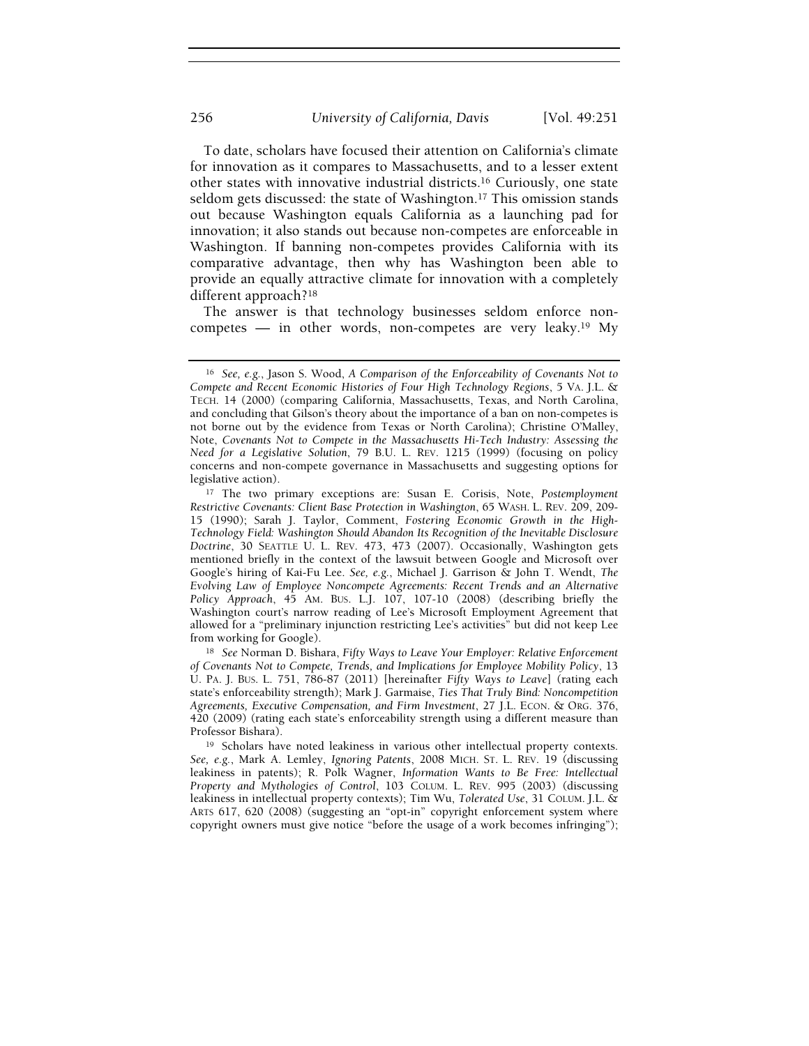To date, scholars have focused their attention on California's climate for innovation as it compares to Massachusetts, and to a lesser extent other states with innovative industrial districts.[16] Curiously, one state seldom gets discussed: the state of Washington.[17] This omission stands out because Washington equals California as a launching pad for innovation; it also stands out because non-competes are enforceable in Washington. If banning non-competes provides California with its comparative advantage, then why has Washington been able to provide an equally attractive climate for innovation with a completely different approach?[18]

The answer is that technology businesses seldom enforce non-competes — in other words, non-competes are very leaky.[19] My

---

[16] *See, e.g.*, Jason S. Wood, *A Comparison of the Enforceability of Covenants Not to Compete and Recent Economic Histories of Four High Technology Regions*, 5 VA. J.L. & TECH. 14 (2000) (comparing California, Massachusetts, Texas, and North Carolina, and concluding that Gilson's theory about the importance of a ban on non-competes is not borne out by the evidence from Texas or North Carolina); Christine O'Malley, Note, *Covenants Not to Compete in the Massachusetts Hi-Tech Industry: Assessing the Need for a Legislative Solution*, 79 B.U. L. REV. 1215 (1999) (focusing on policy concerns and non-compete governance in Massachusetts and suggesting options for legislative action).

[17] The two primary exceptions are: Susan E. Corisis, Note, *Postemployment Restrictive Covenants: Client Base Protection in Washington*, 65 WASH. L. REV. 209, 209-15 (1990); Sarah J. Taylor, Comment, *Fostering Economic Growth in the High-Technology Field: Washington Should Abandon Its Recognition of the Inevitable Disclosure Doctrine*, 30 SEATTLE U. L. REV. 473, 473 (2007). Occasionally, Washington gets mentioned briefly in the context of the lawsuit between Google and Microsoft over Google's hiring of Kai-Fu Lee. *See, e.g.*, Michael J. Garrison & John T. Wendt, *The Evolving Law of Employee Noncompete Agreements: Recent Trends and an Alternative Policy Approach*, 45 AM. BUS. L.J. 107, 107-10 (2008) (describing briefly the Washington court's narrow reading of Lee's Microsoft Employment Agreement that allowed for a "preliminary injunction restricting Lee's activities" but did not keep Lee from working for Google).

[18] *See* Norman D. Bishara, *Fifty Ways to Leave Your Employer: Relative Enforcement of Covenants Not to Compete, Trends, and Implications for Employee Mobility Policy*, 13 U. PA. J. BUS. L. 751, 786-87 (2011) [hereinafter *Fifty Ways to Leave*] (rating each state's enforceability strength); Mark J. Garmaise, *Ties That Truly Bind: Noncompetition Agreements, Executive Compensation, and Firm Investment*, 27 J.L. ECON. & ORG. 376, 420 (2009) (rating each state's enforceability strength using a different measure than Professor Bishara).

[19] Scholars have noted leakiness in various other intellectual property contexts. *See, e.g.*, Mark A. Lemley, *Ignoring Patents*, 2008 MICH. ST. L. REV. 19 (discussing leakiness in patents); R. Polk Wagner, *Information Wants to Be Free: Intellectual Property and Mythologies of Control*, 103 COLUM. L. REV. 995 (2003) (discussing leakiness in intellectual property contexts); Tim Wu, *Tolerated Use*, 31 COLUM. J.L. & ARTS 617, 620 (2008) (suggesting an "opt-in" copyright enforcement system where copyright owners must give notice "before the usage of a work becomes infringing");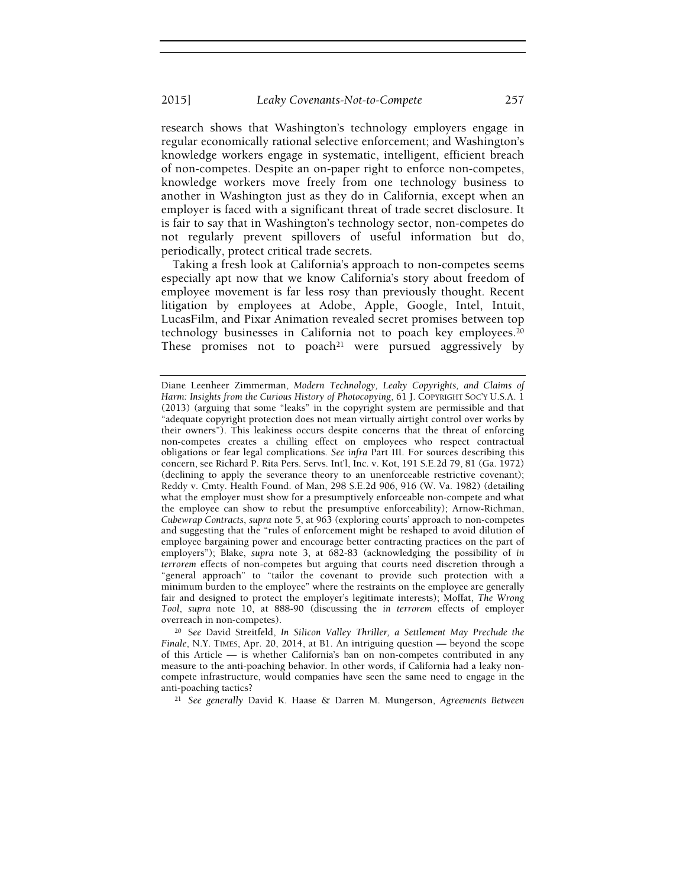research shows that Washington's technology employers engage in regular economically rational selective enforcement; and Washington's knowledge workers engage in systematic, intelligent, efficient breach of non-competes. Despite an on-paper right to enforce non-competes, knowledge workers move freely from one technology business to another in Washington just as they do in California, except when an employer is faced with a significant threat of trade secret disclosure. It is fair to say that in Washington's technology sector, non-competes do not regularly prevent spillovers of useful information but do, periodically, protect critical trade secrets.

Taking a fresh look at California's approach to non-competes seems especially apt now that we know California's story about freedom of employee movement is far less rosy than previously thought. Recent litigation by employees at Adobe, Apple, Google, Intel, Intuit, LucasFilm, and Pixar Animation revealed secret promises between top technology businesses in California not to poach key employees.[20] These promises not to poach[21] were pursued aggressively by

---

Diane Leenheer Zimmerman, *Modern Technology, Leaky Copyrights, and Claims of Harm: Insights from the Curious History of Photocopying*, 61 J. COPYRIGHT SOC'Y U.S.A. 1 (2013) (arguing that some "leaks" in the copyright system are permissible and that "adequate copyright protection does not mean virtually airtight control over works by their owners"). This leakiness occurs despite concerns that the threat of enforcing non-competes creates a chilling effect on employees who respect contractual obligations or fear legal complications. *See infra* Part III. For sources describing this concern, see Richard P. Rita Pers. Servs. Int'l, Inc. v. Kot, 191 S.E.2d 79, 81 (Ga. 1972) (declining to apply the severance theory to an unenforceable restrictive covenant); Reddy v. Cmty. Health Found. of Man, 298 S.E.2d 906, 916 (W. Va. 1982) (detailing what the employer must show for a presumptively enforceable non-compete and what the employee can show to rebut the presumptive enforceability); Arnow-Richman, *Cubewrap Contracts*, *supra* note 5, at 963 (exploring courts' approach to non-competes and suggesting that the "rules of enforcement might be reshaped to avoid dilution of employee bargaining power and encourage better contracting practices on the part of employers"); Blake, *supra* note 3, at 682-83 (acknowledging the possibility of *in terrorem* effects of non-competes but arguing that courts need discretion through a "general approach" to "tailor the covenant to provide such protection with a minimum burden to the employee" where the restraints on the employee are generally fair and designed to protect the employer's legitimate interests); Moffat, *The Wrong Tool*, *supra* note 10, at 888-90 (discussing the *in terrorem* effects of employer overreach in non-competes).

[20] *See* David Streitfeld, *In Silicon Valley Thriller, a Settlement May Preclude the Finale*, N.Y. TIMES, Apr. 20, 2014, at B1. An intriguing question — beyond the scope of this Article — is whether California's ban on non-competes contributed in any measure to the anti-poaching behavior. In other words, if California had a leaky non-compete infrastructure, would companies have seen the same need to engage in the anti-poaching tactics?

[21] *See generally* David K. Haase & Darren M. Mungerson, *Agreements Between*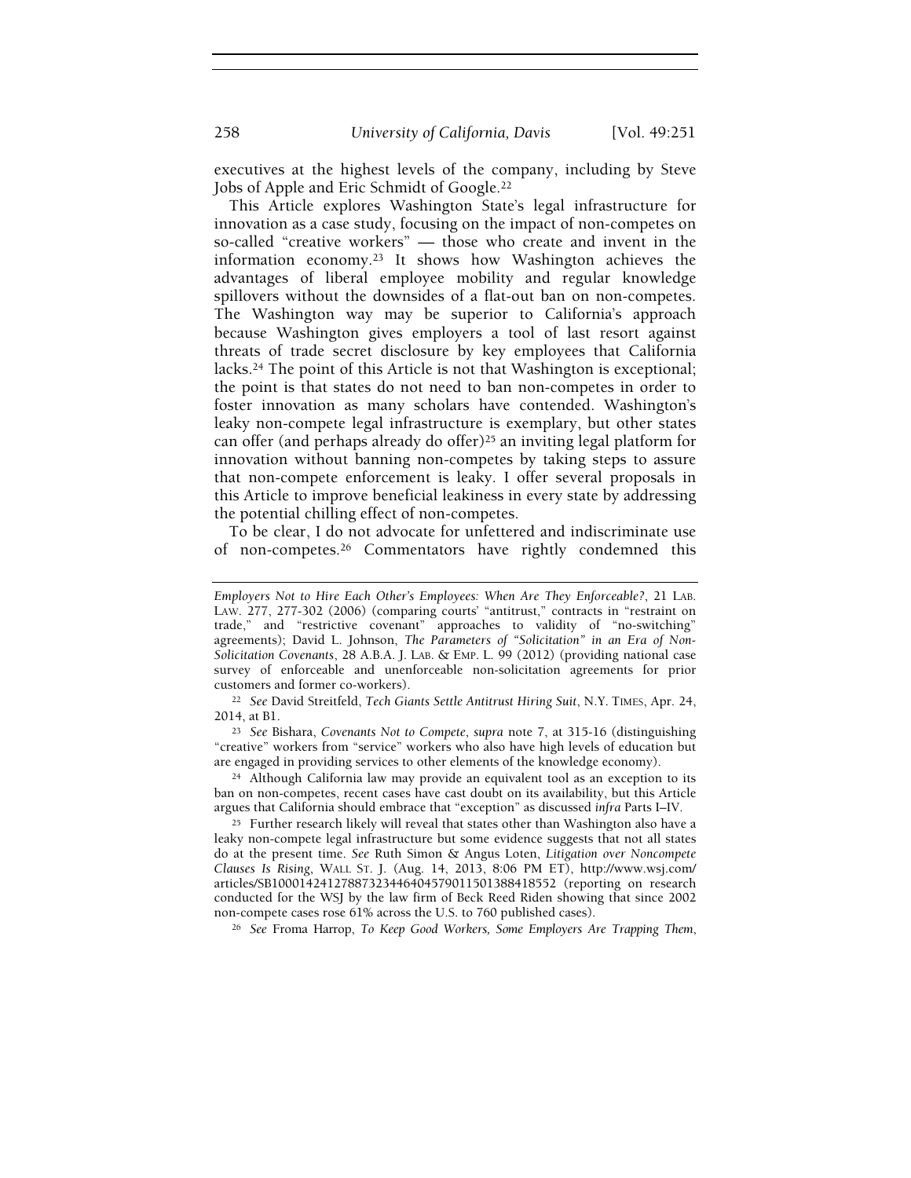executives at the highest levels of the company, including by Steve Jobs of Apple and Eric Schmidt of Google.[22]

This Article explores Washington State's legal infrastructure for innovation as a case study, focusing on the impact of non-competes on so-called "creative workers" — those who create and invent in the information economy.[23] It shows how Washington achieves the advantages of liberal employee mobility and regular knowledge spillovers without the downsides of a flat-out ban on non-competes. The Washington way may be superior to California's approach because Washington gives employers a tool of last resort against threats of trade secret disclosure by key employees that California lacks.[24] The point of this Article is not that Washington is exceptional; the point is that states do not need to ban non-competes in order to foster innovation as many scholars have contended. Washington's leaky non-compete legal infrastructure is exemplary, but other states can offer (and perhaps already do offer)[25] an inviting legal platform for innovation without banning non-competes by taking steps to assure that non-compete enforcement is leaky. I offer several proposals in this Article to improve beneficial leakiness in every state by addressing the potential chilling effect of non-competes.

To be clear, I do not advocate for unfettered and indiscriminate use of non-competes.[26] Commentators have rightly condemned this

---

*Employers Not to Hire Each Other's Employees: When Are They Enforceable?*, 21 LAB. LAW. 277, 277-302 (2006) (comparing courts' "antitrust," contracts in "restraint on trade," and "restrictive covenant" approaches to validity of "no-switching" agreements); David L. Johnson, *The Parameters of "Solicitation" in an Era of Non-Solicitation Covenants*, 28 A.B.A. J. LAB. & EMP. L. 99 (2012) (providing national case survey of enforceable and unenforceable non-solicitation agreements for prior customers and former co-workers).

[22] *See* David Streitfeld, *Tech Giants Settle Antitrust Hiring Suit*, N.Y. TIMES, Apr. 24, 2014, at B1.

[23] *See* Bishara, *Covenants Not to Compete*, *supra* note 7, at 315-16 (distinguishing "creative" workers from "service" workers who also have high levels of education but are engaged in providing services to other elements of the knowledge economy).

[24] Although California law may provide an equivalent tool as an exception to its ban on non-competes, recent cases have cast doubt on its availability, but this Article argues that California should embrace that "exception" as discussed *infra* Parts I–IV.

[25] Further research likely will reveal that states other than Washington also have a leaky non-compete legal infrastructure but some evidence suggests that not all states do at the present time. *See* Ruth Simon & Angus Loten, *Litigation over Noncompete Clauses Is Rising*, WALL ST. J. (Aug. 14, 2013, 8:06 PM ET), http://www.wsj.com/articles/SB10001424127887323446404579011501388418552 (reporting on research conducted for the WSJ by the law firm of Beck Reed Riden showing that since 2002 non-compete cases rose 61% across the U.S. to 760 published cases).

[26] *See* Froma Harrop, *To Keep Good Workers, Some Employers Are Trapping Them*,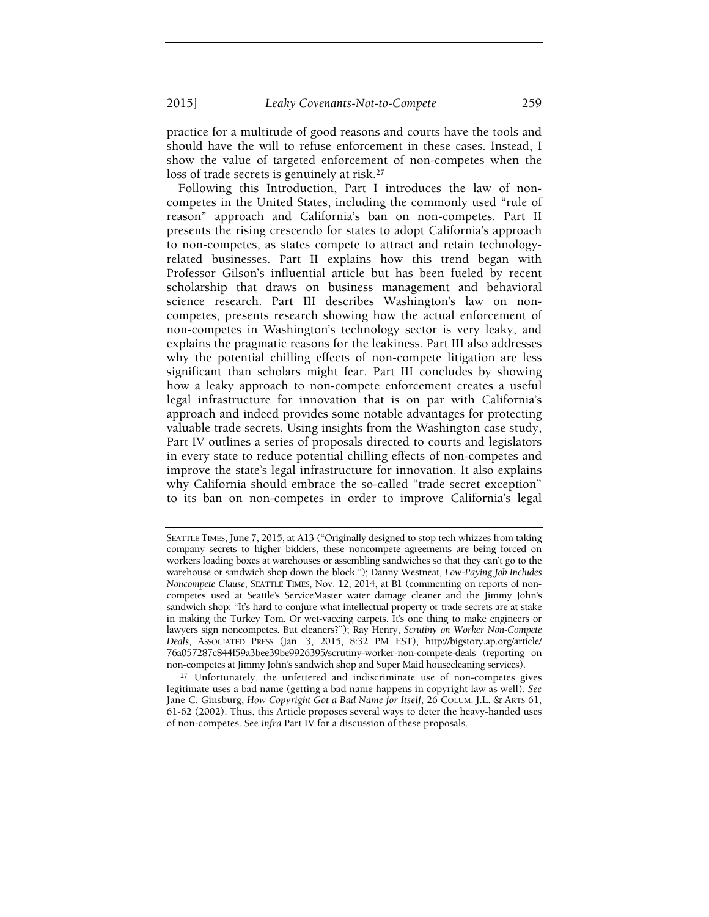practice for a multitude of good reasons and courts have the tools and should have the will to refuse enforcement in these cases. Instead, I show the value of targeted enforcement of non-competes when the loss of trade secrets is genuinely at risk.[27]

Following this Introduction, Part I introduces the law of non-competes in the United States, including the commonly used "rule of reason" approach and California's ban on non-competes. Part II presents the rising crescendo for states to adopt California's approach to non-competes, as states compete to attract and retain technology-related businesses. Part II explains how this trend began with Professor Gilson's influential article but has been fueled by recent scholarship that draws on business management and behavioral science research. Part III describes Washington's law on non-competes, presents research showing how the actual enforcement of non-competes in Washington's technology sector is very leaky, and explains the pragmatic reasons for the leakiness. Part III also addresses why the potential chilling effects of non-compete litigation are less significant than scholars might fear. Part III concludes by showing how a leaky approach to non-compete enforcement creates a useful legal infrastructure for innovation that is on par with California's approach and indeed provides some notable advantages for protecting valuable trade secrets. Using insights from the Washington case study, Part IV outlines a series of proposals directed to courts and legislators in every state to reduce potential chilling effects of non-competes and improve the state's legal infrastructure for innovation. It also explains why California should embrace the so-called "trade secret exception" to its ban on non-competes in order to improve California's legal

---

SEATTLE TIMES, June 7, 2015, at A13 ("Originally designed to stop tech whizzes from taking company secrets to higher bidders, these noncompete agreements are being forced on workers loading boxes at warehouses or assembling sandwiches so that they can't go to the warehouse or sandwich shop down the block."); Danny Westneat, *Low-Paying Job Includes Noncompete Clause*, SEATTLE TIMES, Nov. 12, 2014, at B1 (commenting on reports of non-competes used at Seattle's ServiceMaster water damage cleaner and the Jimmy John's sandwich shop: "It's hard to conjure what intellectual property or trade secrets are at stake in making the Turkey Tom. Or wet-vaccing carpets. It's one thing to make engineers or lawyers sign noncompetes. But cleaners?"); Ray Henry, *Scrutiny on Worker Non-Compete Deals*, ASSOCIATED PRESS (Jan. 3, 2015, 8:32 PM EST), http://bigstory.ap.org/article/76a057287c844f59a3bee39be9926395/scrutiny-worker-non-compete-deals (reporting on non-competes at Jimmy John's sandwich shop and Super Maid housecleaning services).

[27] Unfortunately, the unfettered and indiscriminate use of non-competes gives legitimate uses a bad name (getting a bad name happens in copyright law as well). *See* Jane C. Ginsburg, *How Copyright Got a Bad Name for Itself*, 26 COLUM. J.L. & ARTS 61, 61-62 (2002). Thus, this Article proposes several ways to deter the heavy-handed uses of non-competes. See *infra* Part IV for a discussion of these proposals.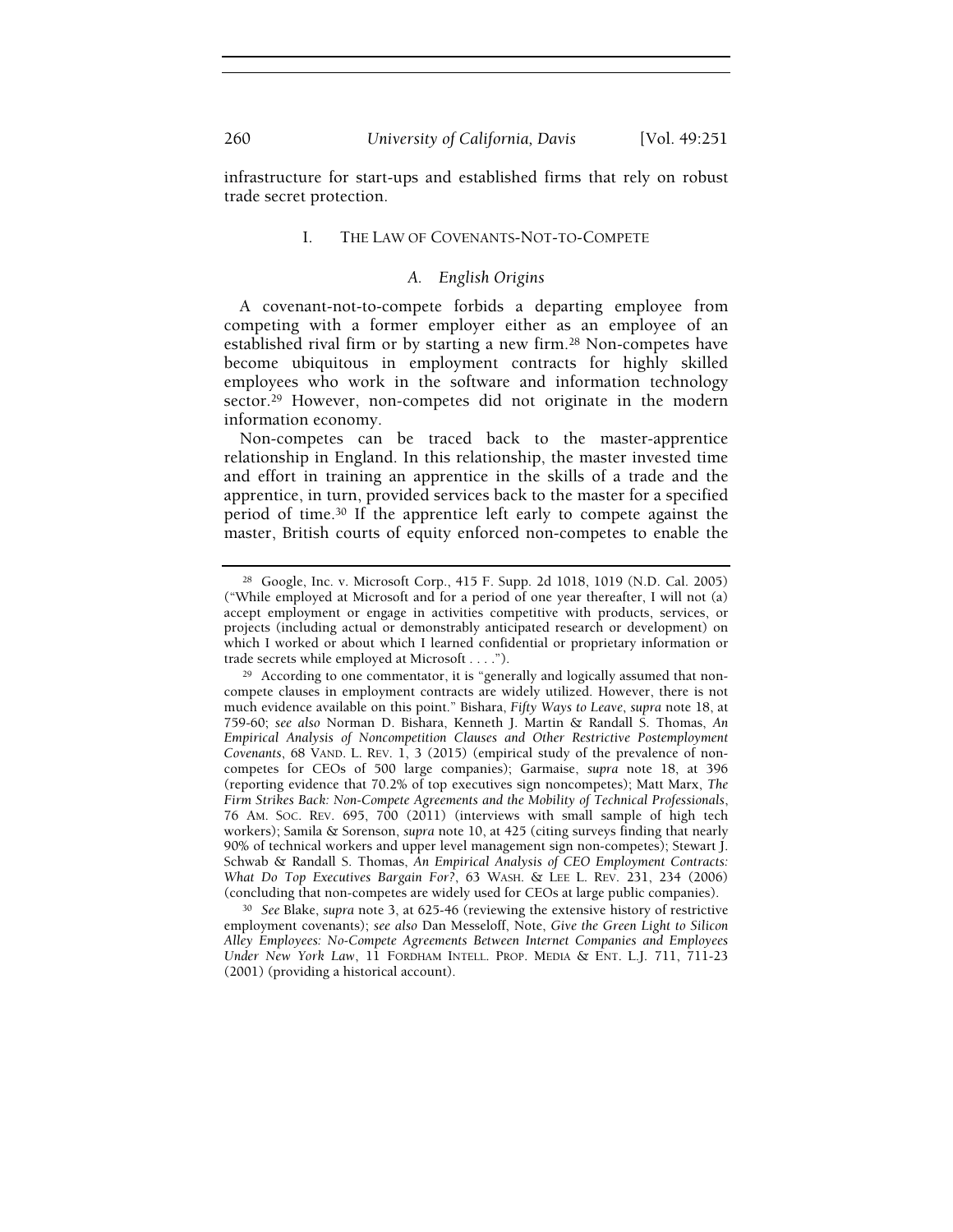infrastructure for start-ups and established firms that rely on robust trade secret protection.

## I. THE LAW OF COVENANTS-NOT-TO-COMPETE

### A. *English Origins*

A covenant-not-to-compete forbids a departing employee from competing with a former employer either as an employee of an established rival firm or by starting a new firm.[28] Non-competes have become ubiquitous in employment contracts for highly skilled employees who work in the software and information technology sector.[29] However, non-competes did not originate in the modern information economy.

Non-competes can be traced back to the master-apprentice relationship in England. In this relationship, the master invested time and effort in training an apprentice in the skills of a trade and the apprentice, in turn, provided services back to the master for a specified period of time.[30] If the apprentice left early to compete against the master, British courts of equity enforced non-competes to enable the

---

[28] Google, Inc. v. Microsoft Corp., 415 F. Supp. 2d 1018, 1019 (N.D. Cal. 2005) ("While employed at Microsoft and for a period of one year thereafter, I will not (a) accept employment or engage in activities competitive with products, services, or projects (including actual or demonstrably anticipated research or development) on which I worked or about which I learned confidential or proprietary information or trade secrets while employed at Microsoft . . . .").

[29] According to one commentator, it is "generally and logically assumed that non-compete clauses in employment contracts are widely utilized. However, there is not much evidence available on this point." Bishara, *Fifty Ways to Leave*, *supra* note 18, at 759-60; *see also* Norman D. Bishara, Kenneth J. Martin & Randall S. Thomas, *An Empirical Analysis of Noncompetition Clauses and Other Restrictive Postemployment Covenants*, 68 VAND. L. REV. 1, 3 (2015) (empirical study of the prevalence of non-competes for CEOs of 500 large companies); Garmaise, *supra* note 18, at 396 (reporting evidence that 70.2% of top executives sign noncompetes); Matt Marx, *The Firm Strikes Back: Non-Compete Agreements and the Mobility of Technical Professionals*, 76 AM. SOC. REV. 695, 700 (2011) (interviews with small sample of high tech workers); Samila & Sorenson, *supra* note 10, at 425 (citing surveys finding that nearly 90% of technical workers and upper level management sign non-competes); Stewart J. Schwab & Randall S. Thomas, *An Empirical Analysis of CEO Employment Contracts: What Do Top Executives Bargain For?*, 63 WASH. & LEE L. REV. 231, 234 (2006) (concluding that non-competes are widely used for CEOs at large public companies).

[30] *See* Blake, *supra* note 3, at 625-46 (reviewing the extensive history of restrictive employment covenants); *see also* Dan Messeloff, Note, *Give the Green Light to Silicon Alley Employees: No-Compete Agreements Between Internet Companies and Employees Under New York Law*, 11 FORDHAM INTELL. PROP. MEDIA & ENT. L.J. 711, 711-23 (2001) (providing a historical account).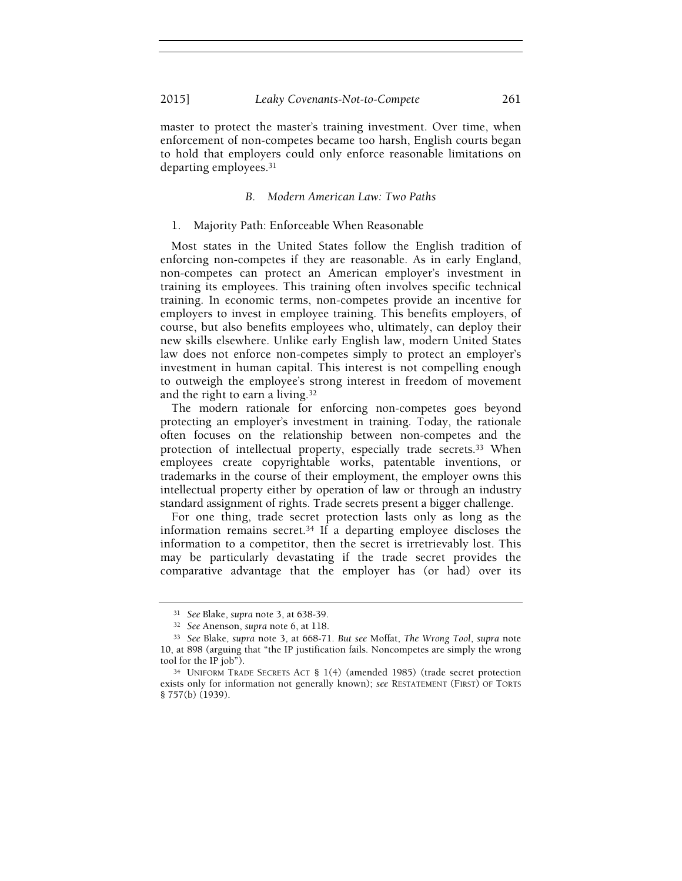master to protect the master's training investment. Over time, when enforcement of non-competes became too harsh, English courts began to hold that employers could only enforce reasonable limitations on departing employees.[31]

### *B. Modern American Law: Two Paths*

#### 1. Majority Path: Enforceable When Reasonable

Most states in the United States follow the English tradition of enforcing non-competes if they are reasonable. As in early England, non-competes can protect an American employer's investment in training its employees. This training often involves specific technical training. In economic terms, non-competes provide an incentive for employers to invest in employee training. This benefits employers, of course, but also benefits employees who, ultimately, can deploy their new skills elsewhere. Unlike early English law, modern United States law does not enforce non-competes simply to protect an employer's investment in human capital. This interest is not compelling enough to outweigh the employee's strong interest in freedom of movement and the right to earn a living.[32]

The modern rationale for enforcing non-competes goes beyond protecting an employer's investment in training. Today, the rationale often focuses on the relationship between non-competes and the protection of intellectual property, especially trade secrets.[33] When employees create copyrightable works, patentable inventions, or trademarks in the course of their employment, the employer owns this intellectual property either by operation of law or through an industry standard assignment of rights. Trade secrets present a bigger challenge.

For one thing, trade secret protection lasts only as long as the information remains secret.[34] If a departing employee discloses the information to a competitor, then the secret is irretrievably lost. This may be particularly devastating if the trade secret provides the comparative advantage that the employer has (or had) over its

---

[31] *See* Blake, *supra* note 3, at 638-39.

[32] *See* Anenson, *supra* note 6, at 118.

[33] *See* Blake, *supra* note 3, at 668-71. *But see* Moffat, *The Wrong Tool*, *supra* note 10, at 898 (arguing that "the IP justification fails. Noncompetes are simply the wrong tool for the IP job").

[34] UNIFORM TRADE SECRETS ACT § 1(4) (amended 1985) (trade secret protection exists only for information not generally known); *see* RESTATEMENT (FIRST) OF TORTS § 757(b) (1939).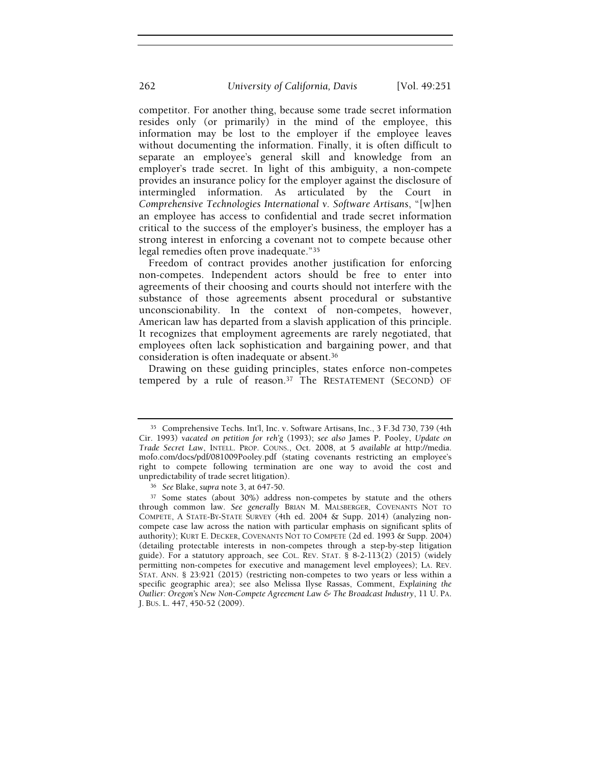competitor. For another thing, because some trade secret information resides only (or primarily) in the mind of the employee, this information may be lost to the employer if the employee leaves without documenting the information. Finally, it is often difficult to separate an employee's general skill and knowledge from an employer's trade secret. In light of this ambiguity, a non-compete provides an insurance policy for the employer against the disclosure of intermingled information. As articulated by the Court in *Comprehensive Technologies International v. Software Artisans*, "[w]hen an employee has access to confidential and trade secret information critical to the success of the employer's business, the employer has a strong interest in enforcing a covenant not to compete because other legal remedies often prove inadequate."[35]

Freedom of contract provides another justification for enforcing non-competes. Independent actors should be free to enter into agreements of their choosing and courts should not interfere with the substance of those agreements absent procedural or substantive unconscionability. In the context of non-competes, however, American law has departed from a slavish application of this principle. It recognizes that employment agreements are rarely negotiated, that employees often lack sophistication and bargaining power, and that consideration is often inadequate or absent.[36]

Drawing on these guiding principles, states enforce non-competes tempered by a rule of reason.[37] The RESTATEMENT (SECOND) OF

---

[35] Comprehensive Techs. Int'l, Inc. v. Software Artisans, Inc., 3 F.3d 730, 739 (4th Cir. 1993) *vacated on petition for reh'g* (1993); *see also* James P. Pooley, *Update on Trade Secret Law*, INTELL. PROP. COUNS., Oct. 2008, at 5 *available at* http://media.mofo.com/docs/pdf/081009Pooley.pdf (stating covenants restricting an employee's right to compete following termination are one way to avoid the cost and unpredictability of trade secret litigation).

[36] *See* Blake, *supra* note 3, at 647-50.

[37] Some states (about 30%) address non-competes by statute and the others through common law. *See generally* BRIAN M. MALSBERGER, COVENANTS NOT TO COMPETE, A STATE-BY-STATE SURVEY (4th ed. 2004 & Supp. 2014) (analyzing non-compete case law across the nation with particular emphasis on significant splits of authority); KURT E. DECKER, COVENANTS NOT TO COMPETE (2d ed. 1993 & Supp. 2004) (detailing protectable interests in non-competes through a step-by-step litigation guide). For a statutory approach, see COL. REV. STAT. § 8-2-113(2) (2015) (widely permitting non-competes for executive and management level employees); LA. REV. STAT. ANN. § 23:921 (2015) (restricting non-competes to two years or less within a specific geographic area); see also Melissa Ilyse Rassas, Comment, *Explaining the Outlier: Oregon's New Non-Compete Agreement Law & The Broadcast Industry*, 11 U. PA. J. BUS. L. 447, 450-52 (2009).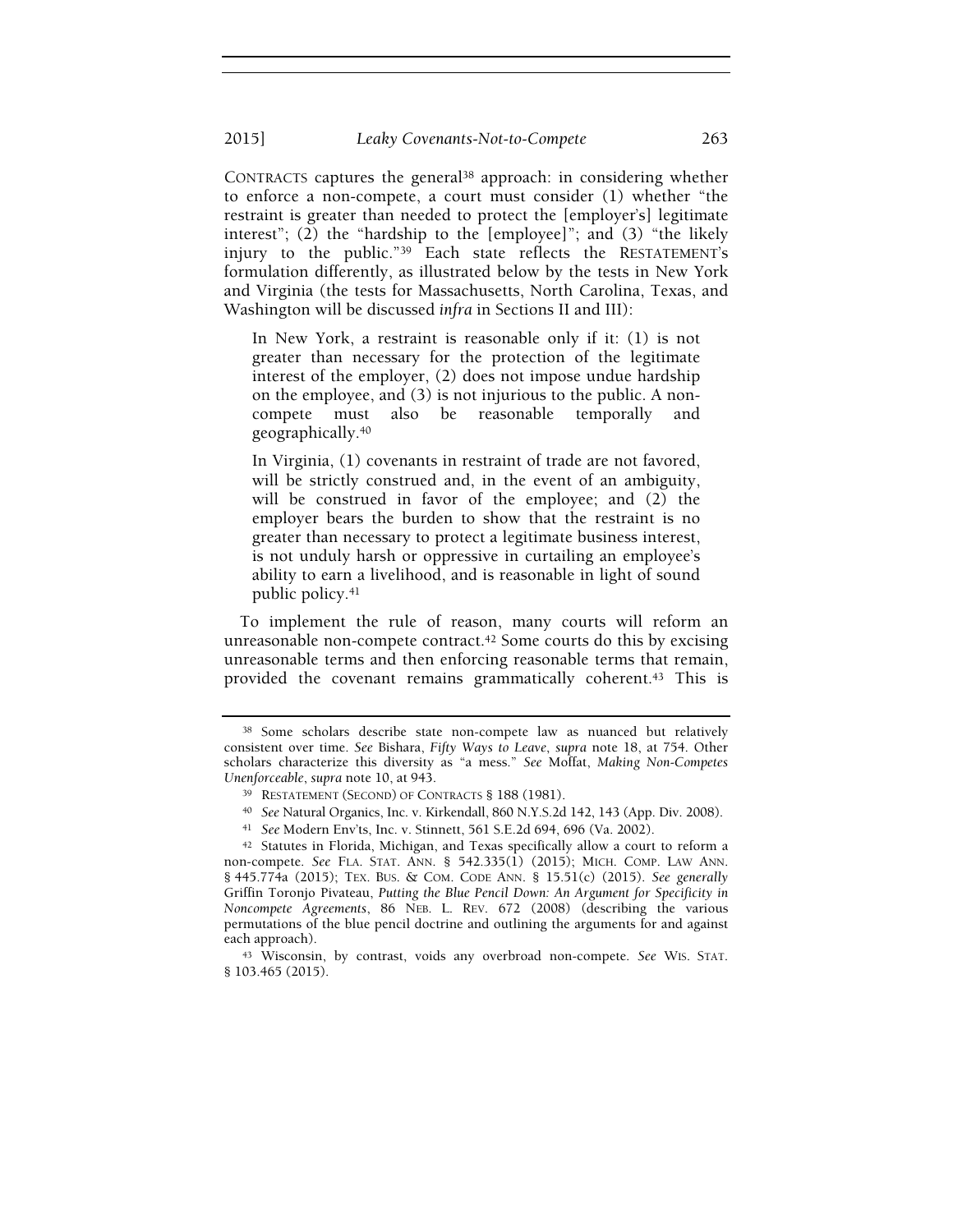CONTRACTS captures the general[38] approach: in considering whether to enforce a non-compete, a court must consider (1) whether "the restraint is greater than needed to protect the [employer's] legitimate interest"; (2) the "hardship to the [employee]"; and (3) "the likely injury to the public."[39] Each state reflects the RESTATEMENT's formulation differently, as illustrated below by the tests in New York and Virginia (the tests for Massachusetts, North Carolina, Texas, and Washington will be discussed *infra* in Sections II and III):

> In New York, a restraint is reasonable only if it: (1) is not greater than necessary for the protection of the legitimate interest of the employer, (2) does not impose undue hardship on the employee, and (3) is not injurious to the public. A non-compete must also be reasonable temporally and geographically.[40]
>
> In Virginia, (1) covenants in restraint of trade are not favored, will be strictly construed and, in the event of an ambiguity, will be construed in favor of the employee; and (2) the employer bears the burden to show that the restraint is no greater than necessary to protect a legitimate business interest, is not unduly harsh or oppressive in curtailing an employee's ability to earn a livelihood, and is reasonable in light of sound public policy.[41]

To implement the rule of reason, many courts will reform an unreasonable non-compete contract.[42] Some courts do this by excising unreasonable terms and then enforcing reasonable terms that remain, provided the covenant remains grammatically coherent.[43] This is

---

[38] Some scholars describe state non-compete law as nuanced but relatively consistent over time. *See* Bishara, *Fifty Ways to Leave*, *supra* note 18, at 754. Other scholars characterize this diversity as "a mess." *See* Moffat, *Making Non-Competes Unenforceable*, *supra* note 10, at 943.

[39] RESTATEMENT (SECOND) OF CONTRACTS § 188 (1981).

[40] *See* Natural Organics, Inc. v. Kirkendall, 860 N.Y.S.2d 142, 143 (App. Div. 2008).

[41] *See* Modern Env'ts, Inc. v. Stinnett, 561 S.E.2d 694, 696 (Va. 2002).

[42] Statutes in Florida, Michigan, and Texas specifically allow a court to reform a non-compete. *See* FLA. STAT. ANN. § 542.335(1) (2015); MICH. COMP. LAW ANN. § 445.774a (2015); TEX. BUS. & COM. CODE ANN. § 15.51(c) (2015). *See generally* Griffin Toronjo Pivateau, *Putting the Blue Pencil Down: An Argument for Specificity in Noncompete Agreements*, 86 NEB. L. REV. 672 (2008) (describing the various permutations of the blue pencil doctrine and outlining the arguments for and against each approach).

[43] Wisconsin, by contrast, voids any overbroad non-compete. *See* WIS. STAT. § 103.465 (2015).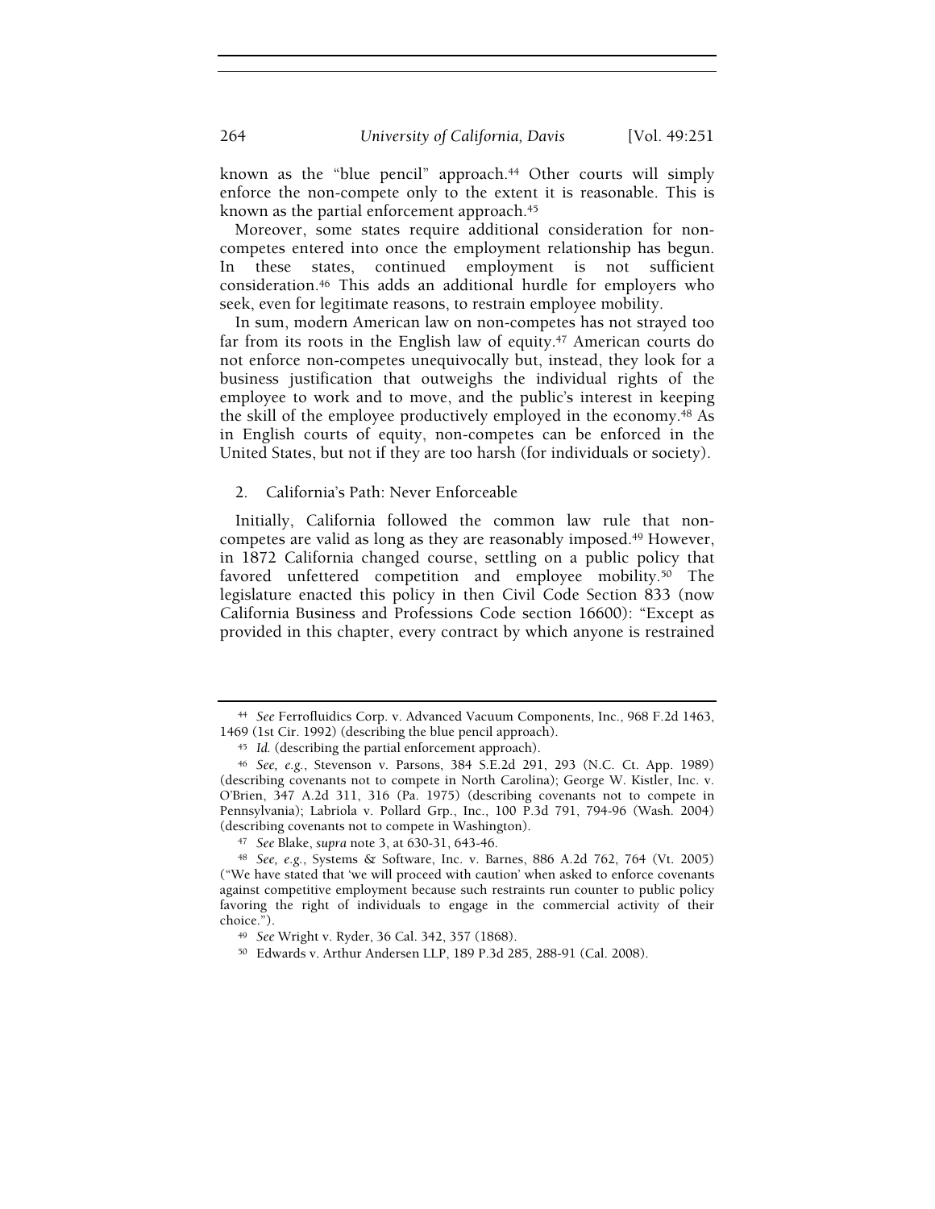known as the "blue pencil" approach.[44] Other courts will simply enforce the non-compete only to the extent it is reasonable. This is known as the partial enforcement approach.[45]

Moreover, some states require additional consideration for non-competes entered into once the employment relationship has begun. In these states, continued employment is not sufficient consideration.[46] This adds an additional hurdle for employers who seek, even for legitimate reasons, to restrain employee mobility.

In sum, modern American law on non-competes has not strayed too far from its roots in the English law of equity.[47] American courts do not enforce non-competes unequivocally but, instead, they look for a business justification that outweighs the individual rights of the employee to work and to move, and the public's interest in keeping the skill of the employee productively employed in the economy.[48] As in English courts of equity, non-competes can be enforced in the United States, but not if they are too harsh (for individuals or society).

### 2. California's Path: Never Enforceable

Initially, California followed the common law rule that non-competes are valid as long as they are reasonably imposed.[49] However, in 1872 California changed course, settling on a public policy that favored unfettered competition and employee mobility.[50] The legislature enacted this policy in then Civil Code Section 833 (now California Business and Professions Code section 16600): "Except as provided in this chapter, every contract by which anyone is restrained

---

[44] *See* Ferrofluidics Corp. v. Advanced Vacuum Components, Inc., 968 F.2d 1463, 1469 (1st Cir. 1992) (describing the blue pencil approach).

[45] *Id.* (describing the partial enforcement approach).

[46] *See, e.g.*, Stevenson v. Parsons, 384 S.E.2d 291, 293 (N.C. Ct. App. 1989) (describing covenants not to compete in North Carolina); George W. Kistler, Inc. v. O'Brien, 347 A.2d 311, 316 (Pa. 1975) (describing covenants not to compete in Pennsylvania); Labriola v. Pollard Grp., Inc., 100 P.3d 791, 794-96 (Wash. 2004) (describing covenants not to compete in Washington).

[47] *See* Blake, *supra* note 3, at 630-31, 643-46.

[48] *See, e.g.*, Systems & Software, Inc. v. Barnes, 886 A.2d 762, 764 (Vt. 2005) ("We have stated that 'we will proceed with caution' when asked to enforce covenants against competitive employment because such restraints run counter to public policy favoring the right of individuals to engage in the commercial activity of their choice.").

[49] *See* Wright v. Ryder, 36 Cal. 342, 357 (1868).

[50] Edwards v. Arthur Andersen LLP, 189 P.3d 285, 288-91 (Cal. 2008).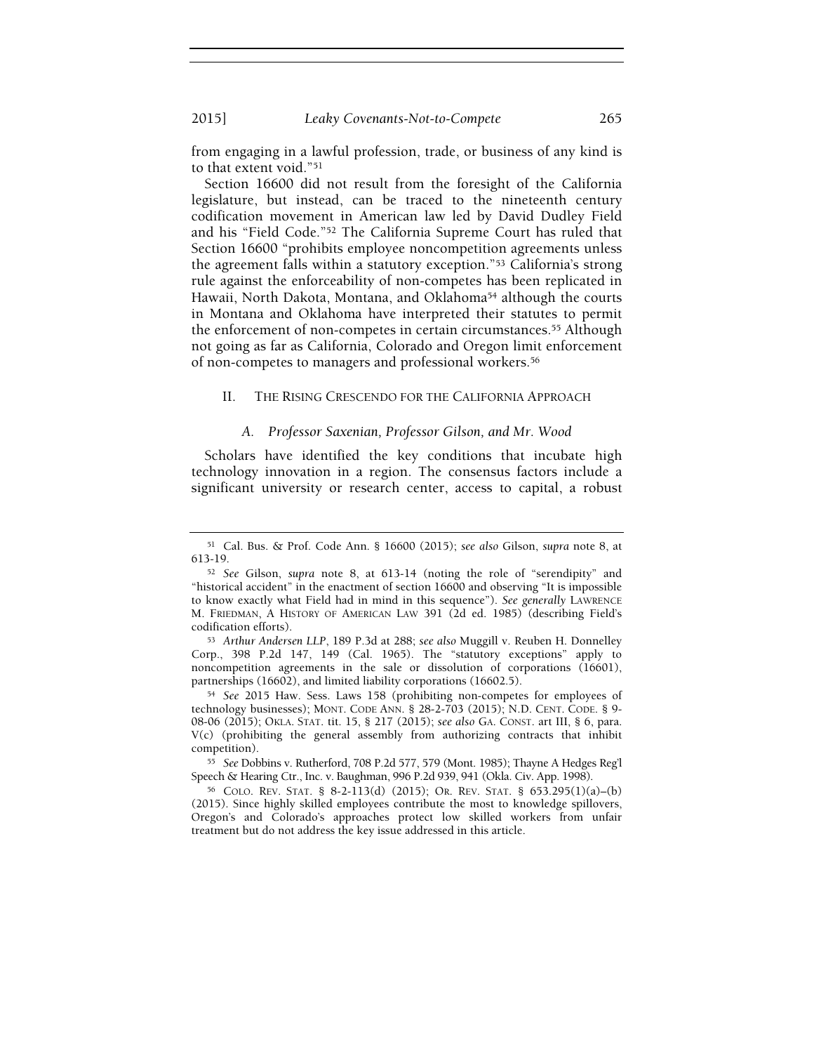from engaging in a lawful profession, trade, or business of any kind is to that extent void."[51]

Section 16600 did not result from the foresight of the California legislature, but instead, can be traced to the nineteenth century codification movement in American law led by David Dudley Field and his "Field Code."[52] The California Supreme Court has ruled that Section 16600 "prohibits employee noncompetition agreements unless the agreement falls within a statutory exception."[53] California's strong rule against the enforceability of non-competes has been replicated in Hawaii, North Dakota, Montana, and Oklahoma[54] although the courts in Montana and Oklahoma have interpreted their statutes to permit the enforcement of non-competes in certain circumstances.[55] Although not going as far as California, Colorado and Oregon limit enforcement of non-competes to managers and professional workers.[56]

## II. THE RISING CRESCENDO FOR THE CALIFORNIA APPROACH

### A. *Professor Saxenian, Professor Gilson, and Mr. Wood*

Scholars have identified the key conditions that incubate high technology innovation in a region. The consensus factors include a significant university or research center, access to capital, a robust

---

[51] Cal. Bus. & Prof. Code Ann. § 16600 (2015); *see also* Gilson, *supra* note 8, at 613-19.

[52] *See* Gilson, *supra* note 8, at 613-14 (noting the role of "serendipity" and "historical accident" in the enactment of section 16600 and observing "It is impossible to know exactly what Field had in mind in this sequence"). *See generally* LAWRENCE M. FRIEDMAN, A HISTORY OF AMERICAN LAW 391 (2d ed. 1985) (describing Field's codification efforts).

[53] *Arthur Andersen LLP*, 189 P.3d at 288; *see also* Muggill v. Reuben H. Donnelley Corp., 398 P.2d 147, 149 (Cal. 1965). The "statutory exceptions" apply to noncompetition agreements in the sale or dissolution of corporations (16601), partnerships (16602), and limited liability corporations (16602.5).

[54] *See* 2015 Haw. Sess. Laws 158 (prohibiting non-competes for employees of technology businesses); MONT. CODE ANN. § 28-2-703 (2015); N.D. CENT. CODE. § 9-08-06 (2015); OKLA. STAT. tit. 15, § 217 (2015); *see also* GA. CONST. art III, § 6, para. V(c) (prohibiting the general assembly from authorizing contracts that inhibit competition).

[55] *See* Dobbins v. Rutherford, 708 P.2d 577, 579 (Mont. 1985); Thayne A Hedges Reg'l Speech & Hearing Ctr., Inc. v. Baughman, 996 P.2d 939, 941 (Okla. Civ. App. 1998).

[56] COLO. REV. STAT. § 8-2-113(d) (2015); OR. REV. STAT. § 653.295(1)(a)–(b) (2015). Since highly skilled employees contribute the most to knowledge spillovers, Oregon's and Colorado's approaches protect low skilled workers from unfair treatment but do not address the key issue addressed in this article.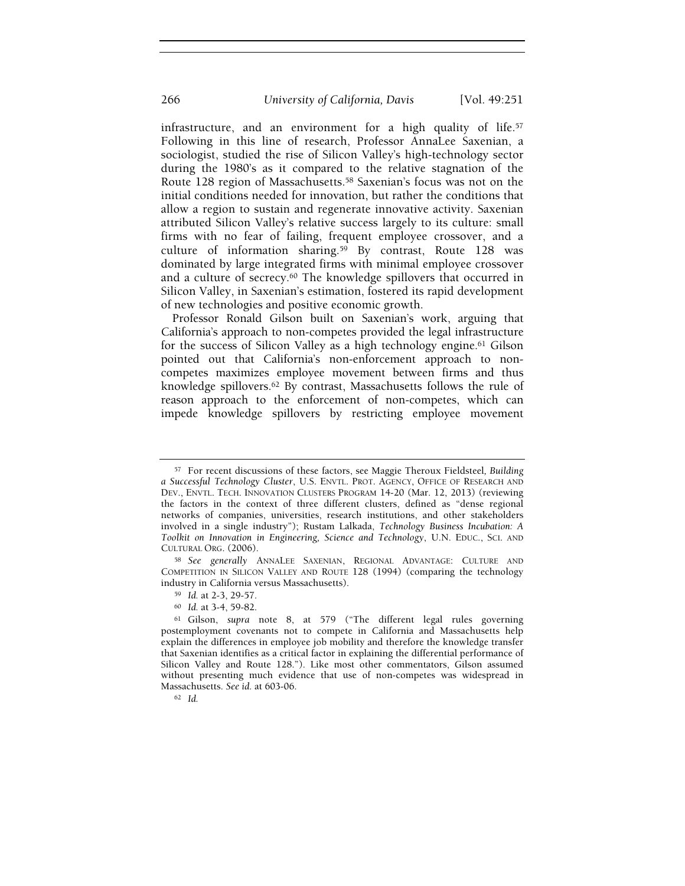infrastructure, and an environment for a high quality of life.[57] Following in this line of research, Professor AnnaLee Saxenian, a sociologist, studied the rise of Silicon Valley's high-technology sector during the 1980's as it compared to the relative stagnation of the Route 128 region of Massachusetts.[58] Saxenian's focus was not on the initial conditions needed for innovation, but rather the conditions that allow a region to sustain and regenerate innovative activity. Saxenian attributed Silicon Valley's relative success largely to its culture: small firms with no fear of failing, frequent employee crossover, and a culture of information sharing.[59] By contrast, Route 128 was dominated by large integrated firms with minimal employee crossover and a culture of secrecy.[60] The knowledge spillovers that occurred in Silicon Valley, in Saxenian's estimation, fostered its rapid development of new technologies and positive economic growth.

Professor Ronald Gilson built on Saxenian's work, arguing that California's approach to non-competes provided the legal infrastructure for the success of Silicon Valley as a high technology engine.[61] Gilson pointed out that California's non-enforcement approach to non-competes maximizes employee movement between firms and thus knowledge spillovers.[62] By contrast, Massachusetts follows the rule of reason approach to the enforcement of non-competes, which can impede knowledge spillovers by restricting employee movement

---

[57] For recent discussions of these factors, see Maggie Theroux Fieldsteel, *Building a Successful Technology Cluster*, U.S. ENVTL. PROT. AGENCY, OFFICE OF RESEARCH AND DEV., ENVTL. TECH. INNOVATION CLUSTERS PROGRAM 14-20 (Mar. 12, 2013) (reviewing the factors in the context of three different clusters, defined as "dense regional networks of companies, universities, research institutions, and other stakeholders involved in a single industry"); Rustam Lalkada, *Technology Business Incubation: A Toolkit on Innovation in Engineering, Science and Technology*, U.N. EDUC., SCI. AND CULTURAL ORG. (2006).

[58] *See generally* ANNALEE SAXENIAN, REGIONAL ADVANTAGE: CULTURE AND COMPETITION IN SILICON VALLEY AND ROUTE 128 (1994) (comparing the technology industry in California versus Massachusetts).

[59] *Id.* at 2-3, 29-57.

[60] *Id.* at 3-4, 59-82.

[61] Gilson, *supra* note 8, at 579 ("The different legal rules governing postemployment covenants not to compete in California and Massachusetts help explain the differences in employee job mobility and therefore the knowledge transfer that Saxenian identifies as a critical factor in explaining the differential performance of Silicon Valley and Route 128."). Like most other commentators, Gilson assumed without presenting much evidence that use of non-competes was widespread in Massachusetts. *See id.* at 603-06.

[62] *Id.*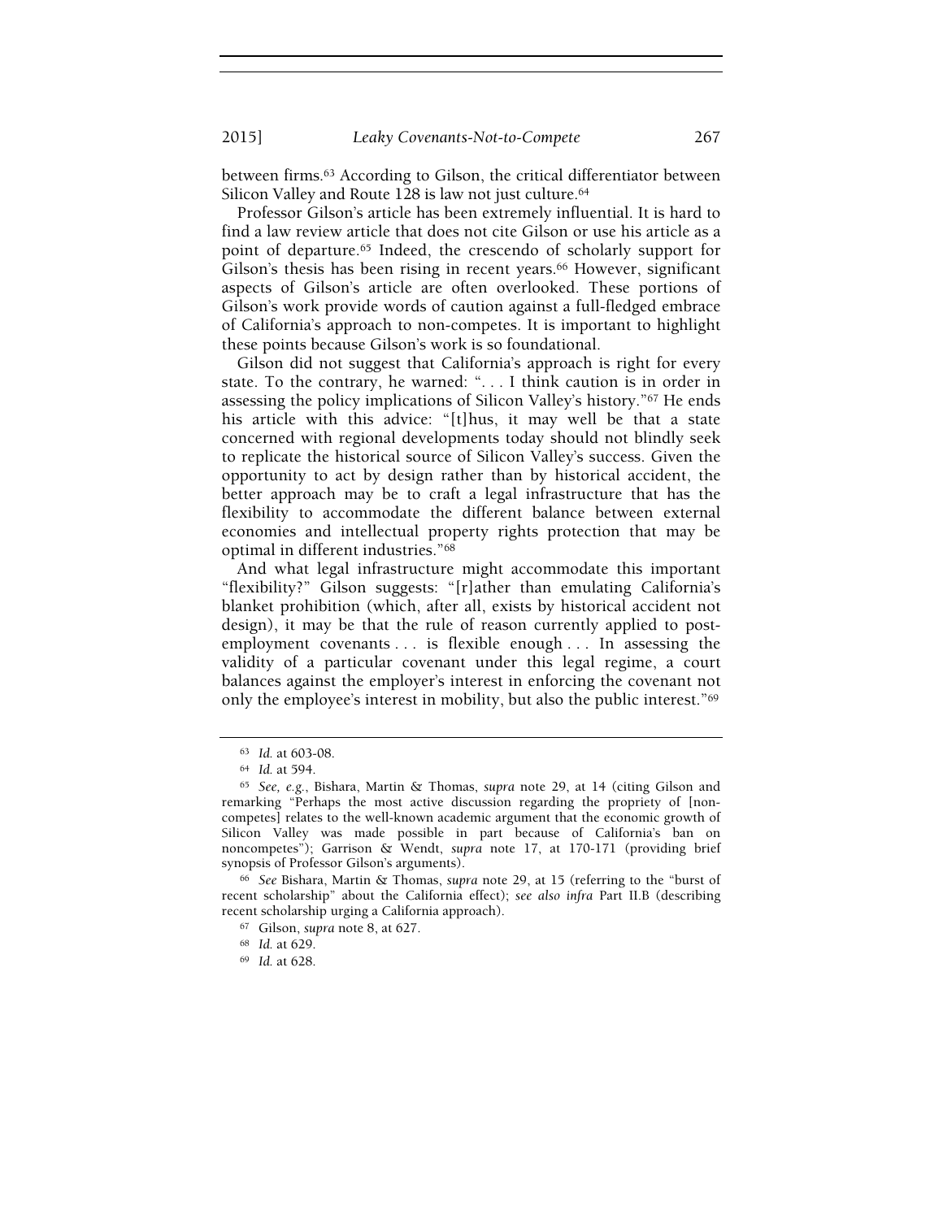between firms.[63] According to Gilson, the critical differentiator between Silicon Valley and Route 128 is law not just culture.[64]

Professor Gilson's article has been extremely influential. It is hard to find a law review article that does not cite Gilson or use his article as a point of departure.[65] Indeed, the crescendo of scholarly support for Gilson's thesis has been rising in recent years.[66] However, significant aspects of Gilson's article are often overlooked. These portions of Gilson's work provide words of caution against a full-fledged embrace of California's approach to non-competes. It is important to highlight these points because Gilson's work is so foundational.

Gilson did not suggest that California's approach is right for every state. To the contrary, he warned: ". . . I think caution is in order in assessing the policy implications of Silicon Valley's history."[67] He ends his article with this advice: "[t]hus, it may well be that a state concerned with regional developments today should not blindly seek to replicate the historical source of Silicon Valley's success. Given the opportunity to act by design rather than by historical accident, the better approach may be to craft a legal infrastructure that has the flexibility to accommodate the different balance between external economies and intellectual property rights protection that may be optimal in different industries."[68]

And what legal infrastructure might accommodate this important "flexibility?" Gilson suggests: "[r]ather than emulating California's blanket prohibition (which, after all, exists by historical accident not design), it may be that the rule of reason currently applied to post-employment covenants . . . is flexible enough . . . In assessing the validity of a particular covenant under this legal regime, a court balances against the employer's interest in enforcing the covenant not only the employee's interest in mobility, but also the public interest."[69]

---

[63] *Id.* at 603-08.

[64] *Id.* at 594.

[65] *See, e.g.*, Bishara, Martin & Thomas, *supra* note 29, at 14 (citing Gilson and remarking "Perhaps the most active discussion regarding the propriety of [non-competes] relates to the well-known academic argument that the economic growth of Silicon Valley was made possible in part because of California's ban on noncompetes"); Garrison & Wendt, *supra* note 17, at 170-171 (providing brief synopsis of Professor Gilson's arguments).

[66] *See* Bishara, Martin & Thomas, *supra* note 29, at 15 (referring to the "burst of recent scholarship" about the California effect); *see also infra* Part II.B (describing recent scholarship urging a California approach).

[67] Gilson, *supra* note 8, at 627.

[68] *Id.* at 629.

[69] *Id.* at 628.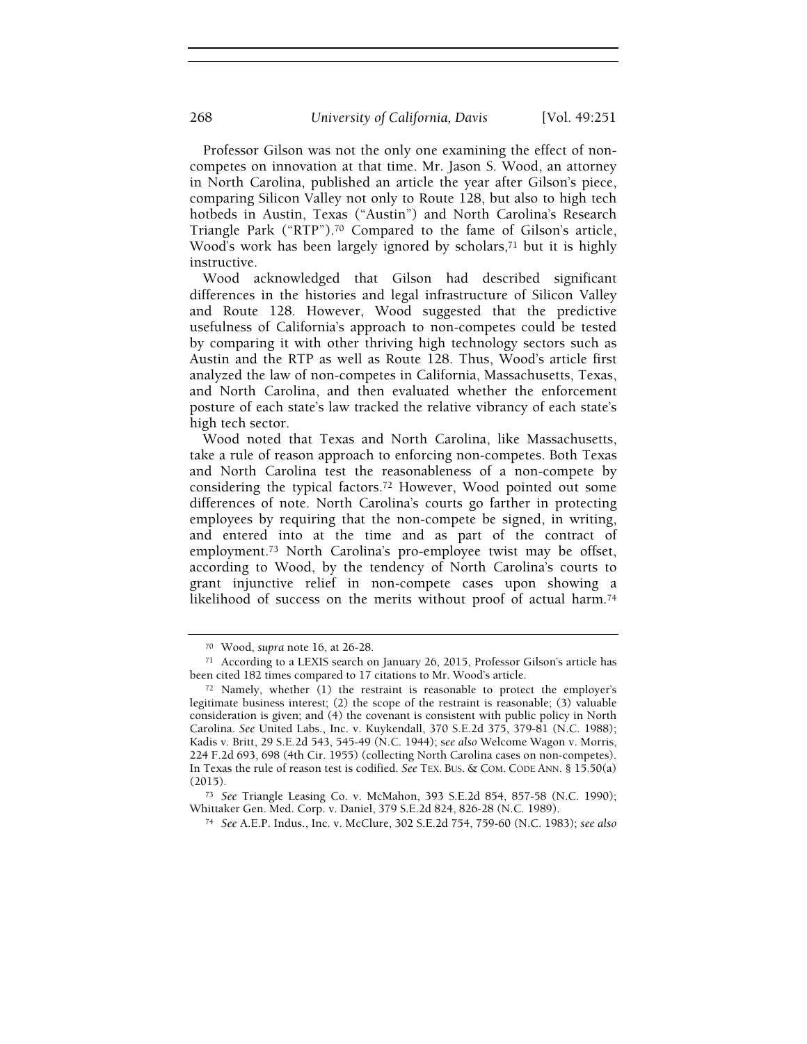Professor Gilson was not the only one examining the effect of non-competes on innovation at that time. Mr. Jason S. Wood, an attorney in North Carolina, published an article the year after Gilson's piece, comparing Silicon Valley not only to Route 128, but also to high tech hotbeds in Austin, Texas ("Austin") and North Carolina's Research Triangle Park ("RTP").[70] Compared to the fame of Gilson's article, Wood's work has been largely ignored by scholars,[71] but it is highly instructive.

Wood acknowledged that Gilson had described significant differences in the histories and legal infrastructure of Silicon Valley and Route 128. However, Wood suggested that the predictive usefulness of California's approach to non-competes could be tested by comparing it with other thriving high technology sectors such as Austin and the RTP as well as Route 128. Thus, Wood's article first analyzed the law of non-competes in California, Massachusetts, Texas, and North Carolina, and then evaluated whether the enforcement posture of each state's law tracked the relative vibrancy of each state's high tech sector.

Wood noted that Texas and North Carolina, like Massachusetts, take a rule of reason approach to enforcing non-competes. Both Texas and North Carolina test the reasonableness of a non-compete by considering the typical factors.[72] However, Wood pointed out some differences of note. North Carolina's courts go farther in protecting employees by requiring that the non-compete be signed, in writing, and entered into at the time and as part of the contract of employment.[73] North Carolina's pro-employee twist may be offset, according to Wood, by the tendency of North Carolina's courts to grant injunctive relief in non-compete cases upon showing a likelihood of success on the merits without proof of actual harm.[74]

---

[70] Wood, *supra* note 16, at 26-28.

[71] According to a LEXIS search on January 26, 2015, Professor Gilson's article has been cited 182 times compared to 17 citations to Mr. Wood's article.

[72] Namely, whether (1) the restraint is reasonable to protect the employer's legitimate business interest; (2) the scope of the restraint is reasonable; (3) valuable consideration is given; and (4) the covenant is consistent with public policy in North Carolina. *See* United Labs., Inc. v. Kuykendall, 370 S.E.2d 375, 379-81 (N.C. 1988); Kadis v. Britt, 29 S.E.2d 543, 545-49 (N.C. 1944); *see also* Welcome Wagon v. Morris, 224 F.2d 693, 698 (4th Cir. 1955) (collecting North Carolina cases on non-competes). In Texas the rule of reason test is codified. *See* TEX. BUS. & COM. CODE ANN. § 15.50(a) (2015).

[73] *See* Triangle Leasing Co. v. McMahon, 393 S.E.2d 854, 857-58 (N.C. 1990); Whittaker Gen. Med. Corp. v. Daniel, 379 S.E.2d 824, 826-28 (N.C. 1989).

[74] *See* A.E.P. Indus., Inc. v. McClure, 302 S.E.2d 754, 759-60 (N.C. 1983); *see also*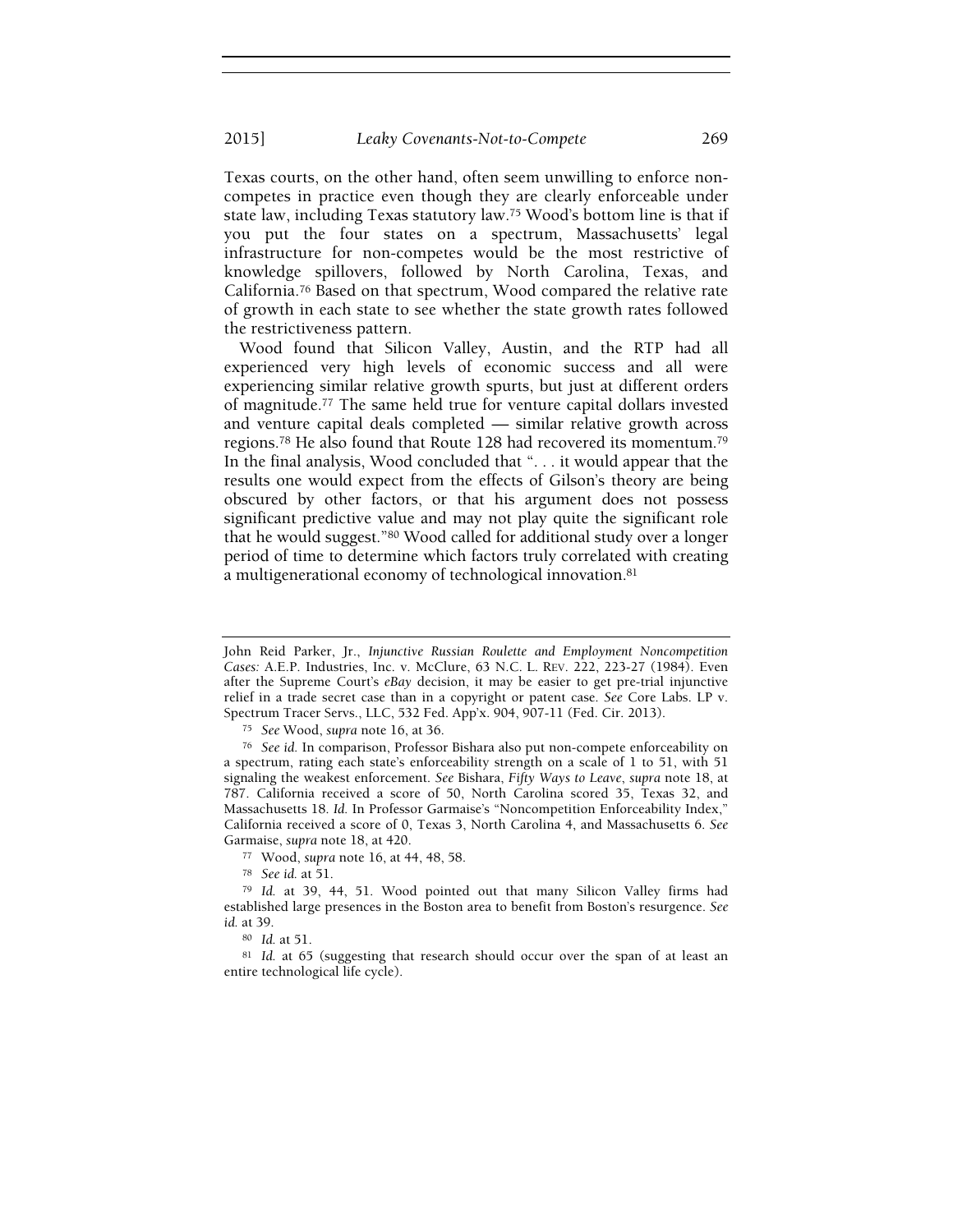Texas courts, on the other hand, often seem unwilling to enforce non-competes in practice even though they are clearly enforceable under state law, including Texas statutory law.[75] Wood's bottom line is that if you put the four states on a spectrum, Massachusetts' legal infrastructure for non-competes would be the most restrictive of knowledge spillovers, followed by North Carolina, Texas, and California.[76] Based on that spectrum, Wood compared the relative rate of growth in each state to see whether the state growth rates followed the restrictiveness pattern.

Wood found that Silicon Valley, Austin, and the RTP had all experienced very high levels of economic success and all were experiencing similar relative growth spurts, but just at different orders of magnitude.[77] The same held true for venture capital dollars invested and venture capital deals completed — similar relative growth across regions.[78] He also found that Route 128 had recovered its momentum.[79] In the final analysis, Wood concluded that ". . . it would appear that the results one would expect from the effects of Gilson's theory are being obscured by other factors, or that his argument does not possess significant predictive value and may not play quite the significant role that he would suggest."[80] Wood called for additional study over a longer period of time to determine which factors truly correlated with creating a multigenerational economy of technological innovation.[81]

---

John Reid Parker, Jr., *Injunctive Russian Roulette and Employment Noncompetition Cases:* A.E.P. Industries, Inc. v. McClure, 63 N.C. L. REV. 222, 223-27 (1984). Even after the Supreme Court's *eBay* decision, it may be easier to get pre-trial injunctive relief in a trade secret case than in a copyright or patent case. *See* Core Labs. LP v. Spectrum Tracer Servs., LLC, 532 Fed. App'x. 904, 907-11 (Fed. Cir. 2013).

[75] *See* Wood, *supra* note 16, at 36.

[76] *See id.* In comparison, Professor Bishara also put non-compete enforceability on a spectrum, rating each state's enforceability strength on a scale of 1 to 51, with 51 signaling the weakest enforcement. *See* Bishara, *Fifty Ways to Leave*, *supra* note 18, at 787. California received a score of 50, North Carolina scored 35, Texas 32, and Massachusetts 18. *Id.* In Professor Garmaise's "Noncompetition Enforceability Index," California received a score of 0, Texas 3, North Carolina 4, and Massachusetts 6. *See* Garmaise, *supra* note 18, at 420.

[77] Wood, *supra* note 16, at 44, 48, 58.

[78] *See id.* at 51.

[79] *Id.* at 39, 44, 51. Wood pointed out that many Silicon Valley firms had established large presences in the Boston area to benefit from Boston's resurgence. *See id.* at 39.

[80] *Id.* at 51.

[81] *Id.* at 65 (suggesting that research should occur over the span of at least an entire technological life cycle).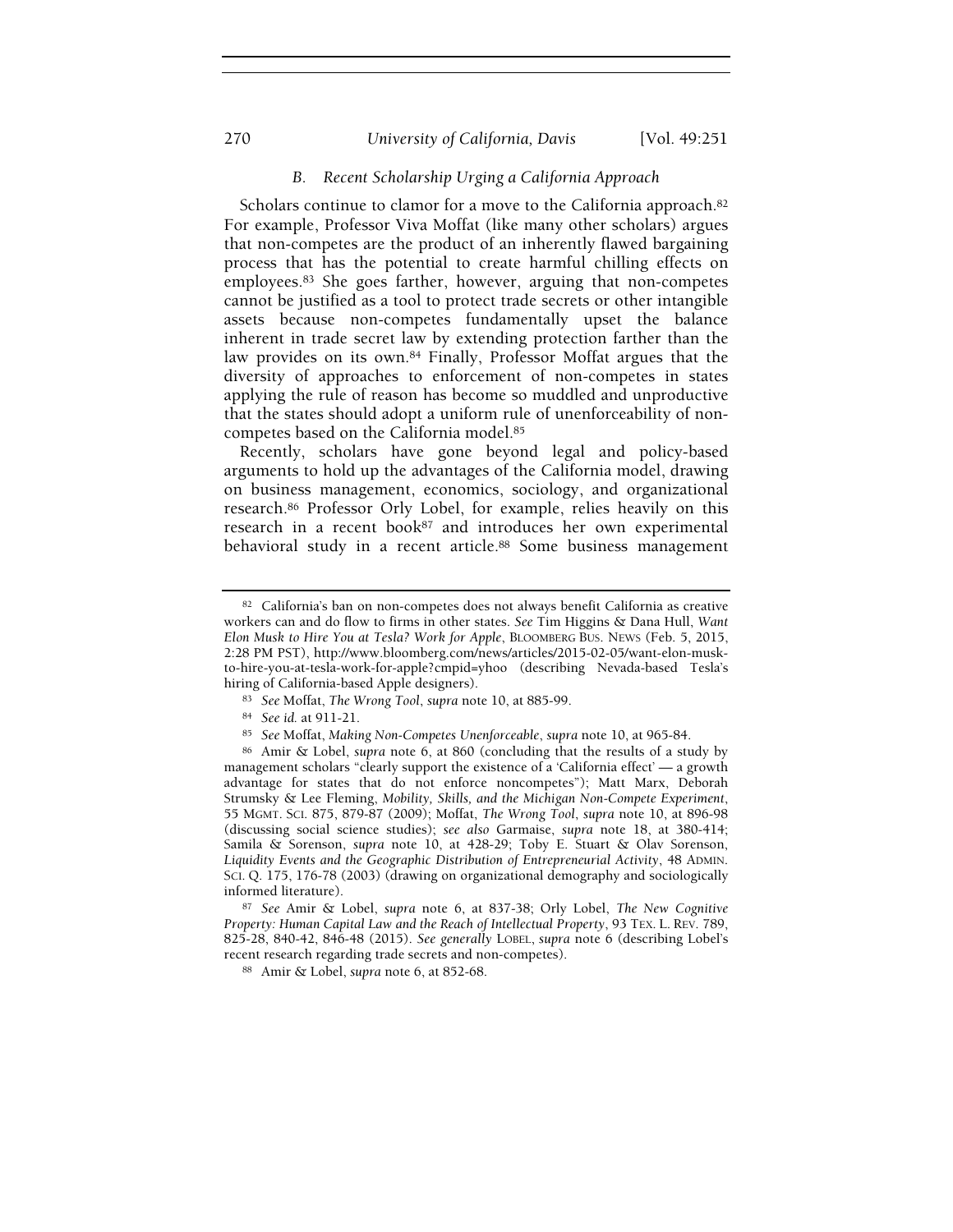### *B. Recent Scholarship Urging a California Approach*

Scholars continue to clamor for a move to the California approach.[82] For example, Professor Viva Moffat (like many other scholars) argues that non-competes are the product of an inherently flawed bargaining process that has the potential to create harmful chilling effects on employees.[83] She goes farther, however, arguing that non-competes cannot be justified as a tool to protect trade secrets or other intangible assets because non-competes fundamentally upset the balance inherent in trade secret law by extending protection farther than the law provides on its own.[84] Finally, Professor Moffat argues that the diversity of approaches to enforcement of non-competes in states applying the rule of reason has become so muddled and unproductive that the states should adopt a uniform rule of unenforceability of non-competes based on the California model.[85]

Recently, scholars have gone beyond legal and policy-based arguments to hold up the advantages of the California model, drawing on business management, economics, sociology, and organizational research.[86] Professor Orly Lobel, for example, relies heavily on this research in a recent book[87] and introduces her own experimental behavioral study in a recent article.[88] Some business management

---

[82] California's ban on non-competes does not always benefit California as creative workers can and do flow to firms in other states. *See* Tim Higgins & Dana Hull, *Want Elon Musk to Hire You at Tesla? Work for Apple*, BLOOMBERG BUS. NEWS (Feb. 5, 2015, 2:28 PM PST), http://www.bloomberg.com/news/articles/2015-02-05/want-elon-musk-to-hire-you-at-tesla-work-for-apple?cmpid=yhoo (describing Nevada-based Tesla's hiring of California-based Apple designers).

[83] *See* Moffat, *The Wrong Tool*, *supra* note 10, at 885-99.

[84] *See id.* at 911-21.

[85] *See* Moffat, *Making Non-Competes Unenforceable*, *supra* note 10, at 965-84.

[86] Amir & Lobel, *supra* note 6, at 860 (concluding that the results of a study by management scholars "clearly support the existence of a 'California effect' — a growth advantage for states that do not enforce noncompetes"); Matt Marx, Deborah Strumsky & Lee Fleming, *Mobility, Skills, and the Michigan Non-Compete Experiment*, 55 MGMT. SCI. 875, 879-87 (2009); Moffat, *The Wrong Tool*, *supra* note 10, at 896-98 (discussing social science studies); *see also* Garmaise, *supra* note 18, at 380-414; Samila & Sorenson, *supra* note 10, at 428-29; Toby E. Stuart & Olav Sorenson, *Liquidity Events and the Geographic Distribution of Entrepreneurial Activity*, 48 ADMIN. SCI. Q. 175, 176-78 (2003) (drawing on organizational demography and sociologically informed literature).

[87] *See* Amir & Lobel, *supra* note 6, at 837-38; Orly Lobel, *The New Cognitive Property: Human Capital Law and the Reach of Intellectual Property*, 93 TEX. L. REV. 789, 825-28, 840-42, 846-48 (2015). *See generally* LOBEL, *supra* note 6 (describing Lobel's recent research regarding trade secrets and non-competes).

[88] Amir & Lobel, *supra* note 6, at 852-68.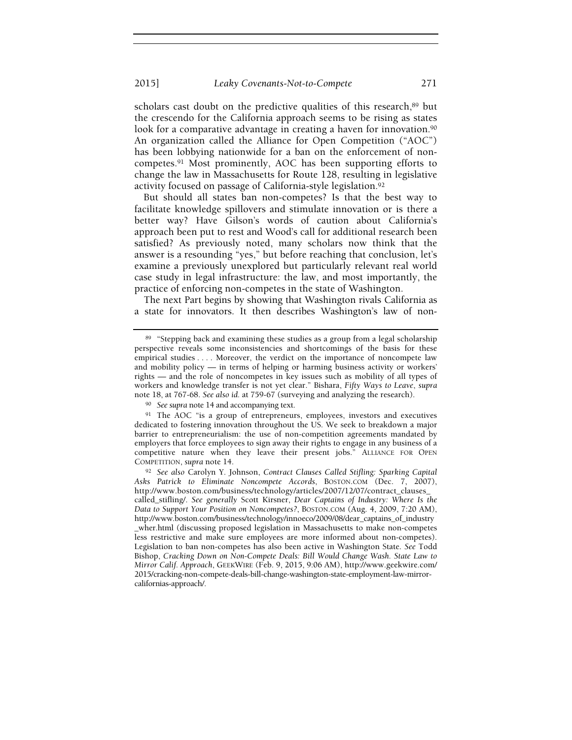scholars cast doubt on the predictive qualities of this research,[89] but the crescendo for the California approach seems to be rising as states look for a comparative advantage in creating a haven for innovation.[90] An organization called the Alliance for Open Competition ("AOC") has been lobbying nationwide for a ban on the enforcement of non-competes.[91] Most prominently, AOC has been supporting efforts to change the law in Massachusetts for Route 128, resulting in legislative activity focused on passage of California-style legislation.[92]

But should all states ban non-competes? Is that the best way to facilitate knowledge spillovers and stimulate innovation or is there a better way? Have Gilson's words of caution about California's approach been put to rest and Wood's call for additional research been satisfied? As previously noted, many scholars now think that the answer is a resounding "yes," but before reaching that conclusion, let's examine a previously unexplored but particularly relevant real world case study in legal infrastructure: the law, and most importantly, the practice of enforcing non-competes in the state of Washington.

The next Part begins by showing that Washington rivals California as a state for innovators. It then describes Washington's law of non-

---

[89] "Stepping back and examining these studies as a group from a legal scholarship perspective reveals some inconsistencies and shortcomings of the basis for these empirical studies . . . . Moreover, the verdict on the importance of noncompete law and mobility policy — in terms of helping or harming business activity or workers' rights — and the role of noncompetes in key issues such as mobility of all types of workers and knowledge transfer is not yet clear." Bishara, *Fifty Ways to Leave*, *supra* note 18, at 767-68. *See also id.* at 759-67 (surveying and analyzing the research).

[90] *See supra* note 14 and accompanying text.

[91] The AOC "is a group of entrepreneurs, employees, investors and executives dedicated to fostering innovation throughout the US. We seek to breakdown a major barrier to entrepreneurialism: the use of non-competition agreements mandated by employers that force employees to sign away their rights to engage in any business of a competitive nature when they leave their present jobs." ALLIANCE FOR OPEN COMPETITION, *supra* note 14.

[92] *See also* Carolyn Y. Johnson, *Contract Clauses Called Stifling: Sparking Capital Asks Patrick to Eliminate Noncompete Accords*, BOSTON.COM (Dec. 7, 2007), http://www.boston.com/business/technology/articles/2007/12/07/contract_clauses_called_stifling/. *See generally* Scott Kirsner, *Dear Captains of Industry: Where Is the Data to Support Your Position on Noncompetes?*, BOSTON.COM (Aug. 4, 2009, 7:20 AM), http://www.boston.com/business/technology/innoeco/2009/08/dear_captains_of_industry_wher.html (discussing proposed legislation in Massachusetts to make non-competes less restrictive and make sure employees are more informed about non-competes). Legislation to ban non-competes has also been active in Washington State. *See* Todd Bishop, *Cracking Down on Non-Compete Deals: Bill Would Change Wash. State Law to Mirror Calif. Approach*, GEEKWIRE (Feb. 9, 2015, 9:06 AM), http://www.geekwire.com/2015/cracking-non-compete-deals-bill-change-washington-state-employment-law-mirror-californias-approach/.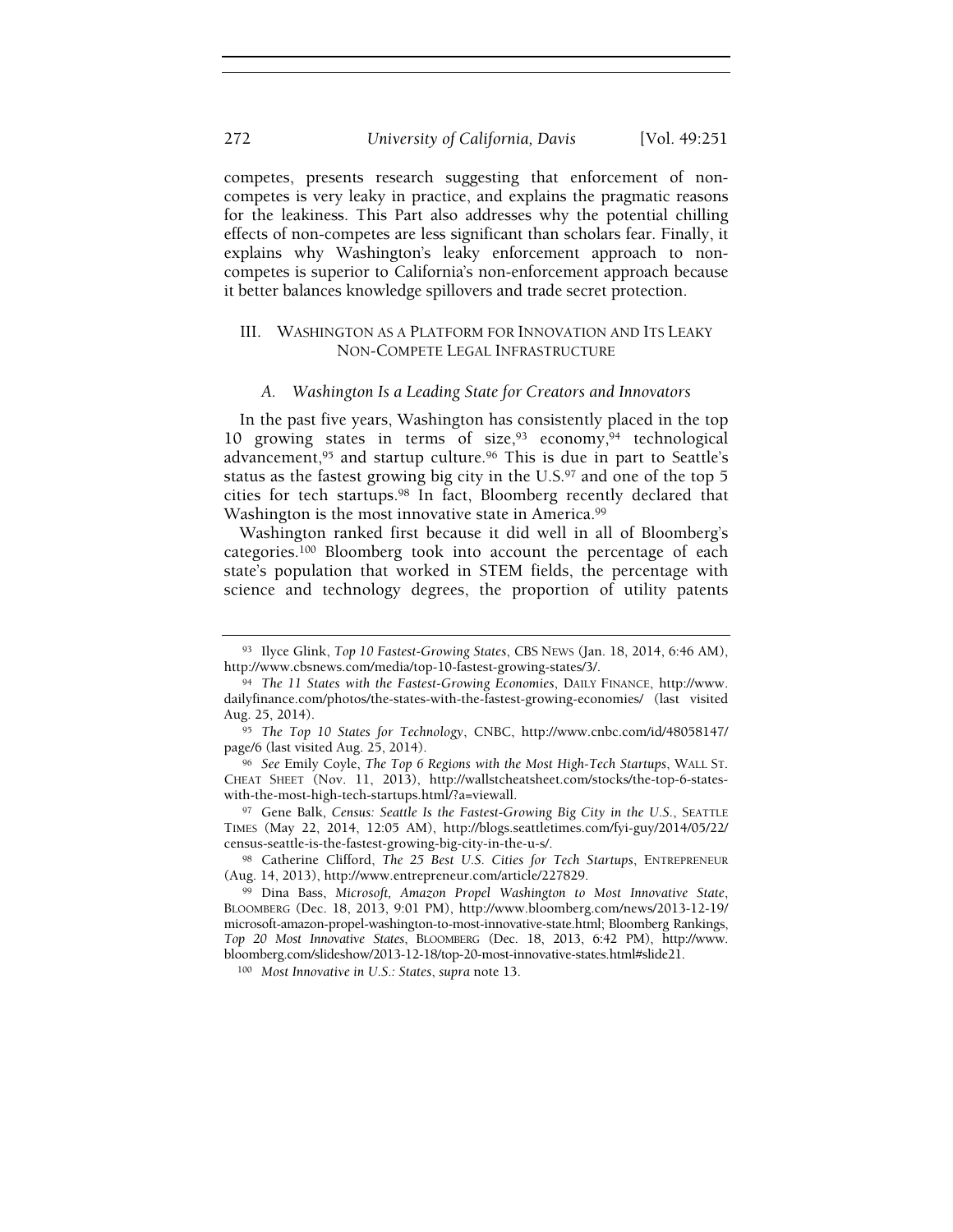competes, presents research suggesting that enforcement of non-competes is very leaky in practice, and explains the pragmatic reasons for the leakiness. This Part also addresses why the potential chilling effects of non-competes are less significant than scholars fear. Finally, it explains why Washington's leaky enforcement approach to non-competes is superior to California's non-enforcement approach because it better balances knowledge spillovers and trade secret protection.

## III. WASHINGTON AS A PLATFORM FOR INNOVATION AND ITS LEAKY NON-COMPETE LEGAL INFRASTRUCTURE

### A. *Washington Is a Leading State for Creators and Innovators*

In the past five years, Washington has consistently placed in the top 10 growing states in terms of size,[93] economy,[94] technological advancement,[95] and startup culture.[96] This is due in part to Seattle's status as the fastest growing big city in the U.S.[97] and one of the top 5 cities for tech startups.[98] In fact, Bloomberg recently declared that Washington is the most innovative state in America.[99]

Washington ranked first because it did well in all of Bloomberg's categories.[100] Bloomberg took into account the percentage of each state's population that worked in STEM fields, the percentage with science and technology degrees, the proportion of utility patents

---

[93] Ilyce Glink, *Top 10 Fastest-Growing States*, CBS NEWS (Jan. 18, 2014, 6:46 AM), http://www.cbsnews.com/media/top-10-fastest-growing-states/3/.

[94] *The 11 States with the Fastest-Growing Economies*, DAILY FINANCE, http://www.dailyfinance.com/photos/the-states-with-the-fastest-growing-economies/ (last visited Aug. 25, 2014).

[95] *The Top 10 States for Technology*, CNBC, http://www.cnbc.com/id/48058147/page/6 (last visited Aug. 25, 2014).

[96] *See* Emily Coyle, *The Top 6 Regions with the Most High-Tech Startups*, WALL ST. CHEAT SHEET (Nov. 11, 2013), http://wallstcheatsheet.com/stocks/the-top-6-states-with-the-most-high-tech-startups.html/?a=viewall.

[97] Gene Balk, *Census: Seattle Is the Fastest-Growing Big City in the U.S.*, SEATTLE TIMES (May 22, 2014, 12:05 AM), http://blogs.seattletimes.com/fyi-guy/2014/05/22/census-seattle-is-the-fastest-growing-big-city-in-the-u-s/.

[98] Catherine Clifford, *The 25 Best U.S. Cities for Tech Startups*, ENTREPRENEUR (Aug. 14, 2013), http://www.entrepreneur.com/article/227829.

[99] Dina Bass, *Microsoft, Amazon Propel Washington to Most Innovative State*, BLOOMBERG (Dec. 18, 2013, 9:01 PM), http://www.bloomberg.com/news/2013-12-19/microsoft-amazon-propel-washington-to-most-innovative-state.html; Bloomberg Rankings, *Top 20 Most Innovative States*, BLOOMBERG (Dec. 18, 2013, 6:42 PM), http://www.bloomberg.com/slideshow/2013-12-18/top-20-most-innovative-states.html#slide21.

[100] *Most Innovative in U.S.: States*, *supra* note 13.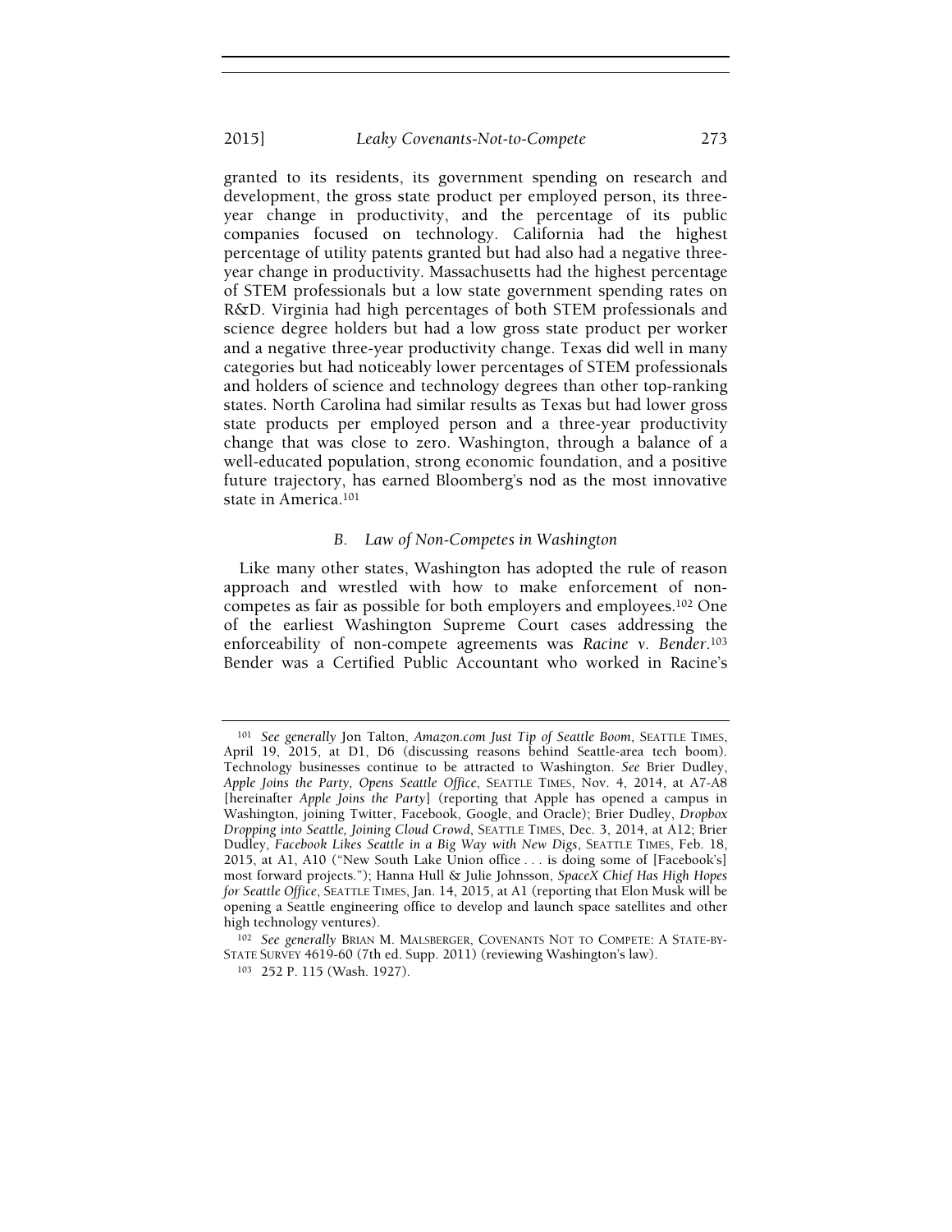granted to its residents, its government spending on research and development, the gross state product per employed person, its three-year change in productivity, and the percentage of its public companies focused on technology. California had the highest percentage of utility patents granted but had also had a negative three-year change in productivity. Massachusetts had the highest percentage of STEM professionals but a low state government spending rates on R&D. Virginia had high percentages of both STEM professionals and science degree holders but had a low gross state product per worker and a negative three-year productivity change. Texas did well in many categories but had noticeably lower percentages of STEM professionals and holders of science and technology degrees than other top-ranking states. North Carolina had similar results as Texas but had lower gross state products per employed person and a three-year productivity change that was close to zero. Washington, through a balance of a well-educated population, strong economic foundation, and a positive future trajectory, has earned Bloomberg's nod as the most innovative state in America.[101]

### *B. Law of Non-Competes in Washington*

Like many other states, Washington has adopted the rule of reason approach and wrestled with how to make enforcement of non-competes as fair as possible for both employers and employees.[102] One of the earliest Washington Supreme Court cases addressing the enforceability of non-compete agreements was *Racine v. Bender*.[103] Bender was a Certified Public Accountant who worked in Racine's

---

[101] *See generally* Jon Talton, *Amazon.com Just Tip of Seattle Boom*, SEATTLE TIMES, April 19, 2015, at D1, D6 (discussing reasons behind Seattle-area tech boom). Technology businesses continue to be attracted to Washington. *See* Brier Dudley, *Apple Joins the Party, Opens Seattle Office*, SEATTLE TIMES, Nov. 4, 2014, at A7-A8 [hereinafter *Apple Joins the Party*] (reporting that Apple has opened a campus in Washington, joining Twitter, Facebook, Google, and Oracle); Brier Dudley, *Dropbox Dropping into Seattle, Joining Cloud Crowd*, SEATTLE TIMES, Dec. 3, 2014, at A12; Brier Dudley, *Facebook Likes Seattle in a Big Way with New Digs*, SEATTLE TIMES, Feb. 18, 2015, at A1, A10 ("New South Lake Union office . . . is doing some of [Facebook's] most forward projects."); Hanna Hull & Julie Johnsson, *SpaceX Chief Has High Hopes for Seattle Office*, SEATTLE TIMES, Jan. 14, 2015, at A1 (reporting that Elon Musk will be opening a Seattle engineering office to develop and launch space satellites and other high technology ventures).

[102] *See generally* BRIAN M. MALSBERGER, COVENANTS NOT TO COMPETE: A STATE-BY-STATE SURVEY 4619-60 (7th ed. Supp. 2011) (reviewing Washington's law).

[103] 252 P. 115 (Wash. 1927).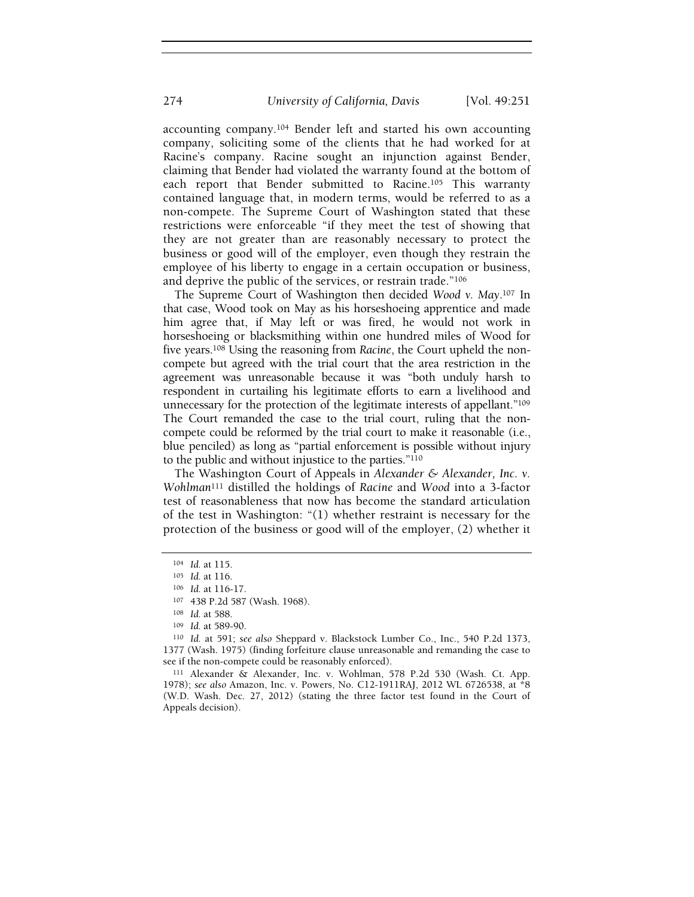accounting company.[104] Bender left and started his own accounting company, soliciting some of the clients that he had worked for at Racine's company. Racine sought an injunction against Bender, claiming that Bender had violated the warranty found at the bottom of each report that Bender submitted to Racine.[105] This warranty contained language that, in modern terms, would be referred to as a non-compete. The Supreme Court of Washington stated that these restrictions were enforceable "if they meet the test of showing that they are not greater than are reasonably necessary to protect the business or good will of the employer, even though they restrain the employee of his liberty to engage in a certain occupation or business, and deprive the public of the services, or restrain trade."[106]

The Supreme Court of Washington then decided *Wood v. May*.[107] In that case, Wood took on May as his horseshoeing apprentice and made him agree that, if May left or was fired, he would not work in horseshoeing or blacksmithing within one hundred miles of Wood for five years.[108] Using the reasoning from *Racine*, the Court upheld the non-compete but agreed with the trial court that the area restriction in the agreement was unreasonable because it was "both unduly harsh to respondent in curtailing his legitimate efforts to earn a livelihood and unnecessary for the protection of the legitimate interests of appellant."[109] The Court remanded the case to the trial court, ruling that the non-compete could be reformed by the trial court to make it reasonable (i.e., blue penciled) as long as "partial enforcement is possible without injury to the public and without injustice to the parties."[110]

The Washington Court of Appeals in *Alexander & Alexander, Inc. v. Wohlman*[111] distilled the holdings of *Racine* and *Wood* into a 3-factor test of reasonableness that now has become the standard articulation of the test in Washington: "(1) whether restraint is necessary for the protection of the business or good will of the employer, (2) whether it

---

[104] *Id.* at 115.

[105] *Id.* at 116.

[106] *Id.* at 116-17.

[107] 438 P.2d 587 (Wash. 1968).

[108] *Id.* at 588.

[109] *Id.* at 589-90.

[110] *Id.* at 591; *see also* Sheppard v. Blackstock Lumber Co., Inc., 540 P.2d 1373, 1377 (Wash. 1975) (finding forfeiture clause unreasonable and remanding the case to see if the non-compete could be reasonably enforced).

[111] Alexander & Alexander, Inc. v. Wohlman, 578 P.2d 530 (Wash. Ct. App. 1978); *see also* Amazon, Inc. v. Powers, No. C12-1911RAJ, 2012 WL 6726538, at *8 (W.D. Wash. Dec. 27, 2012) (stating the three factor test found in the Court of Appeals decision).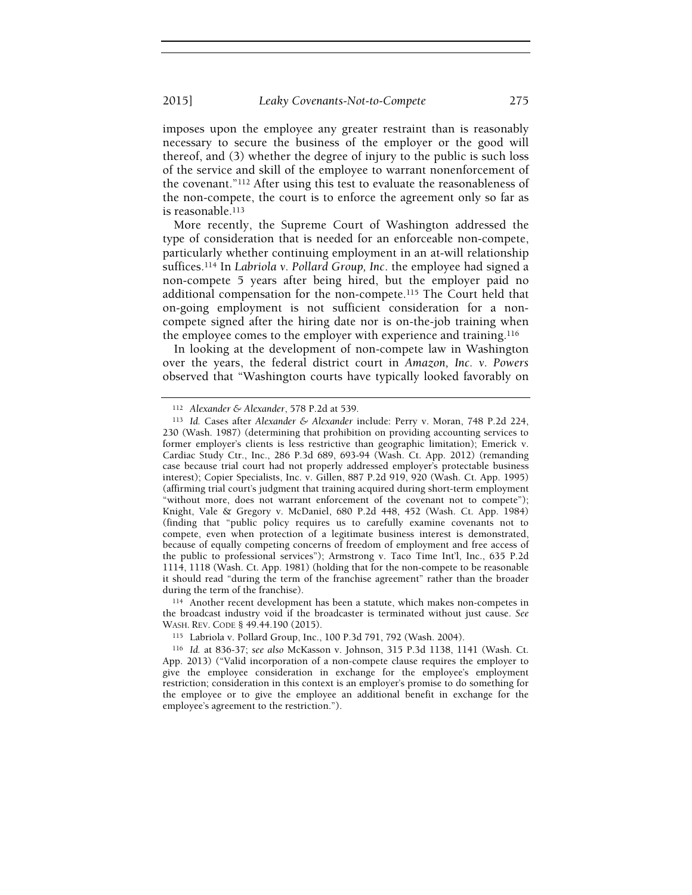imposes upon the employee any greater restraint than is reasonably necessary to secure the business of the employer or the good will thereof, and (3) whether the degree of injury to the public is such loss of the service and skill of the employee to warrant nonenforcement of the covenant."[112] After using this test to evaluate the reasonableness of the non-compete, the court is to enforce the agreement only so far as is reasonable.[113]

More recently, the Supreme Court of Washington addressed the type of consideration that is needed for an enforceable non-compete, particularly whether continuing employment in an at-will relationship suffices.[114] In *Labriola v. Pollard Group, Inc*. the employee had signed a non-compete 5 years after being hired, but the employer paid no additional compensation for the non-compete.[115] The Court held that on-going employment is not sufficient consideration for a non-compete signed after the hiring date nor is on-the-job training when the employee comes to the employer with experience and training.[116]

In looking at the development of non-compete law in Washington over the years, the federal district court in *Amazon, Inc. v. Powers* observed that "Washington courts have typically looked favorably on

---

[112] *Alexander & Alexander*, 578 P.2d at 539.

[113] *Id.* Cases after *Alexander & Alexander* include: Perry v. Moran, 748 P.2d 224, 230 (Wash. 1987) (determining that prohibition on providing accounting services to former employer's clients is less restrictive than geographic limitation); Emerick v. Cardiac Study Ctr., Inc., 286 P.3d 689, 693-94 (Wash. Ct. App. 2012) (remanding case because trial court had not properly addressed employer's protectable business interest); Copier Specialists, Inc. v. Gillen, 887 P.2d 919, 920 (Wash. Ct. App. 1995) (affirming trial court's judgment that training acquired during short-term employment "without more, does not warrant enforcement of the covenant not to compete"); Knight, Vale & Gregory v. McDaniel, 680 P.2d 448, 452 (Wash. Ct. App. 1984) (finding that "public policy requires us to carefully examine covenants not to compete, even when protection of a legitimate business interest is demonstrated, because of equally competing concerns of freedom of employment and free access of the public to professional services"); Armstrong v. Taco Time Int'l, Inc., 635 P.2d 1114, 1118 (Wash. Ct. App. 1981) (holding that for the non-compete to be reasonable it should read "during the term of the franchise agreement" rather than the broader during the term of the franchise).

[114] Another recent development has been a statute, which makes non-competes in the broadcast industry void if the broadcaster is terminated without just cause. *See* WASH. REV. CODE § 49.44.190 (2015).

[115] Labriola v. Pollard Group, Inc., 100 P.3d 791, 792 (Wash. 2004).

[116] *Id.* at 836-37; *see also* McKasson v. Johnson, 315 P.3d 1138, 1141 (Wash. Ct. App. 2013) ("Valid incorporation of a non-compete clause requires the employer to give the employee consideration in exchange for the employee's employment restriction; consideration in this context is an employer's promise to do something for the employee or to give the employee an additional benefit in exchange for the employee's agreement to the restriction.").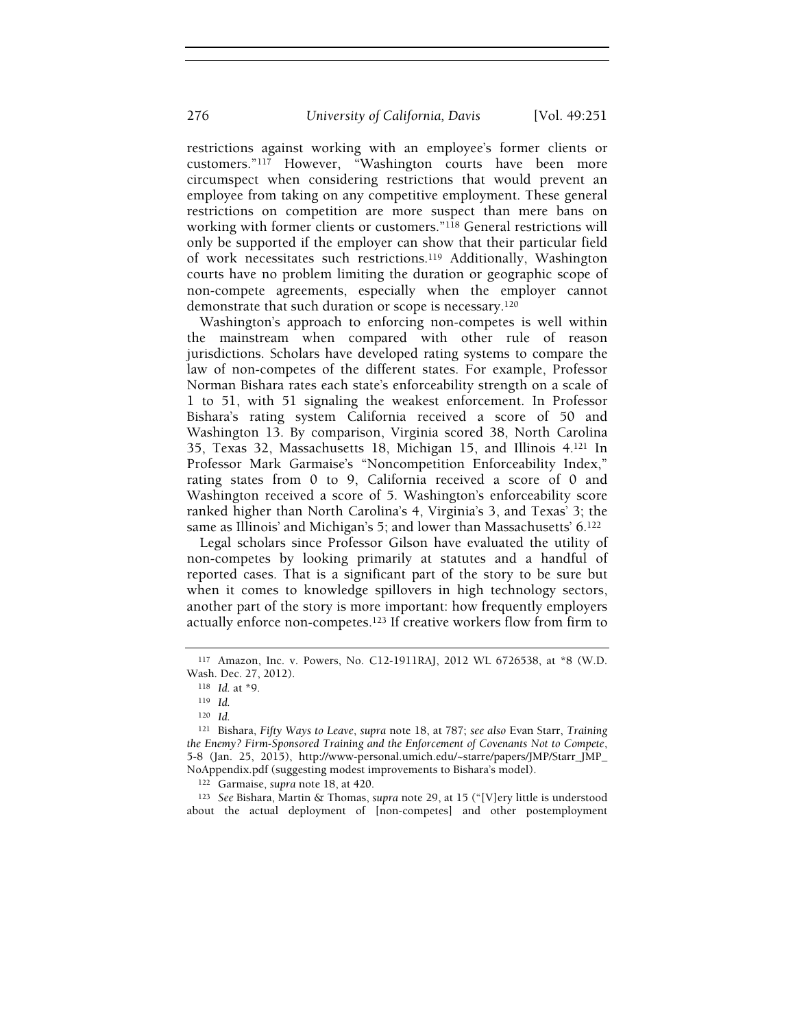restrictions against working with an employee's former clients or customers."[117] However, "Washington courts have been more circumspect when considering restrictions that would prevent an employee from taking on any competitive employment. These general restrictions on competition are more suspect than mere bans on working with former clients or customers."[118] General restrictions will only be supported if the employer can show that their particular field of work necessitates such restrictions.[119] Additionally, Washington courts have no problem limiting the duration or geographic scope of non-compete agreements, especially when the employer cannot demonstrate that such duration or scope is necessary.[120]

Washington's approach to enforcing non-competes is well within the mainstream when compared with other rule of reason jurisdictions. Scholars have developed rating systems to compare the law of non-competes of the different states. For example, Professor Norman Bishara rates each state's enforceability strength on a scale of 1 to 51, with 51 signaling the weakest enforcement. In Professor Bishara's rating system California received a score of 50 and Washington 13. By comparison, Virginia scored 38, North Carolina 35, Texas 32, Massachusetts 18, Michigan 15, and Illinois 4.[121] In Professor Mark Garmaise's "Noncompetition Enforceability Index," rating states from 0 to 9, California received a score of 0 and Washington received a score of 5. Washington's enforceability score ranked higher than North Carolina's 4, Virginia's 3, and Texas' 3; the same as Illinois' and Michigan's 5; and lower than Massachusetts' 6.[122]

Legal scholars since Professor Gilson have evaluated the utility of non-competes by looking primarily at statutes and a handful of reported cases. That is a significant part of the story to be sure but when it comes to knowledge spillovers in high technology sectors, another part of the story is more important: how frequently employers actually enforce non-competes.[123] If creative workers flow from firm to

---

[117] Amazon, Inc. v. Powers, No. C12-1911RAJ, 2012 WL 6726538, at *8 (W.D. Wash. Dec. 27, 2012).

[118] *Id.* at *9.

[119] *Id.*

[120] *Id.*

[121] Bishara, *Fifty Ways to Leave*, *supra* note 18, at 787; *see also* Evan Starr, *Training the Enemy? Firm-Sponsored Training and the Enforcement of Covenants Not to Compete*, 5-8 (Jan. 25, 2015), http://www-personal.umich.edu/~starre/papers/JMP/Starr_JMP_NoAppendix.pdf (suggesting modest improvements to Bishara's model).

[122] Garmaise, *supra* note 18, at 420.

[123] *See* Bishara, Martin & Thomas, *supra* note 29, at 15 ("[V]ery little is understood about the actual deployment of [non-competes] and other postemployment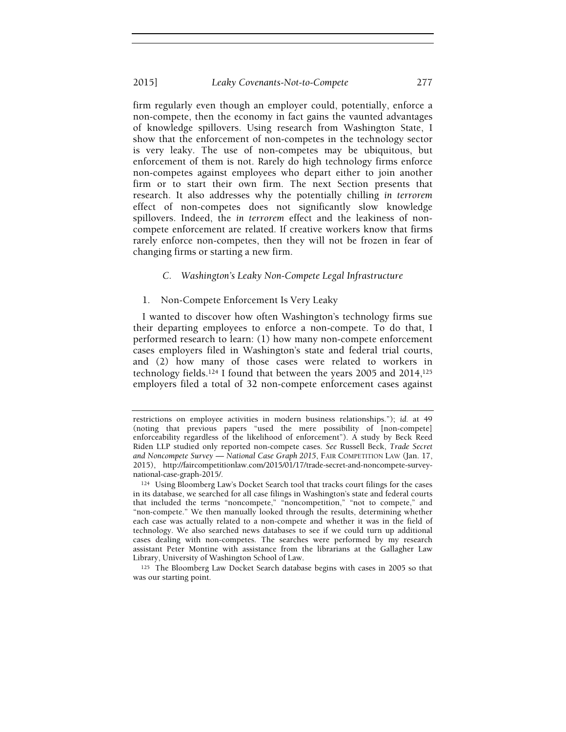firm regularly even though an employer could, potentially, enforce a non-compete, then the economy in fact gains the vaunted advantages of knowledge spillovers. Using research from Washington State, I show that the enforcement of non-competes in the technology sector is very leaky. The use of non-competes may be ubiquitous, but enforcement of them is not. Rarely do high technology firms enforce non-competes against employees who depart either to join another firm or to start their own firm. The next Section presents that research. It also addresses why the potentially chilling *in terrorem* effect of non-competes does not significantly slow knowledge spillovers. Indeed, the *in terrorem* effect and the leakiness of non-compete enforcement are related. If creative workers know that firms rarely enforce non-competes, then they will not be frozen in fear of changing firms or starting a new firm.

### *C. Washington's Leaky Non-Compete Legal Infrastructure*

#### 1. Non-Compete Enforcement Is Very Leaky

I wanted to discover how often Washington's technology firms sue their departing employees to enforce a non-compete. To do that, I performed research to learn: (1) how many non-compete enforcement cases employers filed in Washington's state and federal trial courts, and (2) how many of those cases were related to workers in technology fields.[124] I found that between the years 2005 and 2014,[125] employers filed a total of 32 non-compete enforcement cases against

---

restrictions on employee activities in modern business relationships."); *id.* at 49 (noting that previous papers "used the mere possibility of [non-compete] enforceability regardless of the likelihood of enforcement"). A study by Beck Reed Riden LLP studied only reported non-compete cases. *See* Russell Beck, *Trade Secret and Noncompete Survey — National Case Graph 2015*, FAIR COMPETITION LAW (Jan. 17, 2015), http://faircompetitionlaw.com/2015/01/17/trade-secret-and-noncompete-survey-national-case-graph-2015/.

[124] Using Bloomberg Law's Docket Search tool that tracks court filings for the cases in its database, we searched for all case filings in Washington's state and federal courts that included the terms "noncompete," "noncompetition," "not to compete," and "non-compete." We then manually looked through the results, determining whether each case was actually related to a non-compete and whether it was in the field of technology. We also searched news databases to see if we could turn up additional cases dealing with non-competes. The searches were performed by my research assistant Peter Montine with assistance from the librarians at the Gallagher Law Library, University of Washington School of Law.

[125] The Bloomberg Law Docket Search database begins with cases in 2005 so that was our starting point.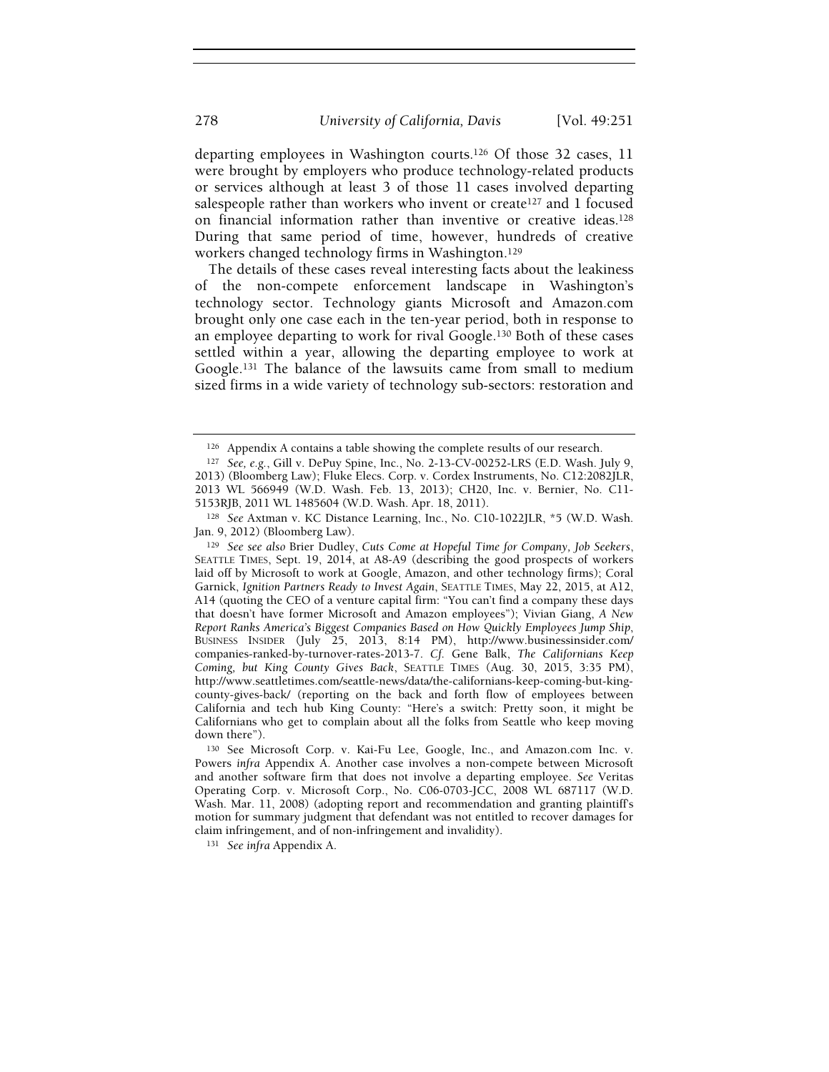departing employees in Washington courts.[126] Of those 32 cases, 11 were brought by employers who produce technology-related products or services although at least 3 of those 11 cases involved departing salespeople rather than workers who invent or create[127] and 1 focused on financial information rather than inventive or creative ideas.[128] During that same period of time, however, hundreds of creative workers changed technology firms in Washington.[129]

The details of these cases reveal interesting facts about the leakiness of the non-compete enforcement landscape in Washington's technology sector. Technology giants Microsoft and Amazon.com brought only one case each in the ten-year period, both in response to an employee departing to work for rival Google.[130] Both of these cases settled within a year, allowing the departing employee to work at Google.[131] The balance of the lawsuits came from small to medium sized firms in a wide variety of technology sub-sectors: restoration and

---

[126] Appendix A contains a table showing the complete results of our research.

[127] *See, e.g.*, Gill v. DePuy Spine, Inc., No. 2-13-CV-00252-LRS (E.D. Wash. July 9, 2013) (Bloomberg Law); Fluke Elecs. Corp. v. Cordex Instruments, No. C12:2082JLR, 2013 WL 566949 (W.D. Wash. Feb. 13, 2013); CH20, Inc. v. Bernier, No. C11-5153RJB, 2011 WL 1485604 (W.D. Wash. Apr. 18, 2011).

[128] *See* Axtman v. KC Distance Learning, Inc., No. C10-1022JLR, *5 (W.D. Wash. Jan. 9, 2012) (Bloomberg Law).

[129] *See see also* Brier Dudley, *Cuts Come at Hopeful Time for Company, Job Seekers*, SEATTLE TIMES, Sept. 19, 2014, at A8-A9 (describing the good prospects of workers laid off by Microsoft to work at Google, Amazon, and other technology firms); Coral Garnick, *Ignition Partners Ready to Invest Again*, SEATTLE TIMES, May 22, 2015, at A12, A14 (quoting the CEO of a venture capital firm: "You can't find a company these days that doesn't have former Microsoft and Amazon employees"); Vivian Giang, *A New Report Ranks America's Biggest Companies Based on How Quickly Employees Jump Ship*, BUSINESS INSIDER (July 25, 2013, 8:14 PM), http://www.businessinsider.com/companies-ranked-by-turnover-rates-2013-7. *Cf.* Gene Balk, *The Californians Keep Coming, but King County Gives Back*, SEATTLE TIMES (Aug. 30, 2015, 3:35 PM), http://www.seattletimes.com/seattle-news/data/the-californians-keep-coming-but-king-county-gives-back/ (reporting on the back and forth flow of employees between California and tech hub King County: "Here's a switch: Pretty soon, it might be Californians who get to complain about all the folks from Seattle who keep moving down there").

[130] See Microsoft Corp. v. Kai-Fu Lee, Google, Inc., and Amazon.com Inc. v. Powers *infra* Appendix A. Another case involves a non-compete between Microsoft and another software firm that does not involve a departing employee. *See* Veritas Operating Corp. v. Microsoft Corp., No. C06-0703-JCC, 2008 WL 687117 (W.D. Wash. Mar. 11, 2008) (adopting report and recommendation and granting plaintiff's motion for summary judgment that defendant was not entitled to recover damages for claim infringement, and of non-infringement and invalidity).

[131] *See infra* Appendix A.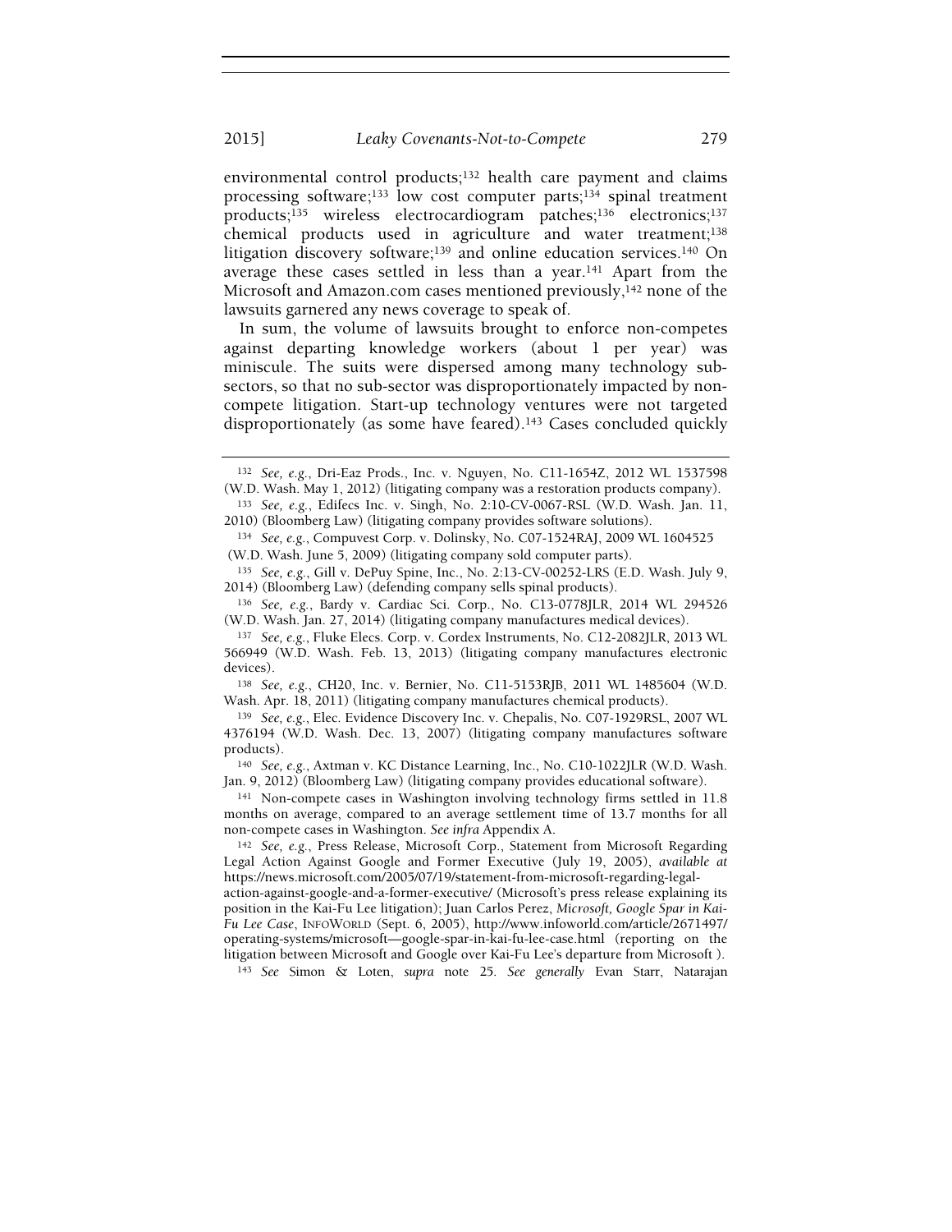environmental control products;[132] health care payment and claims processing software;[133] low cost computer parts;[134] spinal treatment products;[135] wireless electrocardiogram patches;[136] electronics;[137] chemical products used in agriculture and water treatment;[138] litigation discovery software;[139] and online education services.[140] On average these cases settled in less than a year.[141] Apart from the Microsoft and Amazon.com cases mentioned previously,[142] none of the lawsuits garnered any news coverage to speak of.

In sum, the volume of lawsuits brought to enforce non-competes against departing knowledge workers (about 1 per year) was miniscule. The suits were dispersed among many technology sub-sectors, so that no sub-sector was disproportionately impacted by non-compete litigation. Start-up technology ventures were not targeted disproportionately (as some have feared).[143] Cases concluded quickly

---

[132] *See, e.g.*, Dri-Eaz Prods., Inc. v. Nguyen, No. C11-1654Z, 2012 WL 1537598 (W.D. Wash. May 1, 2012) (litigating company was a restoration products company).

[133] *See, e.g.*, Edifecs Inc. v. Singh, No. 2:10-CV-0067-RSL (W.D. Wash. Jan. 11, 2010) (Bloomberg Law) (litigating company provides software solutions).

[134] *See, e.g.*, Compuvest Corp. v. Dolinsky, No. C07-1524RAJ, 2009 WL 1604525 (W.D. Wash. June 5, 2009) (litigating company sold computer parts).

[135] *See, e.g.*, Gill v. DePuy Spine, Inc., No. 2:13-CV-00252-LRS (E.D. Wash. July 9, 2014) (Bloomberg Law) (defending company sells spinal products).

[136] *See, e.g.*, Bardy v. Cardiac Sci. Corp., No. C13-0778JLR, 2014 WL 294526 (W.D. Wash. Jan. 27, 2014) (litigating company manufactures medical devices).

[137] *See, e.g.*, Fluke Elecs. Corp. v. Cordex Instruments, No. C12-2082JLR, 2013 WL 566949 (W.D. Wash. Feb. 13, 2013) (litigating company manufactures electronic devices).

[138] *See, e.g.*, CH20, Inc. v. Bernier, No. C11-5153RJB, 2011 WL 1485604 (W.D. Wash. Apr. 18, 2011) (litigating company manufactures chemical products).

[139] *See, e.g.*, Elec. Evidence Discovery Inc. v. Chepalis, No. C07-1929RSL, 2007 WL 4376194 (W.D. Wash. Dec. 13, 2007) (litigating company manufactures software products).

[140] *See, e.g.*, Axtman v. KC Distance Learning, Inc., No. C10-1022JLR (W.D. Wash. Jan. 9, 2012) (Bloomberg Law) (litigating company provides educational software).

[141] Non-compete cases in Washington involving technology firms settled in 11.8 months on average, compared to an average settlement time of 13.7 months for all non-compete cases in Washington. *See infra* Appendix A.

[142] *See, e.g.*, Press Release, Microsoft Corp., Statement from Microsoft Regarding Legal Action Against Google and Former Executive (July 19, 2005), *available at* https://news.microsoft.com/2005/07/19/statement-from-microsoft-regarding-legal-action-against-google-and-a-former-executive/ (Microsoft's press release explaining its position in the Kai-Fu Lee litigation); Juan Carlos Perez, *Microsoft, Google Spar in Kai-Fu Lee Case*, INFOWORLD (Sept. 6, 2005), http://www.infoworld.com/article/2671497/operating-systems/microsoft—google-spar-in-kai-fu-lee-case.html (reporting on the litigation between Microsoft and Google over Kai-Fu Lee's departure from Microsoft ).

[143] *See* Simon & Loten, *supra* note 25. *See generally* Evan Starr, Natarajan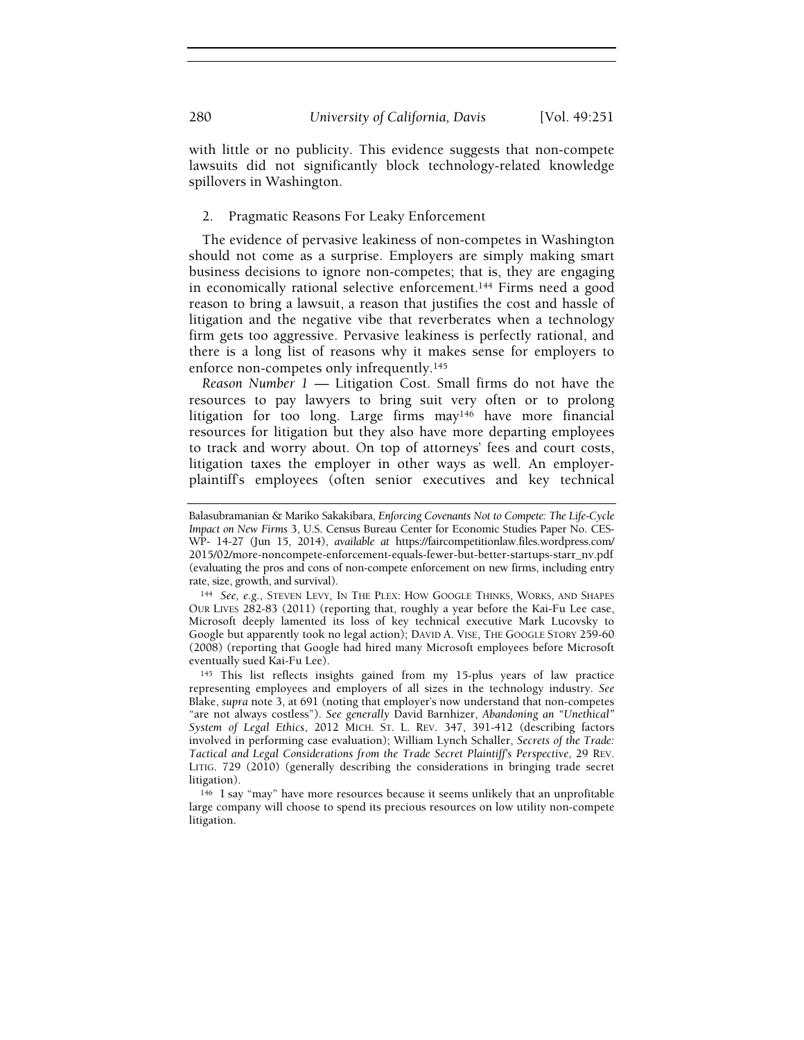with little or no publicity. This evidence suggests that non-compete lawsuits did not significantly block technology-related knowledge spillovers in Washington.

### 2. Pragmatic Reasons For Leaky Enforcement

The evidence of pervasive leakiness of non-competes in Washington should not come as a surprise. Employers are simply making smart business decisions to ignore non-competes; that is, they are engaging in economically rational selective enforcement.[144] Firms need a good reason to bring a lawsuit, a reason that justifies the cost and hassle of litigation and the negative vibe that reverberates when a technology firm gets too aggressive. Pervasive leakiness is perfectly rational, and there is a long list of reasons why it makes sense for employers to enforce non-competes only infrequently.[145]

*Reason Number 1* — Litigation Cost. Small firms do not have the resources to pay lawyers to bring suit very often or to prolong litigation for too long. Large firms may[146] have more financial resources for litigation but they also have more departing employees to track and worry about. On top of attorneys' fees and court costs, litigation taxes the employer in other ways as well. An employer-plaintiff's employees (often senior executives and key technical

---

Balasubramanian & Mariko Sakakibara, *Enforcing Covenants Not to Compete: The Life-Cycle Impact on New Firms* 3, U.S. Census Bureau Center for Economic Studies Paper No. CES-WP- 14-27 (Jun 15, 2014), *available at* https://faircompetitionlaw.files.wordpress.com/2015/02/more-noncompete-enforcement-equals-fewer-but-better-startups-starr_nv.pdf (evaluating the pros and cons of non-compete enforcement on new firms, including entry rate, size, growth, and survival).

[144] *See, e.g.*, STEVEN LEVY, IN THE PLEX: HOW GOOGLE THINKS, WORKS, AND SHAPES OUR LIVES 282-83 (2011) (reporting that, roughly a year before the Kai-Fu Lee case, Microsoft deeply lamented its loss of key technical executive Mark Lucovsky to Google but apparently took no legal action); DAVID A. VISE, THE GOOGLE STORY 259-60 (2008) (reporting that Google had hired many Microsoft employees before Microsoft eventually sued Kai-Fu Lee).

[145] This list reflects insights gained from my 15-plus years of law practice representing employees and employers of all sizes in the technology industry. *See* Blake, *supra* note 3, at 691 (noting that employer's now understand that non-competes "are not always costless"). *See generally* David Barnhizer, *Abandoning an "Unethical" System of Legal Ethics*, 2012 MICH. ST. L. REV. 347, 391-412 (describing factors involved in performing case evaluation); William Lynch Schaller, *Secrets of the Trade: Tactical and Legal Considerations from the Trade Secret Plaintiff's Perspective*, 29 REV. LITIG. 729 (2010) (generally describing the considerations in bringing trade secret litigation).

[146] I say "may" have more resources because it seems unlikely that an unprofitable large company will choose to spend its precious resources on low utility non-compete litigation.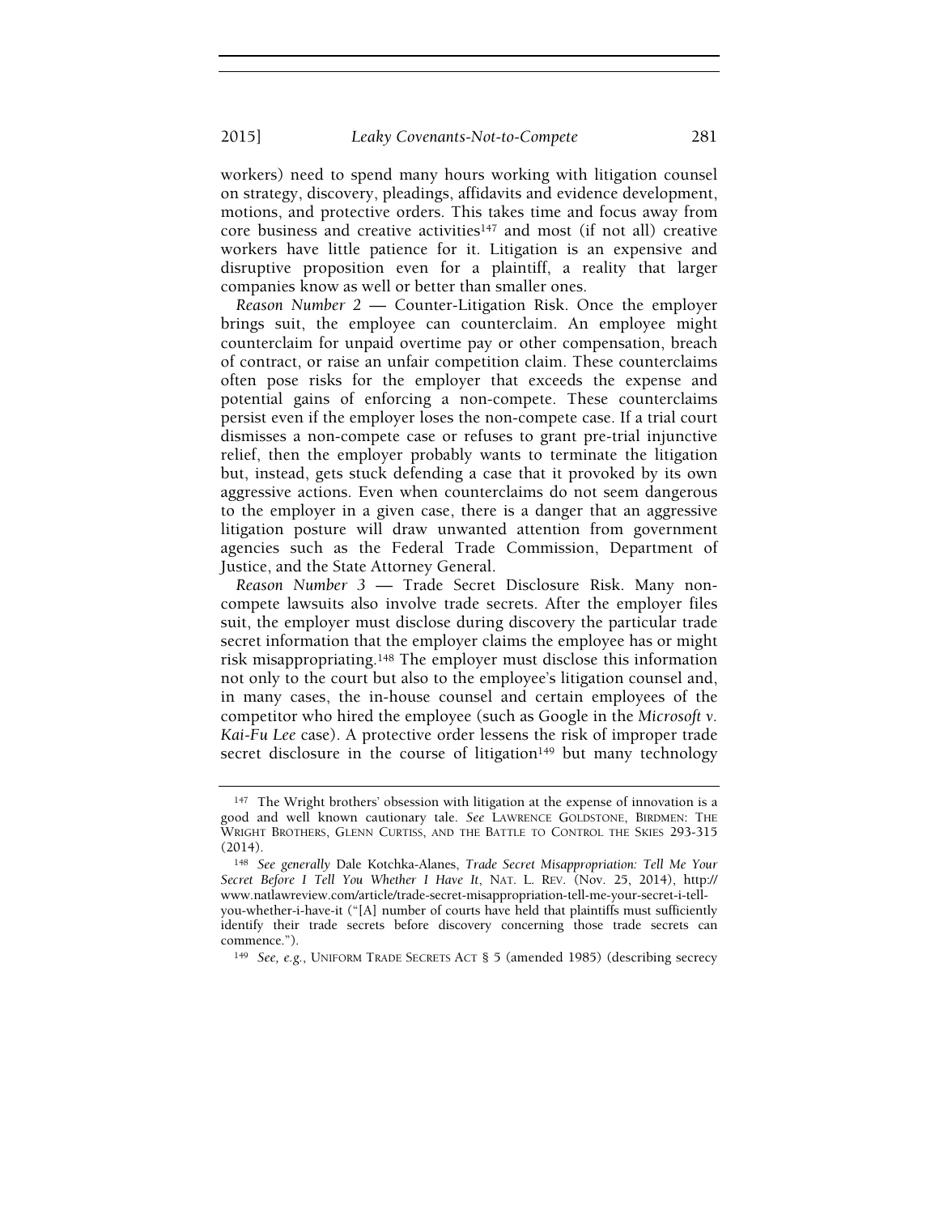workers) need to spend many hours working with litigation counsel on strategy, discovery, pleadings, affidavits and evidence development, motions, and protective orders. This takes time and focus away from core business and creative activities[147] and most (if not all) creative workers have little patience for it. Litigation is an expensive and disruptive proposition even for a plaintiff, a reality that larger companies know as well or better than smaller ones.

*Reason Number 2* — Counter-Litigation Risk. Once the employer brings suit, the employee can counterclaim. An employee might counterclaim for unpaid overtime pay or other compensation, breach of contract, or raise an unfair competition claim. These counterclaims often pose risks for the employer that exceeds the expense and potential gains of enforcing a non-compete. These counterclaims persist even if the employer loses the non-compete case. If a trial court dismisses a non-compete case or refuses to grant pre-trial injunctive relief, then the employer probably wants to terminate the litigation but, instead, gets stuck defending a case that it provoked by its own aggressive actions. Even when counterclaims do not seem dangerous to the employer in a given case, there is a danger that an aggressive litigation posture will draw unwanted attention from government agencies such as the Federal Trade Commission, Department of Justice, and the State Attorney General.

*Reason Number 3* — Trade Secret Disclosure Risk. Many non-compete lawsuits also involve trade secrets. After the employer files suit, the employer must disclose during discovery the particular trade secret information that the employer claims the employee has or might risk misappropriating.[148] The employer must disclose this information not only to the court but also to the employee's litigation counsel and, in many cases, the in-house counsel and certain employees of the competitor who hired the employee (such as Google in the *Microsoft v. Kai-Fu Lee* case). A protective order lessens the risk of improper trade secret disclosure in the course of litigation[149] but many technology

---

[147] The Wright brothers' obsession with litigation at the expense of innovation is a good and well known cautionary tale. *See* LAWRENCE GOLDSTONE, BIRDMEN: THE WRIGHT BROTHERS, GLENN CURTISS, AND THE BATTLE TO CONTROL THE SKIES 293-315 (2014).

[148] *See generally* Dale Kotchka-Alanes, *Trade Secret Misappropriation: Tell Me Your Secret Before I Tell You Whether I Have It*, NAT. L. REV. (Nov. 25, 2014), http://www.natlawreview.com/article/trade-secret-misappropriation-tell-me-your-secret-i-tell-you-whether-i-have-it ("[A] number of courts have held that plaintiffs must sufficiently identify their trade secrets before discovery concerning those trade secrets can commence.").

[149] *See, e.g.*, UNIFORM TRADE SECRETS ACT § 5 (amended 1985) (describing secrecy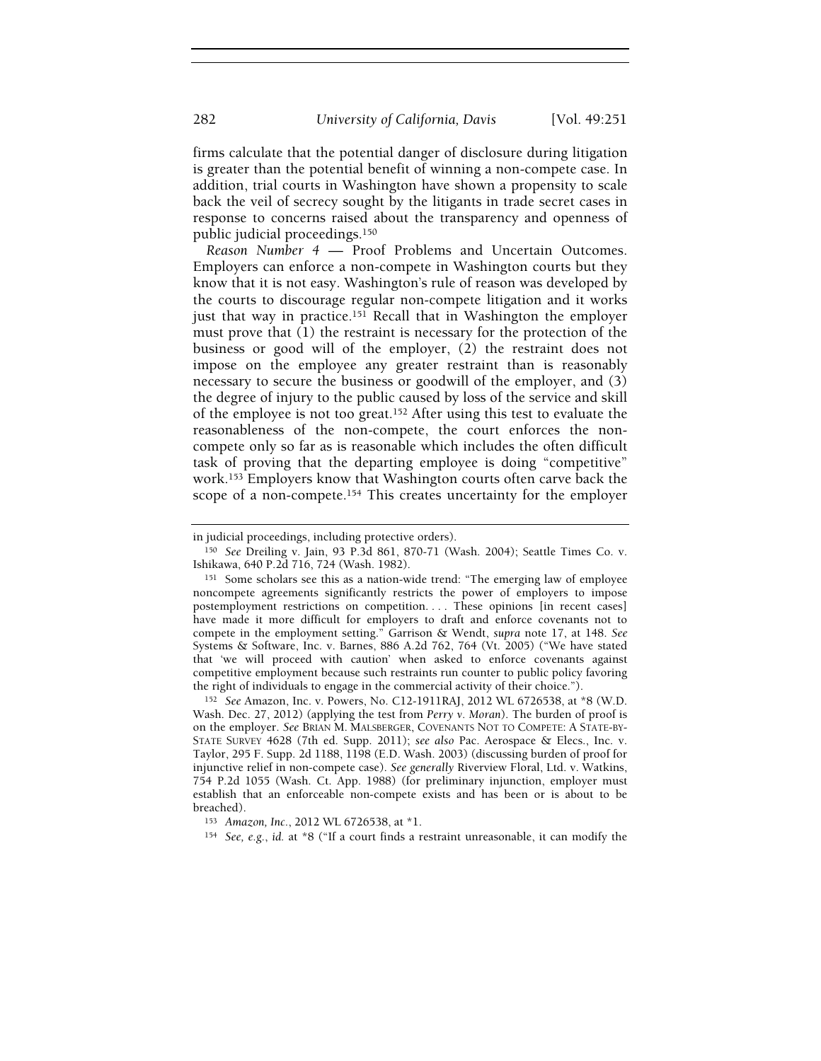firms calculate that the potential danger of disclosure during litigation is greater than the potential benefit of winning a non-compete case. In addition, trial courts in Washington have shown a propensity to scale back the veil of secrecy sought by the litigants in trade secret cases in response to concerns raised about the transparency and openness of public judicial proceedings.[150]

*Reason Number 4* — Proof Problems and Uncertain Outcomes. Employers can enforce a non-compete in Washington courts but they know that it is not easy. Washington's rule of reason was developed by the courts to discourage regular non-compete litigation and it works just that way in practice.[151] Recall that in Washington the employer must prove that (1) the restraint is necessary for the protection of the business or good will of the employer, (2) the restraint does not impose on the employee any greater restraint than is reasonably necessary to secure the business or goodwill of the employer, and (3) the degree of injury to the public caused by loss of the service and skill of the employee is not too great.[152] After using this test to evaluate the reasonableness of the non-compete, the court enforces the non-compete only so far as is reasonable which includes the often difficult task of proving that the departing employee is doing "competitive" work.[153] Employers know that Washington courts often carve back the scope of a non-compete.[154] This creates uncertainty for the employer

---

in judicial proceedings, including protective orders).

[150] *See* Dreiling v. Jain, 93 P.3d 861, 870-71 (Wash. 2004); Seattle Times Co. v. Ishikawa, 640 P.2d 716, 724 (Wash. 1982).

[151] Some scholars see this as a nation-wide trend: "The emerging law of employee noncompete agreements significantly restricts the power of employers to impose postemployment restrictions on competition. . . . These opinions [in recent cases] have made it more difficult for employers to draft and enforce covenants not to compete in the employment setting." Garrison & Wendt, *supra* note 17, at 148. *See* Systems & Software, Inc. v. Barnes, 886 A.2d 762, 764 (Vt. 2005) ("We have stated that 'we will proceed with caution' when asked to enforce covenants against competitive employment because such restraints run counter to public policy favoring the right of individuals to engage in the commercial activity of their choice.").

[152] *See* Amazon, Inc. v. Powers, No. C12-1911RAJ, 2012 WL 6726538, at *8 (W.D. Wash. Dec. 27, 2012) (applying the test from *Perry v. Moran*). The burden of proof is on the employer. *See* BRIAN M. MALSBERGER, COVENANTS NOT TO COMPETE: A STATE-BY-STATE SURVEY 4628 (7th ed. Supp. 2011); *see also* Pac. Aerospace & Elecs., Inc. v. Taylor, 295 F. Supp. 2d 1188, 1198 (E.D. Wash. 2003) (discussing burden of proof for injunctive relief in non-compete case). *See generally* Riverview Floral, Ltd. v. Watkins, 754 P.2d 1055 (Wash. Ct. App. 1988) (for preliminary injunction, employer must establish that an enforceable non-compete exists and has been or is about to be breached).

[153] *Amazon, Inc.*, 2012 WL 6726538, at *1.

[154] *See, e.g.*, *id.* at *8 ("If a court finds a restraint unreasonable, it can modify the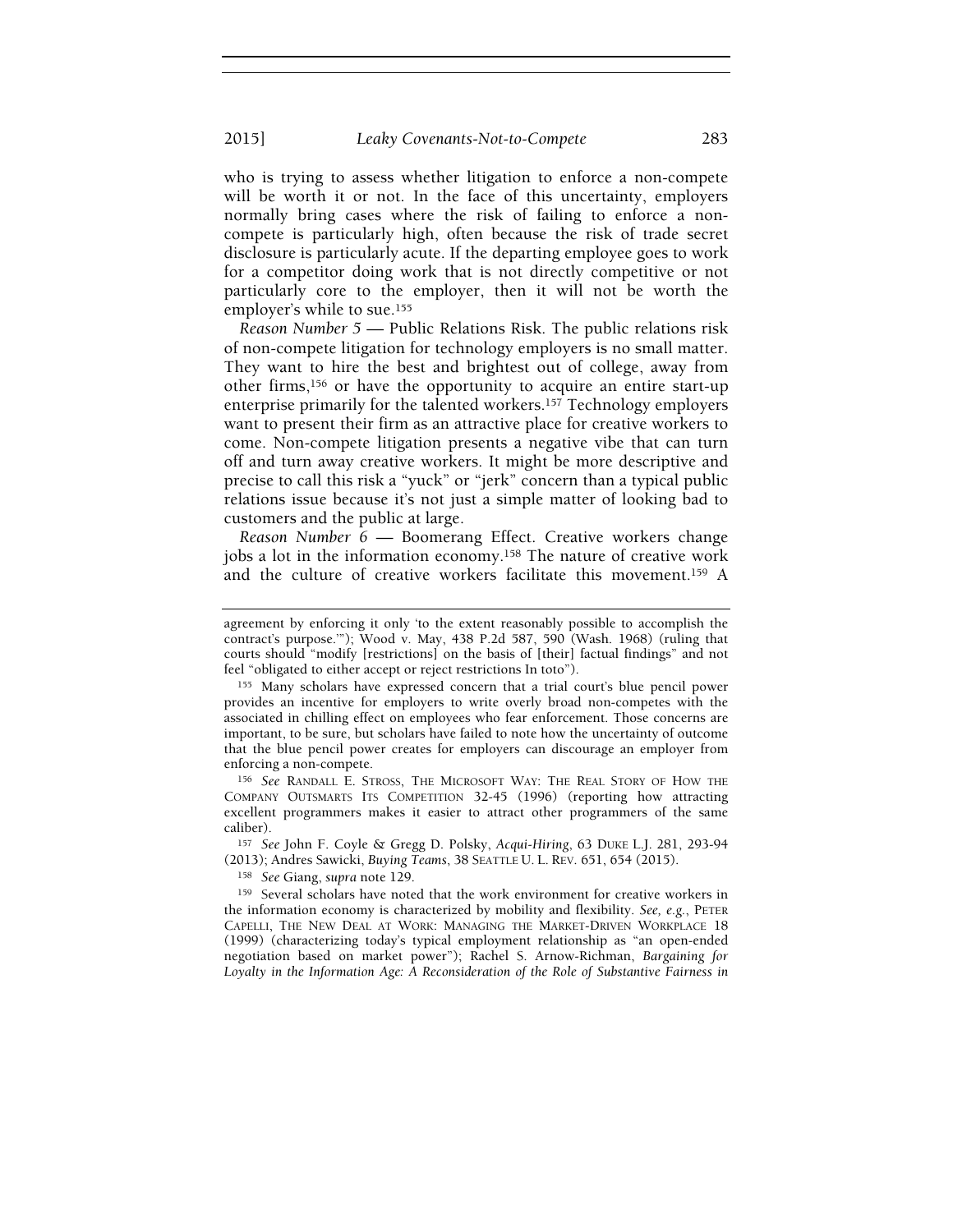who is trying to assess whether litigation to enforce a non-compete will be worth it or not. In the face of this uncertainty, employers normally bring cases where the risk of failing to enforce a non-compete is particularly high, often because the risk of trade secret disclosure is particularly acute. If the departing employee goes to work for a competitor doing work that is not directly competitive or not particularly core to the employer, then it will not be worth the employer's while to sue.[155]

*Reason Number 5* — Public Relations Risk. The public relations risk of non-compete litigation for technology employers is no small matter. They want to hire the best and brightest out of college, away from other firms,[156] or have the opportunity to acquire an entire start-up enterprise primarily for the talented workers.[157] Technology employers want to present their firm as an attractive place for creative workers to come. Non-compete litigation presents a negative vibe that can turn off and turn away creative workers. It might be more descriptive and precise to call this risk a "yuck" or "jerk" concern than a typical public relations issue because it's not just a simple matter of looking bad to customers and the public at large.

*Reason Number 6* — Boomerang Effect. Creative workers change jobs a lot in the information economy.[158] The nature of creative work and the culture of creative workers facilitate this movement.[159] A

---

agreement by enforcing it only 'to the extent reasonably possible to accomplish the contract's purpose.'"); Wood v. May, 438 P.2d 587, 590 (Wash. 1968) (ruling that courts should "modify [restrictions] on the basis of [their] factual findings" and not feel "obligated to either accept or reject restrictions In toto").

[155] Many scholars have expressed concern that a trial court's blue pencil power provides an incentive for employers to write overly broad non-competes with the associated in chilling effect on employees who fear enforcement. Those concerns are important, to be sure, but scholars have failed to note how the uncertainty of outcome that the blue pencil power creates for employers can discourage an employer from enforcing a non-compete.

[156] *See* RANDALL E. STROSS, THE MICROSOFT WAY: THE REAL STORY OF HOW THE COMPANY OUTSMARTS ITS COMPETITION 32-45 (1996) (reporting how attracting excellent programmers makes it easier to attract other programmers of the same caliber).

[157] *See* John F. Coyle & Gregg D. Polsky, *Acqui-Hiring*, 63 DUKE L.J. 281, 293-94 (2013); Andres Sawicki, *Buying Teams*, 38 SEATTLE U. L. REV. 651, 654 (2015).

[158] *See* Giang, *supra* note 129.

[159] Several scholars have noted that the work environment for creative workers in the information economy is characterized by mobility and flexibility. *See, e.g.*, PETER CAPELLI, THE NEW DEAL AT WORK: MANAGING THE MARKET-DRIVEN WORKPLACE 18 (1999) (characterizing today's typical employment relationship as "an open-ended negotiation based on market power"); Rachel S. Arnow-Richman, *Bargaining for Loyalty in the Information Age: A Reconsideration of the Role of Substantive Fairness in*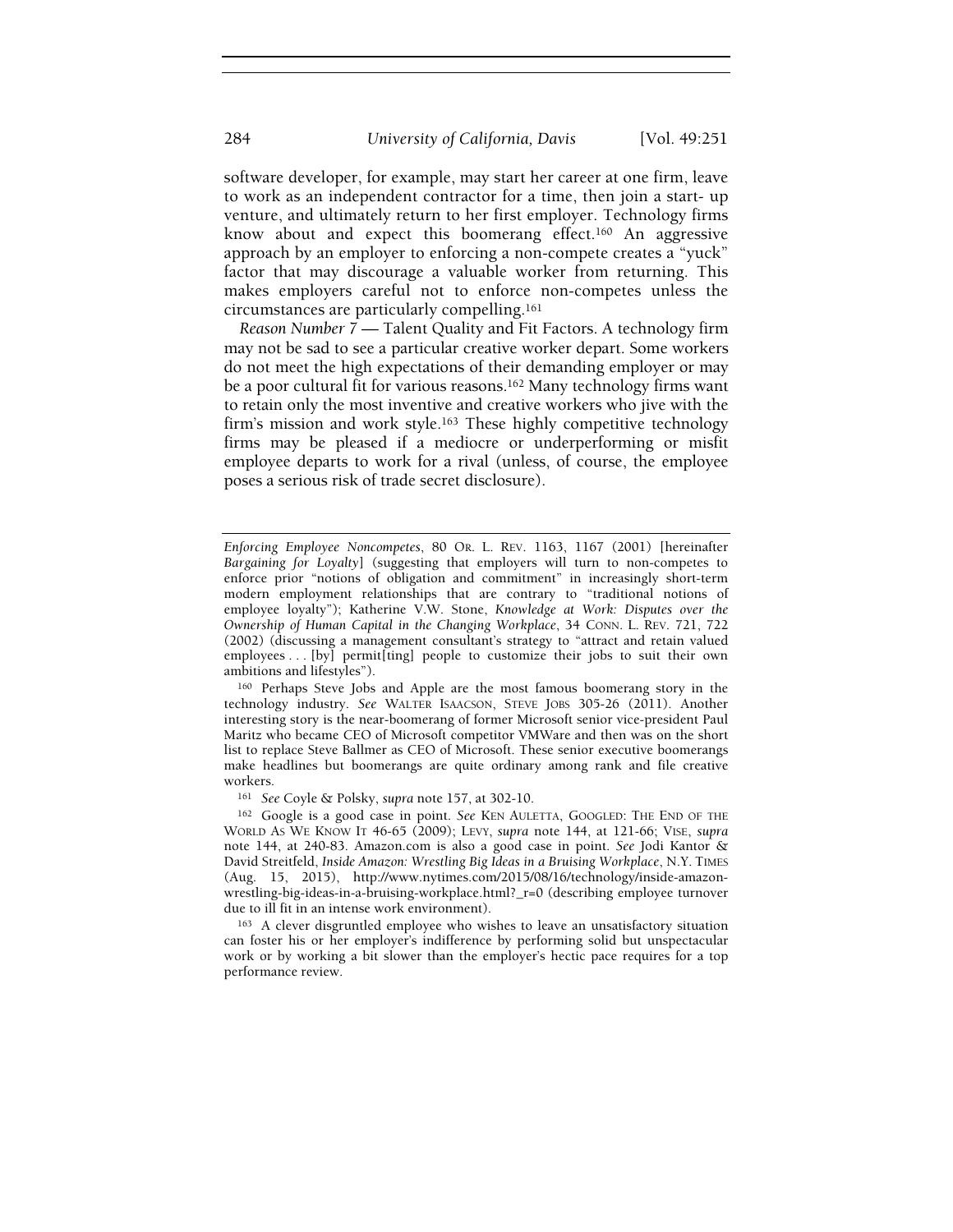software developer, for example, may start her career at one firm, leave to work as an independent contractor for a time, then join a start- up venture, and ultimately return to her first employer. Technology firms know about and expect this boomerang effect.[160] An aggressive approach by an employer to enforcing a non-compete creates a "yuck" factor that may discourage a valuable worker from returning. This makes employers careful not to enforce non-competes unless the circumstances are particularly compelling.[161]

*Reason Number 7* — Talent Quality and Fit Factors. A technology firm may not be sad to see a particular creative worker depart. Some workers do not meet the high expectations of their demanding employer or may be a poor cultural fit for various reasons.[162] Many technology firms want to retain only the most inventive and creative workers who jive with the firm's mission and work style.[163] These highly competitive technology firms may be pleased if a mediocre or underperforming or misfit employee departs to work for a rival (unless, of course, the employee poses a serious risk of trade secret disclosure).

---

*Enforcing Employee Noncompetes*, 80 OR. L. REV. 1163, 1167 (2001) [hereinafter *Bargaining for Loyalty*] (suggesting that employers will turn to non-competes to enforce prior "notions of obligation and commitment" in increasingly short-term modern employment relationships that are contrary to "traditional notions of employee loyalty"); Katherine V.W. Stone, *Knowledge at Work: Disputes over the Ownership of Human Capital in the Changing Workplace*, 34 CONN. L. REV. 721, 722 (2002) (discussing a management consultant's strategy to "attract and retain valued employees . . . [by] permit[ting] people to customize their jobs to suit their own ambitions and lifestyles").

[160] Perhaps Steve Jobs and Apple are the most famous boomerang story in the technology industry. *See* WALTER ISAACSON, STEVE JOBS 305-26 (2011). Another interesting story is the near-boomerang of former Microsoft senior vice-president Paul Maritz who became CEO of Microsoft competitor VMWare and then was on the short list to replace Steve Ballmer as CEO of Microsoft. These senior executive boomerangs make headlines but boomerangs are quite ordinary among rank and file creative workers.

[161] *See* Coyle & Polsky, *supra* note 157, at 302-10.

[162] Google is a good case in point. *See* KEN AULETTA, GOOGLED: THE END OF THE WORLD AS WE KNOW IT 46-65 (2009); LEVY, *supra* note 144, at 121-66; VISE, *supra* note 144, at 240-83. Amazon.com is also a good case in point. *See* Jodi Kantor & David Streitfeld, *Inside Amazon: Wrestling Big Ideas in a Bruising Workplace*, N.Y. TIMES (Aug. 15, 2015), http://www.nytimes.com/2015/08/16/technology/inside-amazon-wrestling-big-ideas-in-a-bruising-workplace.html?_r=0 (describing employee turnover due to ill fit in an intense work environment).

[163] A clever disgruntled employee who wishes to leave an unsatisfactory situation can foster his or her employer's indifference by performing solid but unspectacular work or by working a bit slower than the employer's hectic pace requires for a top performance review.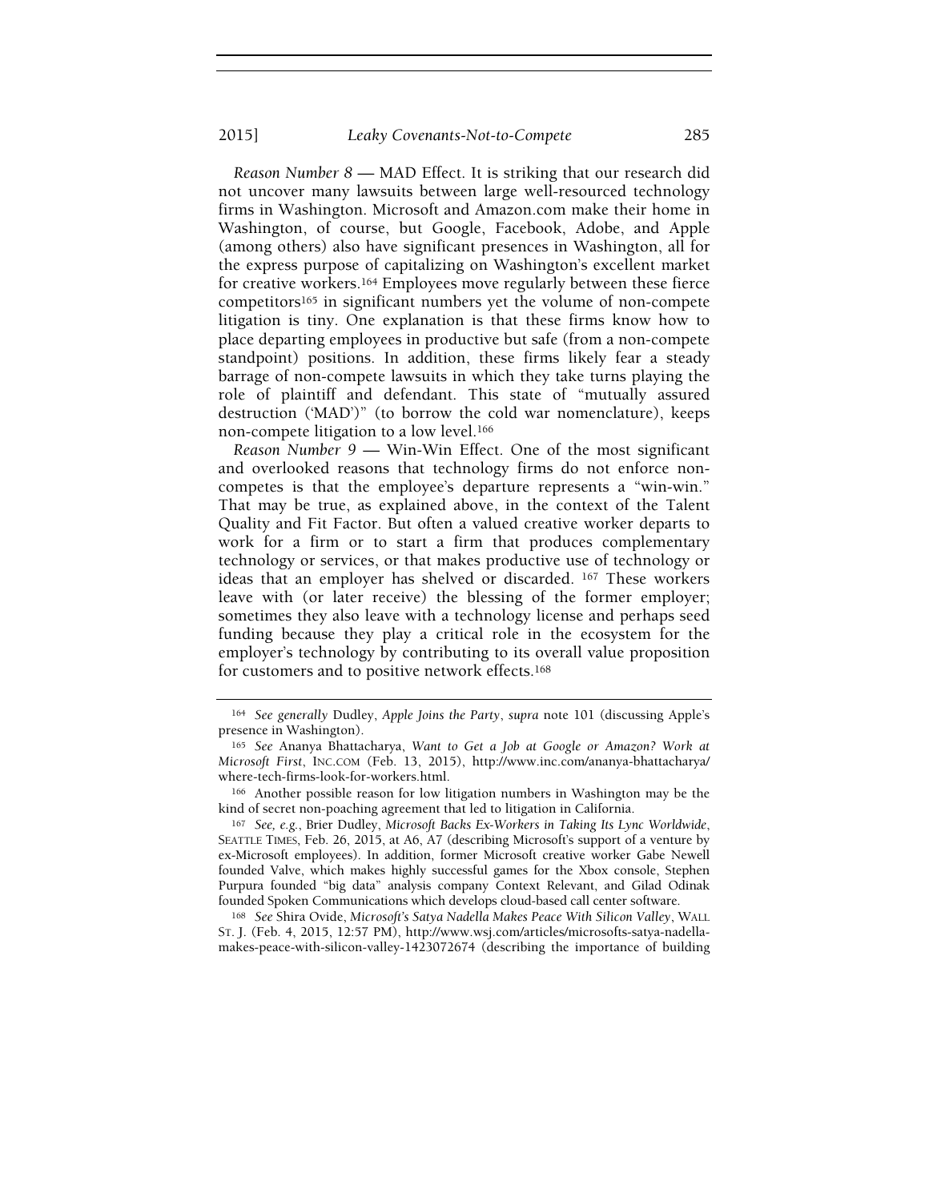*Reason Number 8* — MAD Effect. It is striking that our research did not uncover many lawsuits between large well-resourced technology firms in Washington. Microsoft and Amazon.com make their home in Washington, of course, but Google, Facebook, Adobe, and Apple (among others) also have significant presences in Washington, all for the express purpose of capitalizing on Washington's excellent market for creative workers.[164] Employees move regularly between these fierce competitors[165] in significant numbers yet the volume of non-compete litigation is tiny. One explanation is that these firms know how to place departing employees in productive but safe (from a non-compete standpoint) positions. In addition, these firms likely fear a steady barrage of non-compete lawsuits in which they take turns playing the role of plaintiff and defendant. This state of "mutually assured destruction ('MAD')" (to borrow the cold war nomenclature), keeps non-compete litigation to a low level.[166]

*Reason Number 9* — Win-Win Effect. One of the most significant and overlooked reasons that technology firms do not enforce non-competes is that the employee's departure represents a "win-win." That may be true, as explained above, in the context of the Talent Quality and Fit Factor. But often a valued creative worker departs to work for a firm or to start a firm that produces complementary technology or services, or that makes productive use of technology or ideas that an employer has shelved or discarded.[167] These workers leave with (or later receive) the blessing of the former employer; sometimes they also leave with a technology license and perhaps seed funding because they play a critical role in the ecosystem for the employer's technology by contributing to its overall value proposition for customers and to positive network effects.[168]

---

[164] *See generally* Dudley, *Apple Joins the Party*, *supra* note 101 (discussing Apple's presence in Washington).

[165] *See* Ananya Bhattacharya, *Want to Get a Job at Google or Amazon? Work at Microsoft First*, INC.COM (Feb. 13, 2015), http://www.inc.com/ananya-bhattacharya/where-tech-firms-look-for-workers.html.

[166] Another possible reason for low litigation numbers in Washington may be the kind of secret non-poaching agreement that led to litigation in California.

[167] *See, e.g.*, Brier Dudley, *Microsoft Backs Ex-Workers in Taking Its Lync Worldwide*, SEATTLE TIMES, Feb. 26, 2015, at A6, A7 (describing Microsoft's support of a venture by ex-Microsoft employees). In addition, former Microsoft creative worker Gabe Newell founded Valve, which makes highly successful games for the Xbox console, Stephen Purpura founded "big data" analysis company Context Relevant, and Gilad Odinak founded Spoken Communications which develops cloud-based call center software.

[168] *See* Shira Ovide, *Microsoft's Satya Nadella Makes Peace With Silicon Valley*, WALL ST. J. (Feb. 4, 2015, 12:57 PM), http://www.wsj.com/articles/microsofts-satya-nadella-makes-peace-with-silicon-valley-1423072674 (describing the importance of building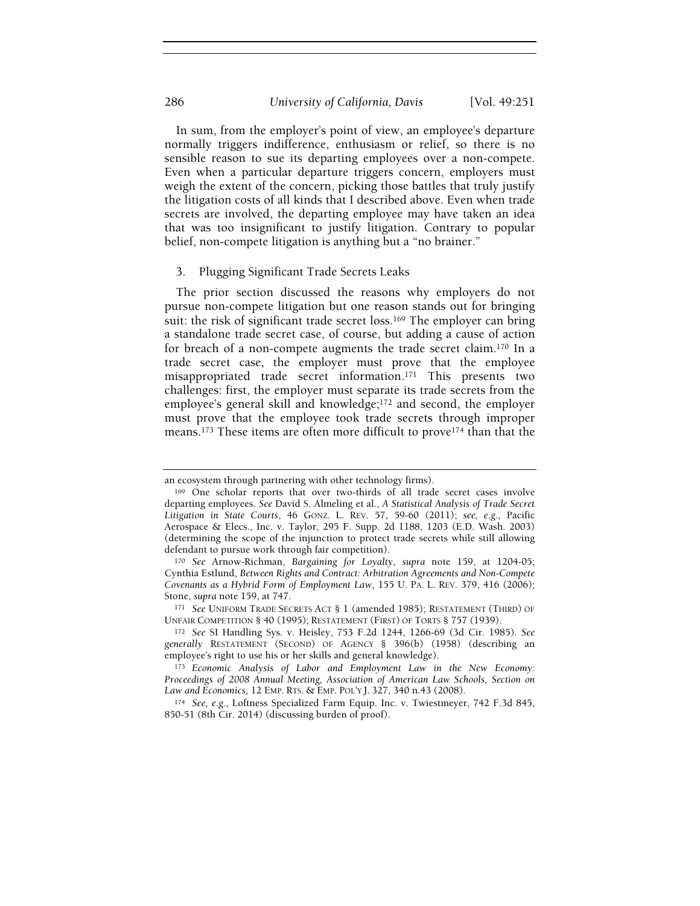In sum, from the employer's point of view, an employee's departure normally triggers indifference, enthusiasm or relief, so there is no sensible reason to sue its departing employees over a non-compete. Even when a particular departure triggers concern, employers must weigh the extent of the concern, picking those battles that truly justify the litigation costs of all kinds that I described above. Even when trade secrets are involved, the departing employee may have taken an idea that was too insignificant to justify litigation. Contrary to popular belief, non-compete litigation is anything but a "no brainer."

### 3. Plugging Significant Trade Secrets Leaks

The prior section discussed the reasons why employers do not pursue non-compete litigation but one reason stands out for bringing suit: the risk of significant trade secret loss.[169] The employer can bring a standalone trade secret case, of course, but adding a cause of action for breach of a non-compete augments the trade secret claim.[170] In a trade secret case, the employer must prove that the employee misappropriated trade secret information.[171] This presents two challenges: first, the employer must separate its trade secrets from the employee's general skill and knowledge;[172] and second, the employer must prove that the employee took trade secrets through improper means.[173] These items are often more difficult to prove[174] than that the

---

an ecosystem through partnering with other technology firms).

[169] One scholar reports that over two-thirds of all trade secret cases involve departing employees. *See* David S. Almeling et al., *A Statistical Analysis of Trade Secret Litigation in State Courts*, 46 GONZ. L. REV. 57, 59-60 (2011); *see, e.g.*, Pacific Aerospace & Elecs., Inc. v. Taylor, 295 F. Supp. 2d 1188, 1203 (E.D. Wash. 2003) (determining the scope of the injunction to protect trade secrets while still allowing defendant to pursue work through fair competition).

[170] *See* Arnow-Richman, *Bargaining for Loyalty*, *supra* note 159, at 1204-05; Cynthia Estlund, *Between Rights and Contract: Arbitration Agreements and Non-Compete Covenants as a Hybrid Form of Employment Law*, 155 U. PA. L. REV. 379, 416 (2006); Stone, *supra* note 159, at 747.

[171] *See* UNIFORM TRADE SECRETS ACT § 1 (amended 1985); RESTATEMENT (THIRD) OF UNFAIR COMPETITION § 40 (1995); RESTATEMENT (FIRST) OF TORTS § 757 (1939).

[172] *See* SI Handling Sys. v. Heisley, 753 F.2d 1244, 1266-69 (3d Cir. 1985). *See generally* RESTATEMENT (SECOND) OF AGENCY § 396(b) (1958) (describing an employee's right to use his or her skills and general knowledge).

[173] *Economic Analysis of Labor and Employment Law in the New Economy: Proceedings of 2008 Annual Meeting, Association of American Law Schools, Section on Law and Economics*, 12 EMP. RTS. & EMP. POL'Y J. 327, 340 n.43 (2008).

[174] *See, e.g.*, Loftness Specialized Farm Equip. Inc. v. Twiestmeyer, 742 F.3d 845, 850-51 (8th Cir. 2014) (discussing burden of proof).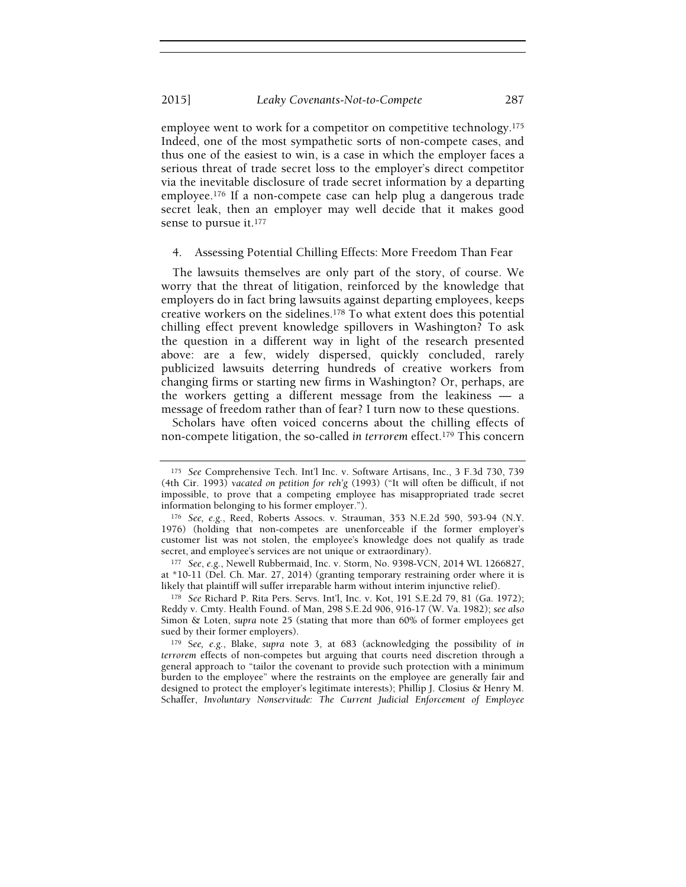employee went to work for a competitor on competitive technology.[175] Indeed, one of the most sympathetic sorts of non-compete cases, and thus one of the easiest to win, is a case in which the employer faces a serious threat of trade secret loss to the employer's direct competitor via the inevitable disclosure of trade secret information by a departing employee.[176] If a non-compete case can help plug a dangerous trade secret leak, then an employer may well decide that it makes good sense to pursue it.[177]

### 4. Assessing Potential Chilling Effects: More Freedom Than Fear

The lawsuits themselves are only part of the story, of course. We worry that the threat of litigation, reinforced by the knowledge that employers do in fact bring lawsuits against departing employees, keeps creative workers on the sidelines.[178] To what extent does this potential chilling effect prevent knowledge spillovers in Washington? To ask the question in a different way in light of the research presented above: are a few, widely dispersed, quickly concluded, rarely publicized lawsuits deterring hundreds of creative workers from changing firms or starting new firms in Washington? Or, perhaps, are the workers getting a different message from the leakiness — a message of freedom rather than of fear? I turn now to these questions.

Scholars have often voiced concerns about the chilling effects of non-compete litigation, the so-called *in terrorem* effect.[179] This concern

---

[175] *See* Comprehensive Tech. Int'l Inc. v. Software Artisans, Inc., 3 F.3d 730, 739 (4th Cir. 1993) *vacated on petition for reh'g* (1993) ("It will often be difficult, if not impossible, to prove that a competing employee has misappropriated trade secret information belonging to his former employer.").

[176] *See, e.g.*, Reed, Roberts Assocs. v. Strauman, 353 N.E.2d 590, 593-94 (N.Y. 1976) (holding that non-competes are unenforceable if the former employer's customer list was not stolen, the employee's knowledge does not qualify as trade secret, and employee's services are not unique or extraordinary).

[177] *See*, *e.g.*, Newell Rubbermaid, Inc. v. Storm, No. 9398-VCN, 2014 WL 1266827, at *10-11 (Del. Ch. Mar. 27, 2014) (granting temporary restraining order where it is likely that plaintiff will suffer irreparable harm without interim injunctive relief).

[178] *See* Richard P. Rita Pers. Servs. Int'l, Inc. v. Kot, 191 S.E.2d 79, 81 (Ga. 1972); Reddy v. Cmty. Health Found. of Man, 298 S.E.2d 906, 916-17 (W. Va. 1982); *see also* Simon & Loten, *supra* note 25 (stating that more than 60% of former employees get sued by their former employers).

[179] S*ee, e.g.*, Blake, *supra* note 3, at 683 (acknowledging the possibility of *in terrorem* effects of non-competes but arguing that courts need discretion through a general approach to "tailor the covenant to provide such protection with a minimum burden to the employee" where the restraints on the employee are generally fair and designed to protect the employer's legitimate interests); Phillip J. Closius & Henry M. Schaffer, *Involuntary Nonservitude: The Current Judicial Enforcement of Employee*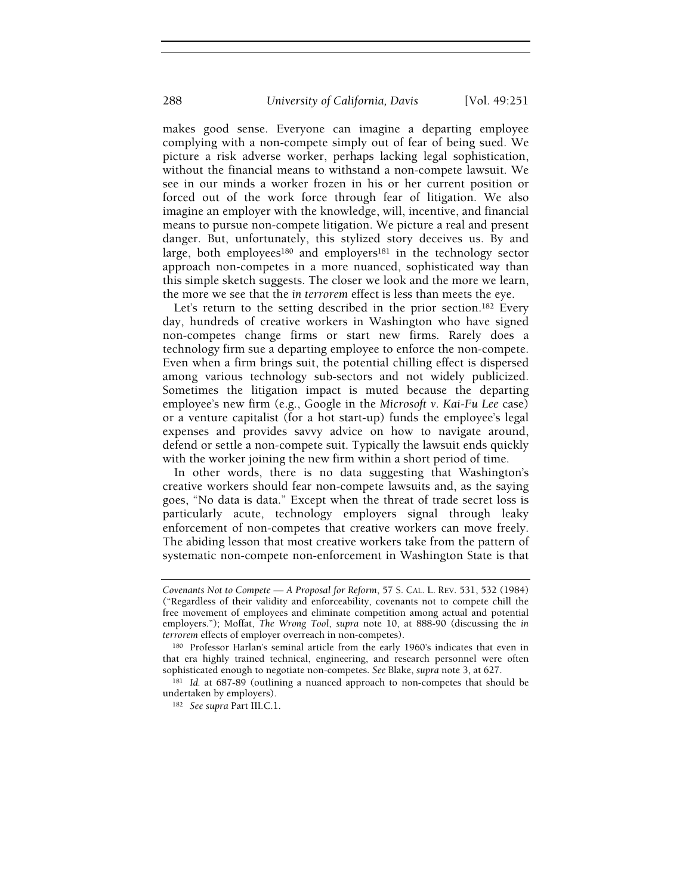makes good sense. Everyone can imagine a departing employee complying with a non-compete simply out of fear of being sued. We picture a risk adverse worker, perhaps lacking legal sophistication, without the financial means to withstand a non-compete lawsuit. We see in our minds a worker frozen in his or her current position or forced out of the work force through fear of litigation. We also imagine an employer with the knowledge, will, incentive, and financial means to pursue non-compete litigation. We picture a real and present danger. But, unfortunately, this stylized story deceives us. By and large, both employees[180] and employers[181] in the technology sector approach non-competes in a more nuanced, sophisticated way than this simple sketch suggests. The closer we look and the more we learn, the more we see that the *in terrorem* effect is less than meets the eye.

Let's return to the setting described in the prior section.[182] Every day, hundreds of creative workers in Washington who have signed non-competes change firms or start new firms. Rarely does a technology firm sue a departing employee to enforce the non-compete. Even when a firm brings suit, the potential chilling effect is dispersed among various technology sub-sectors and not widely publicized. Sometimes the litigation impact is muted because the departing employee's new firm (e.g., Google in the *Microsoft v. Kai-Fu Lee* case) or a venture capitalist (for a hot start-up) funds the employee's legal expenses and provides savvy advice on how to navigate around, defend or settle a non-compete suit. Typically the lawsuit ends quickly with the worker joining the new firm within a short period of time.

In other words, there is no data suggesting that Washington's creative workers should fear non-compete lawsuits and, as the saying goes, "No data is data." Except when the threat of trade secret loss is particularly acute, technology employers signal through leaky enforcement of non-competes that creative workers can move freely. The abiding lesson that most creative workers take from the pattern of systematic non-compete non-enforcement in Washington State is that

---

*Covenants Not to Compete — A Proposal for Reform*, 57 S. CAL. L. REV. 531, 532 (1984) ("Regardless of their validity and enforceability, covenants not to compete chill the free movement of employees and eliminate competition among actual and potential employers."); Moffat, *The Wrong Tool*, *supra* note 10, at 888-90 (discussing the *in terrorem* effects of employer overreach in non-competes).

[180] Professor Harlan's seminal article from the early 1960's indicates that even in that era highly trained technical, engineering, and research personnel were often sophisticated enough to negotiate non-competes. *See* Blake, *supra* note 3, at 627.

[181] *Id.* at 687-89 (outlining a nuanced approach to non-competes that should be undertaken by employers).

[182] *See supra* Part III.C.1.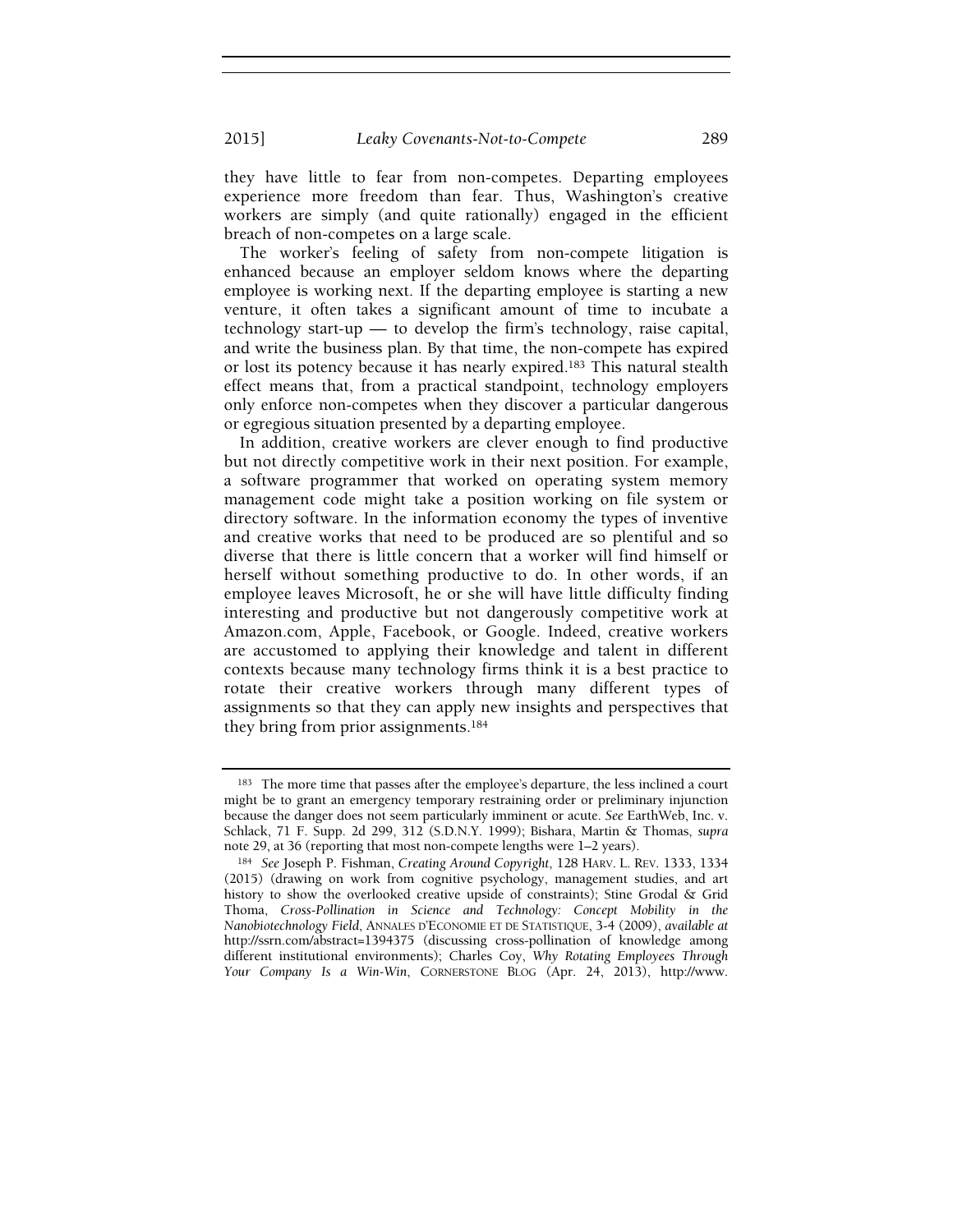they have little to fear from non-competes. Departing employees experience more freedom than fear. Thus, Washington's creative workers are simply (and quite rationally) engaged in the efficient breach of non-competes on a large scale.

The worker's feeling of safety from non-compete litigation is enhanced because an employer seldom knows where the departing employee is working next. If the departing employee is starting a new venture, it often takes a significant amount of time to incubate a technology start-up — to develop the firm's technology, raise capital, and write the business plan. By that time, the non-compete has expired or lost its potency because it has nearly expired.[183] This natural stealth effect means that, from a practical standpoint, technology employers only enforce non-competes when they discover a particular dangerous or egregious situation presented by a departing employee.

In addition, creative workers are clever enough to find productive but not directly competitive work in their next position. For example, a software programmer that worked on operating system memory management code might take a position working on file system or directory software. In the information economy the types of inventive and creative works that need to be produced are so plentiful and so diverse that there is little concern that a worker will find himself or herself without something productive to do. In other words, if an employee leaves Microsoft, he or she will have little difficulty finding interesting and productive but not dangerously competitive work at Amazon.com, Apple, Facebook, or Google. Indeed, creative workers are accustomed to applying their knowledge and talent in different contexts because many technology firms think it is a best practice to rotate their creative workers through many different types of assignments so that they can apply new insights and perspectives that they bring from prior assignments.[184]

---

[183] The more time that passes after the employee's departure, the less inclined a court might be to grant an emergency temporary restraining order or preliminary injunction because the danger does not seem particularly imminent or acute. *See* EarthWeb, Inc. v. Schlack, 71 F. Supp. 2d 299, 312 (S.D.N.Y. 1999); Bishara, Martin & Thomas, *supra* note 29, at 36 (reporting that most non-compete lengths were 1–2 years).

[184] *See* Joseph P. Fishman, *Creating Around Copyright*, 128 HARV. L. REV. 1333, 1334 (2015) (drawing on work from cognitive psychology, management studies, and art history to show the overlooked creative upside of constraints); Stine Grodal & Grid Thoma, *Cross-Pollination in Science and Technology: Concept Mobility in the Nanobiotechnology Field*, ANNALES D'ECONOMIE ET DE STATISTIQUE, 3-4 (2009), *available at* http://ssrn.com/abstract=1394375 (discussing cross-pollination of knowledge among different institutional environments); Charles Coy, *Why Rotating Employees Through Your Company Is a Win-Win*, CORNERSTONE BLOG (Apr. 24, 2013), http://www.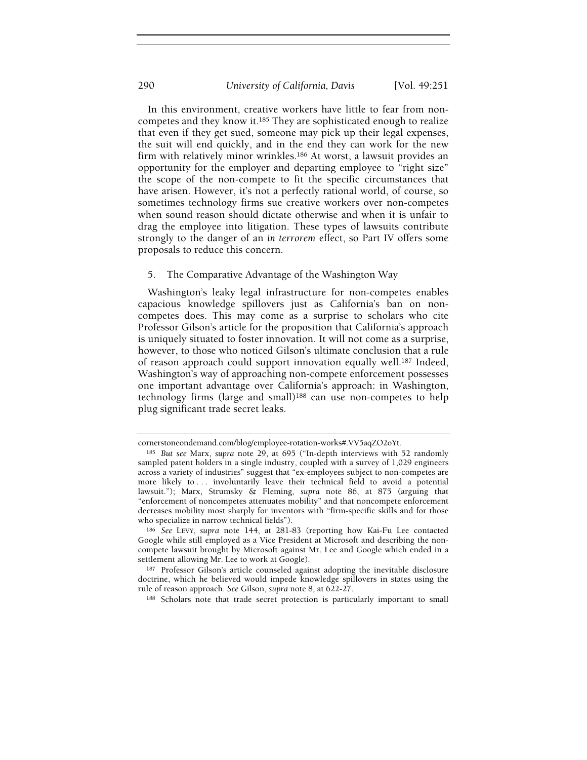In this environment, creative workers have little to fear from non-competes and they know it.[185] They are sophisticated enough to realize that even if they get sued, someone may pick up their legal expenses, the suit will end quickly, and in the end they can work for the new firm with relatively minor wrinkles.[186] At worst, a lawsuit provides an opportunity for the employer and departing employee to "right size" the scope of the non-compete to fit the specific circumstances that have arisen. However, it's not a perfectly rational world, of course, so sometimes technology firms sue creative workers over non-competes when sound reason should dictate otherwise and when it is unfair to drag the employee into litigation. These types of lawsuits contribute strongly to the danger of an *in terrorem* effect, so Part IV offers some proposals to reduce this concern.

### 5. The Comparative Advantage of the Washington Way

Washington's leaky legal infrastructure for non-competes enables capacious knowledge spillovers just as California's ban on non-competes does. This may come as a surprise to scholars who cite Professor Gilson's article for the proposition that California's approach is uniquely situated to foster innovation. It will not come as a surprise, however, to those who noticed Gilson's ultimate conclusion that a rule of reason approach could support innovation equally well.[187] Indeed, Washington's way of approaching non-compete enforcement possesses one important advantage over California's approach: in Washington, technology firms (large and small)[188] can use non-competes to help plug significant trade secret leaks.

---

cornerstoneondemand.com/blog/employee-rotation-works#.VV5aqZO2oYt.

[185] *But see* Marx, *supra* note 29, at 695 ("In-depth interviews with 52 randomly sampled patent holders in a single industry, coupled with a survey of 1,029 engineers across a variety of industries" suggest that "ex-employees subject to non-competes are more likely to . . . involuntarily leave their technical field to avoid a potential lawsuit."); Marx, Strumsky & Fleming, *supra* note 86, at 875 (arguing that "enforcement of noncompetes attenuates mobility" and that noncompete enforcement decreases mobility most sharply for inventors with "firm-specific skills and for those who specialize in narrow technical fields").

[186] *See* LEVY, *supra* note 144, at 281-83 (reporting how Kai-Fu Lee contacted Google while still employed as a Vice President at Microsoft and describing the non-compete lawsuit brought by Microsoft against Mr. Lee and Google which ended in a settlement allowing Mr. Lee to work at Google).

[187] Professor Gilson's article counseled against adopting the inevitable disclosure doctrine, which he believed would impede knowledge spillovers in states using the rule of reason approach. *See* Gilson, *supra* note 8, at 622-27.

[188] Scholars note that trade secret protection is particularly important to small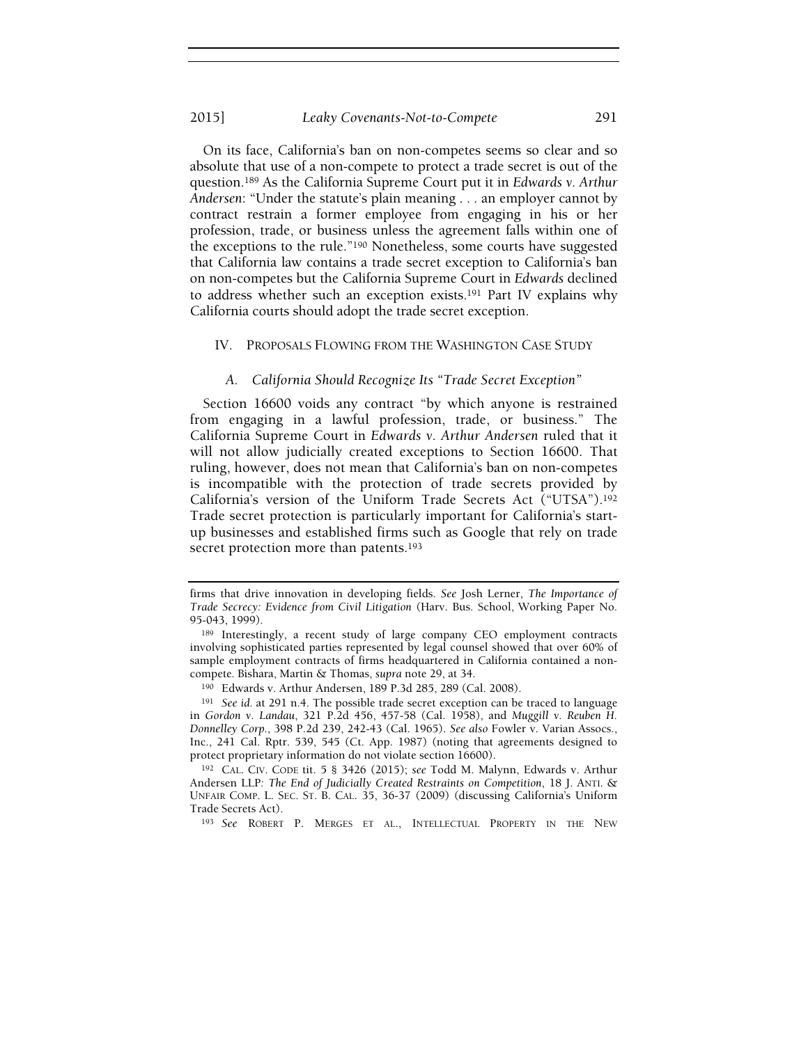On its face, California's ban on non-competes seems so clear and so absolute that use of a non-compete to protect a trade secret is out of the question.[189] As the California Supreme Court put it in *Edwards v. Arthur Andersen*: "Under the statute's plain meaning . . . an employer cannot by contract restrain a former employee from engaging in his or her profession, trade, or business unless the agreement falls within one of the exceptions to the rule."[190] Nonetheless, some courts have suggested that California law contains a trade secret exception to California's ban on non-competes but the California Supreme Court in *Edwards* declined to address whether such an exception exists.[191] Part IV explains why California courts should adopt the trade secret exception.

## IV. PROPOSALS FLOWING FROM THE WASHINGTON CASE STUDY

### A. California Should Recognize Its "Trade Secret Exception"

Section 16600 voids any contract "by which anyone is restrained from engaging in a lawful profession, trade, or business." The California Supreme Court in *Edwards v. Arthur Andersen* ruled that it will not allow judicially created exceptions to Section 16600. That ruling, however, does not mean that California's ban on non-competes is incompatible with the protection of trade secrets provided by California's version of the Uniform Trade Secrets Act ("UTSA").[192] Trade secret protection is particularly important for California's start-up businesses and established firms such as Google that rely on trade secret protection more than patents.[193]

---

firms that drive innovation in developing fields. *See* Josh Lerner, *The Importance of Trade Secrecy: Evidence from Civil Litigation* (Harv. Bus. School, Working Paper No. 95-043, 1999).

[189] Interestingly, a recent study of large company CEO employment contracts involving sophisticated parties represented by legal counsel showed that over 60% of sample employment contracts of firms headquartered in California contained a non-compete. Bishara, Martin & Thomas, *supra* note 29, at 34.

[190] Edwards v. Arthur Andersen, 189 P.3d 285, 289 (Cal. 2008).

[191] *See id.* at 291 n.4. The possible trade secret exception can be traced to language in *Gordon v. Landau*, 321 P.2d 456, 457-58 (Cal. 1958), and *Muggill v. Reuben H. Donnelley Corp.*, 398 P.2d 239, 242-43 (Cal. 1965). *See also* Fowler v. Varian Assocs., Inc., 241 Cal. Rptr. 539, 545 (Ct. App. 1987) (noting that agreements designed to protect proprietary information do not violate section 16600).

[192] CAL. CIV. CODE tit. 5 § 3426 (2015); *see* Todd M. Malynn, Edwards v. Arthur Andersen LLP*: The End of Judicially Created Restraints on Competition*, 18 J. ANTI. & UNFAIR COMP. L. SEC. ST. B. CAL. 35, 36-37 (2009) (discussing California's Uniform Trade Secrets Act).

[193] *See* ROBERT P. MERGES ET AL., INTELLECTUAL PROPERTY IN THE NEW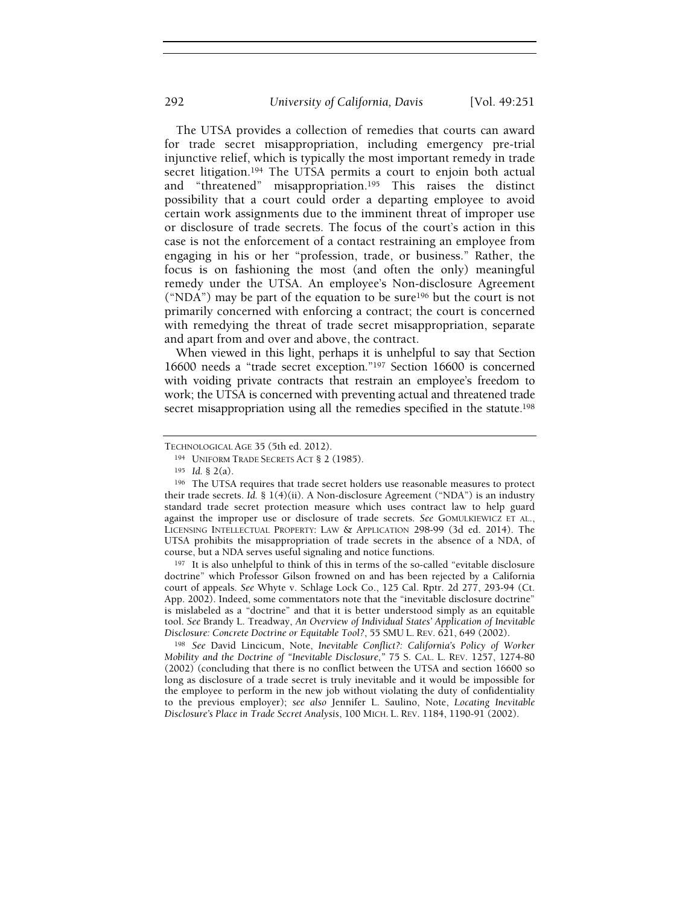The UTSA provides a collection of remedies that courts can award for trade secret misappropriation, including emergency pre-trial injunctive relief, which is typically the most important remedy in trade secret litigation.[194] The UTSA permits a court to enjoin both actual and "threatened" misappropriation.[195] This raises the distinct possibility that a court could order a departing employee to avoid certain work assignments due to the imminent threat of improper use or disclosure of trade secrets. The focus of the court's action in this case is not the enforcement of a contact restraining an employee from engaging in his or her "profession, trade, or business." Rather, the focus is on fashioning the most (and often the only) meaningful remedy under the UTSA. An employee's Non-disclosure Agreement ("NDA") may be part of the equation to be sure[196] but the court is not primarily concerned with enforcing a contract; the court is concerned with remedying the threat of trade secret misappropriation, separate and apart from and over and above, the contract.

When viewed in this light, perhaps it is unhelpful to say that Section 16600 needs a "trade secret exception."[197] Section 16600 is concerned with voiding private contracts that restrain an employee's freedom to work; the UTSA is concerned with preventing actual and threatened trade secret misappropriation using all the remedies specified in the statute.[198]

---

TECHNOLOGICAL AGE 35 (5th ed. 2012).

[194] UNIFORM TRADE SECRETS ACT § 2 (1985).

[195] *Id.* § 2(a).

[196] The UTSA requires that trade secret holders use reasonable measures to protect their trade secrets. *Id.* § 1(4)(ii). A Non-disclosure Agreement ("NDA") is an industry standard trade secret protection measure which uses contract law to help guard against the improper use or disclosure of trade secrets. *See* GOMULKIEWICZ ET AL., LICENSING INTELLECTUAL PROPERTY: LAW & APPLICATION 298-99 (3d ed. 2014). The UTSA prohibits the misappropriation of trade secrets in the absence of a NDA, of course, but a NDA serves useful signaling and notice functions.

[197] It is also unhelpful to think of this in terms of the so-called "evitable disclosure doctrine" which Professor Gilson frowned on and has been rejected by a California court of appeals. *See* Whyte v. Schlage Lock Co., 125 Cal. Rptr. 2d 277, 293-94 (Ct. App. 2002). Indeed, some commentators note that the "inevitable disclosure doctrine" is mislabeled as a "doctrine" and that it is better understood simply as an equitable tool. *See* Brandy L. Treadway, *An Overview of Individual States' Application of Inevitable Disclosure: Concrete Doctrine or Equitable Tool?*, 55 SMU L. REV. 621, 649 (2002).

[198] *See* David Lincicum, Note, *Inevitable Conflict?: California's Policy of Worker Mobility and the Doctrine of "Inevitable Disclosure*,*"* 75 S. CAL. L. REV. 1257, 1274-80 (2002) (concluding that there is no conflict between the UTSA and section 16600 so long as disclosure of a trade secret is truly inevitable and it would be impossible for the employee to perform in the new job without violating the duty of confidentiality to the previous employer); *see also* Jennifer L. Saulino, Note, *Locating Inevitable Disclosure's Place in Trade Secret Analysis*, 100 MICH. L. REV. 1184, 1190-91 (2002).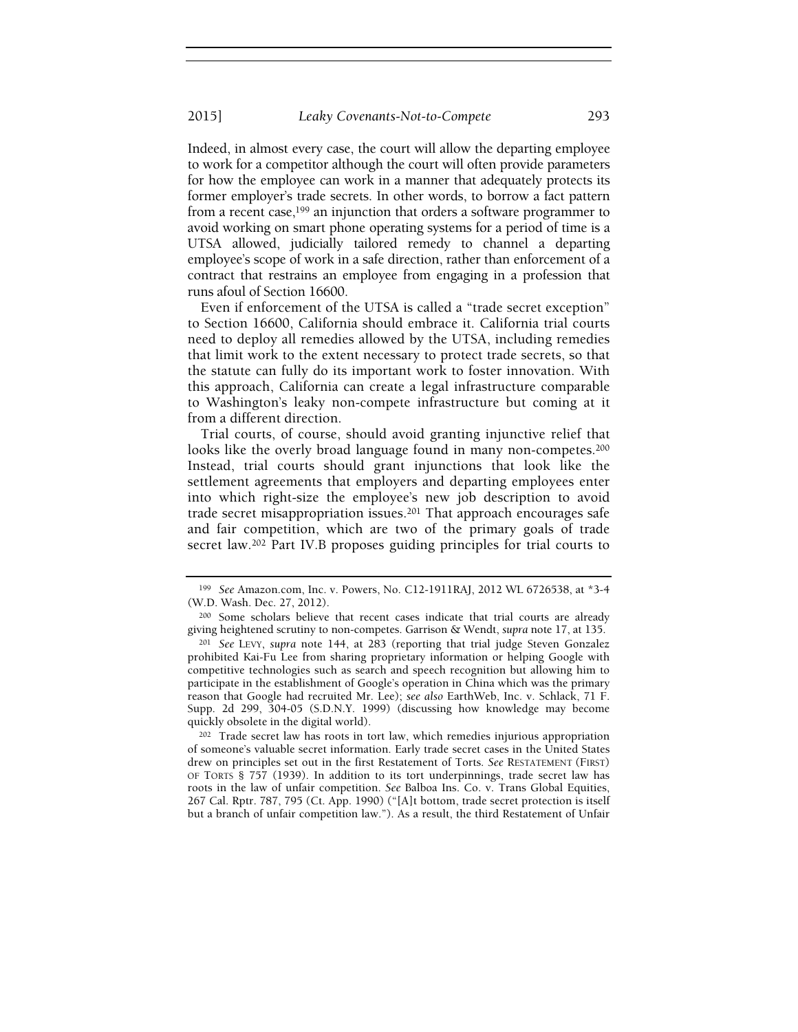Indeed, in almost every case, the court will allow the departing employee to work for a competitor although the court will often provide parameters for how the employee can work in a manner that adequately protects its former employer's trade secrets. In other words, to borrow a fact pattern from a recent case,[199] an injunction that orders a software programmer to avoid working on smart phone operating systems for a period of time is a UTSA allowed, judicially tailored remedy to channel a departing employee's scope of work in a safe direction, rather than enforcement of a contract that restrains an employee from engaging in a profession that runs afoul of Section 16600.

Even if enforcement of the UTSA is called a "trade secret exception" to Section 16600, California should embrace it. California trial courts need to deploy all remedies allowed by the UTSA, including remedies that limit work to the extent necessary to protect trade secrets, so that the statute can fully do its important work to foster innovation. With this approach, California can create a legal infrastructure comparable to Washington's leaky non-compete infrastructure but coming at it from a different direction.

Trial courts, of course, should avoid granting injunctive relief that looks like the overly broad language found in many non-competes.[200] Instead, trial courts should grant injunctions that look like the settlement agreements that employers and departing employees enter into which right-size the employee's new job description to avoid trade secret misappropriation issues.[201] That approach encourages safe and fair competition, which are two of the primary goals of trade secret law.[202] Part IV.B proposes guiding principles for trial courts to

---

[199] *See* Amazon.com, Inc. v. Powers, No. C12-1911RAJ, 2012 WL 6726538, at *3-4 (W.D. Wash. Dec. 27, 2012).

[200] Some scholars believe that recent cases indicate that trial courts are already giving heightened scrutiny to non-competes. Garrison & Wendt, *supra* note 17, at 135.

[201] *See* LEVY, *supra* note 144, at 283 (reporting that trial judge Steven Gonzalez prohibited Kai-Fu Lee from sharing proprietary information or helping Google with competitive technologies such as search and speech recognition but allowing him to participate in the establishment of Google's operation in China which was the primary reason that Google had recruited Mr. Lee); *see also* EarthWeb, Inc. v. Schlack, 71 F. Supp. 2d 299, 304-05 (S.D.N.Y. 1999) (discussing how knowledge may become quickly obsolete in the digital world).

[202] Trade secret law has roots in tort law, which remedies injurious appropriation of someone's valuable secret information. Early trade secret cases in the United States drew on principles set out in the first Restatement of Torts. *See* RESTATEMENT (FIRST) OF TORTS § 757 (1939). In addition to its tort underpinnings, trade secret law has roots in the law of unfair competition. *See* Balboa Ins. Co. v. Trans Global Equities, 267 Cal. Rptr. 787, 795 (Ct. App. 1990) ("[A]t bottom, trade secret protection is itself but a branch of unfair competition law."). As a result, the third Restatement of Unfair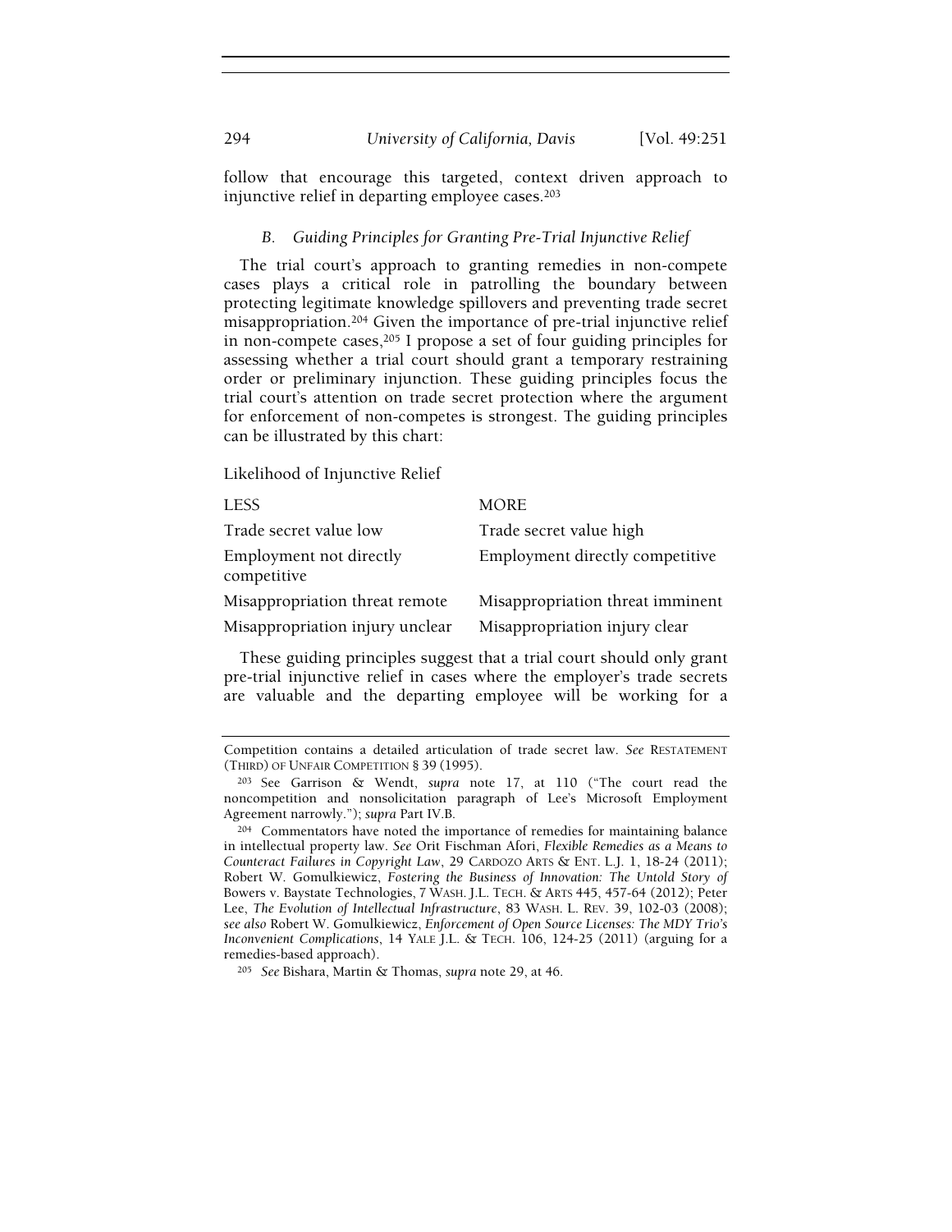follow that encourage this targeted, context driven approach to injunctive relief in departing employee cases.[203]

### *B. Guiding Principles for Granting Pre-Trial Injunctive Relief*

The trial court's approach to granting remedies in non-compete cases plays a critical role in patrolling the boundary between protecting legitimate knowledge spillovers and preventing trade secret misappropriation.[204] Given the importance of pre-trial injunctive relief in non-compete cases,[205] I propose a set of four guiding principles for assessing whether a trial court should grant a temporary restraining order or preliminary injunction. These guiding principles focus the trial court's attention on trade secret protection where the argument for enforcement of non-competes is strongest. The guiding principles can be illustrated by this chart:

Likelihood of Injunctive Relief

| LESS | MORE |
|---|---|
| Trade secret value low | Trade secret value high |
| Employment not directly competitive | Employment directly competitive |
| Misappropriation threat remote | Misappropriation threat imminent |
| Misappropriation injury unclear | Misappropriation injury clear |

These guiding principles suggest that a trial court should only grant pre-trial injunctive relief in cases where the employer's trade secrets are valuable and the departing employee will be working for a

---

Competition contains a detailed articulation of trade secret law. *See* RESTATEMENT (THIRD) OF UNFAIR COMPETITION § 39 (1995).

[203] See Garrison & Wendt, *supra* note 17, at 110 ("The court read the noncompetition and nonsolicitation paragraph of Lee's Microsoft Employment Agreement narrowly."); *supra* Part IV.B.

[204] Commentators have noted the importance of remedies for maintaining balance in intellectual property law. *See* Orit Fischman Afori, *Flexible Remedies as a Means to Counteract Failures in Copyright Law*, 29 CARDOZO ARTS & ENT. L.J. 1, 18-24 (2011); Robert W. Gomulkiewicz, *Fostering the Business of Innovation: The Untold Story of* Bowers v. Baystate Technologies, 7 WASH. J.L. TECH. & ARTS 445, 457-64 (2012); Peter Lee, *The Evolution of Intellectual Infrastructure*, 83 WASH. L. REV. 39, 102-03 (2008); *see also* Robert W. Gomulkiewicz, *Enforcement of Open Source Licenses: The MDY Trio's Inconvenient Complications*, 14 YALE J.L. & TECH. 106, 124-25 (2011) (arguing for a remedies-based approach).

[205] *See* Bishara, Martin & Thomas, *supra* note 29, at 46.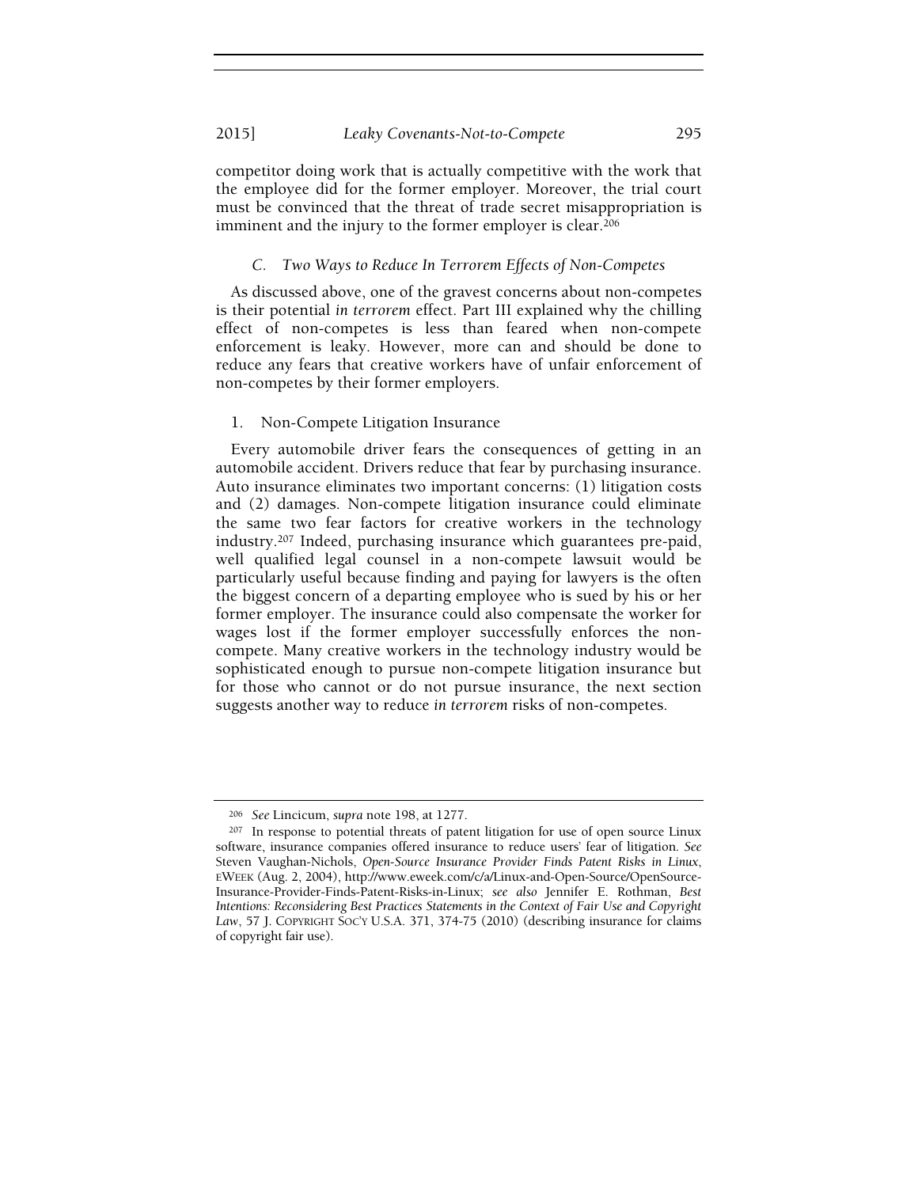competitor doing work that is actually competitive with the work that the employee did for the former employer. Moreover, the trial court must be convinced that the threat of trade secret misappropriation is imminent and the injury to the former employer is clear.[206]

### *C. Two Ways to Reduce In Terrorem Effects of Non-Competes*

As discussed above, one of the gravest concerns about non-competes is their potential *in terrorem* effect. Part III explained why the chilling effect of non-competes is less than feared when non-compete enforcement is leaky. However, more can and should be done to reduce any fears that creative workers have of unfair enforcement of non-competes by their former employers.

#### 1. Non-Compete Litigation Insurance

Every automobile driver fears the consequences of getting in an automobile accident. Drivers reduce that fear by purchasing insurance. Auto insurance eliminates two important concerns: (1) litigation costs and (2) damages. Non-compete litigation insurance could eliminate the same two fear factors for creative workers in the technology industry.[207] Indeed, purchasing insurance which guarantees pre-paid, well qualified legal counsel in a non-compete lawsuit would be particularly useful because finding and paying for lawyers is the often the biggest concern of a departing employee who is sued by his or her former employer. The insurance could also compensate the worker for wages lost if the former employer successfully enforces the non-compete. Many creative workers in the technology industry would be sophisticated enough to pursue non-compete litigation insurance but for those who cannot or do not pursue insurance, the next section suggests another way to reduce *in terrorem* risks of non-competes.

---

[206] *See* Lincicum, *supra* note 198, at 1277.

[207] In response to potential threats of patent litigation for use of open source Linux software, insurance companies offered insurance to reduce users' fear of litigation. *See* Steven Vaughan-Nichols, *Open-Source Insurance Provider Finds Patent Risks in Linux*, EWEEK (Aug. 2, 2004), http://www.eweek.com/c/a/Linux-and-Open-Source/OpenSource-Insurance-Provider-Finds-Patent-Risks-in-Linux; *see also* Jennifer E. Rothman, *Best Intentions: Reconsidering Best Practices Statements in the Context of Fair Use and Copyright Law*, 57 J. COPYRIGHT SOC'Y U.S.A. 371, 374-75 (2010) (describing insurance for claims of copyright fair use).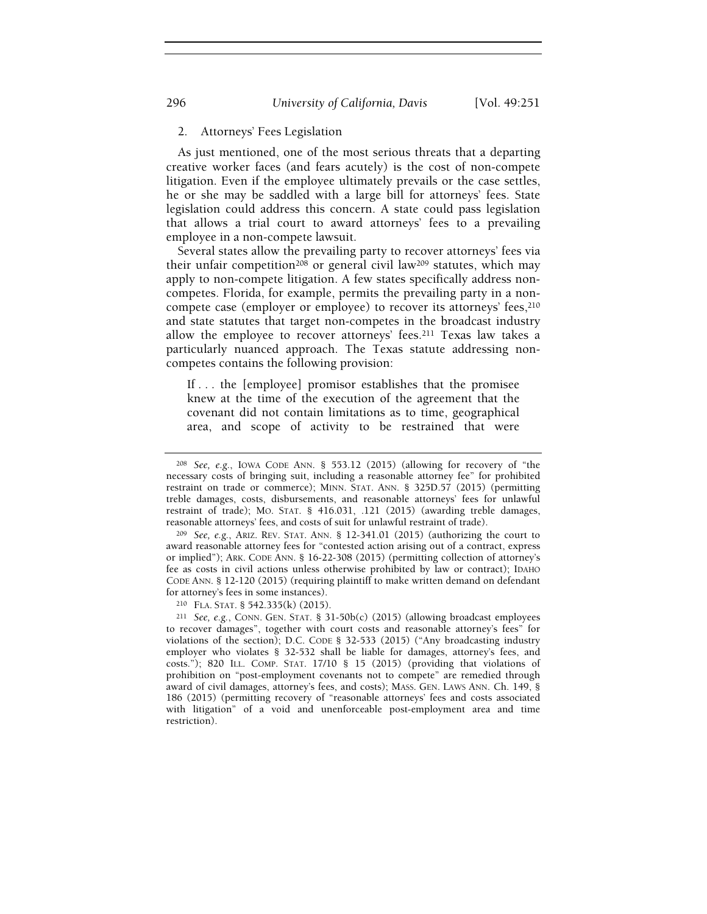### 2. Attorneys' Fees Legislation

As just mentioned, one of the most serious threats that a departing creative worker faces (and fears acutely) is the cost of non-compete litigation. Even if the employee ultimately prevails or the case settles, he or she may be saddled with a large bill for attorneys' fees. State legislation could address this concern. A state could pass legislation that allows a trial court to award attorneys' fees to a prevailing employee in a non-compete lawsuit.

Several states allow the prevailing party to recover attorneys' fees via their unfair competition[208] or general civil law[209] statutes, which may apply to non-compete litigation. A few states specifically address non-competes. Florida, for example, permits the prevailing party in a non-compete case (employer or employee) to recover its attorneys' fees,[210] and state statutes that target non-competes in the broadcast industry allow the employee to recover attorneys' fees.[211] Texas law takes a particularly nuanced approach. The Texas statute addressing non-competes contains the following provision:

> If . . . the [employee] promisor establishes that the promisee knew at the time of the execution of the agreement that the covenant did not contain limitations as to time, geographical area, and scope of activity to be restrained that were

---

[208] *See, e.g.*, IOWA CODE ANN. § 553.12 (2015) (allowing for recovery of "the necessary costs of bringing suit, including a reasonable attorney fee" for prohibited restraint on trade or commerce); MINN. STAT. ANN. § 325D.57 (2015) (permitting treble damages, costs, disbursements, and reasonable attorneys' fees for unlawful restraint of trade); MO. STAT. § 416.031, .121 (2015) (awarding treble damages, reasonable attorneys' fees, and costs of suit for unlawful restraint of trade).

[209] *See, e.g.*, ARIZ. REV. STAT. ANN. § 12-341.01 (2015) (authorizing the court to award reasonable attorney fees for "contested action arising out of a contract, express or implied"); ARK. CODE ANN. § 16-22-308 (2015) (permitting collection of attorney's fee as costs in civil actions unless otherwise prohibited by law or contract); IDAHO CODE ANN. § 12-120 (2015) (requiring plaintiff to make written demand on defendant for attorney's fees in some instances).

[210] FLA. STAT. § 542.335(k) (2015).

[211] *See, e.g.*, CONN. GEN. STAT. § 31-50b(c) (2015) (allowing broadcast employees to recover damages", together with court costs and reasonable attorney's fees" for violations of the section); D.C. CODE § 32-533 (2015) ("Any broadcasting industry employer who violates § 32-532 shall be liable for damages, attorney's fees, and costs."); 820 ILL. COMP. STAT. 17/10 § 15 (2015) (providing that violations of prohibition on "post-employment covenants not to compete" are remedied through award of civil damages, attorney's fees, and costs); MASS. GEN. LAWS ANN. Ch. 149, § 186 (2015) (permitting recovery of "reasonable attorneys' fees and costs associated with litigation" of a void and unenforceable post-employment area and time restriction).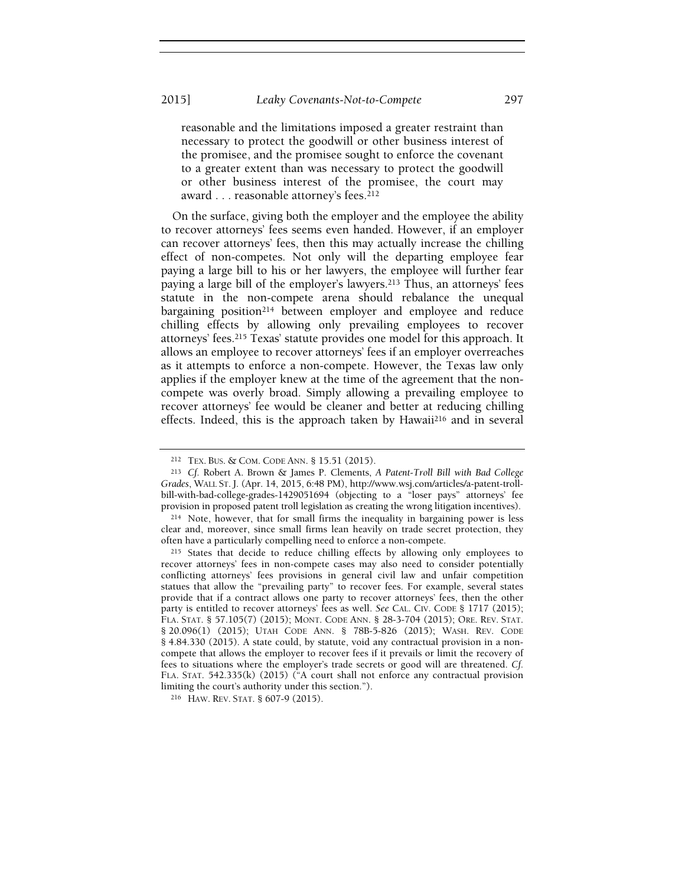reasonable and the limitations imposed a greater restraint than necessary to protect the goodwill or other business interest of the promisee, and the promisee sought to enforce the covenant to a greater extent than was necessary to protect the goodwill or other business interest of the promisee, the court may award . . . reasonable attorney's fees.[212]

On the surface, giving both the employer and the employee the ability to recover attorneys' fees seems even handed. However, if an employer can recover attorneys' fees, then this may actually increase the chilling effect of non-competes. Not only will the departing employee fear paying a large bill to his or her lawyers, the employee will further fear paying a large bill of the employer's lawyers.[213] Thus, an attorneys' fees statute in the non-compete arena should rebalance the unequal bargaining position[214] between employer and employee and reduce chilling effects by allowing only prevailing employees to recover attorneys' fees.[215] Texas' statute provides one model for this approach. It allows an employee to recover attorneys' fees if an employer overreaches as it attempts to enforce a non-compete. However, the Texas law only applies if the employer knew at the time of the agreement that the non-compete was overly broad. Simply allowing a prevailing employee to recover attorneys' fee would be cleaner and better at reducing chilling effects. Indeed, this is the approach taken by Hawaii[216] and in several

---

[212] TEX. BUS. & COM. CODE ANN. § 15.51 (2015).

[213] *Cf.* Robert A. Brown & James P. Clements, *A Patent-Troll Bill with Bad College Grades*, WALL ST. J. (Apr. 14, 2015, 6:48 PM), http://www.wsj.com/articles/a-patent-troll-bill-with-bad-college-grades-1429051694 (objecting to a "loser pays" attorneys' fee provision in proposed patent troll legislation as creating the wrong litigation incentives).

[214] Note, however, that for small firms the inequality in bargaining power is less clear and, moreover, since small firms lean heavily on trade secret protection, they often have a particularly compelling need to enforce a non-compete.

[215] States that decide to reduce chilling effects by allowing only employees to recover attorneys' fees in non-compete cases may also need to consider potentially conflicting attorneys' fees provisions in general civil law and unfair competition statues that allow the "prevailing party" to recover fees. For example, several states provide that if a contract allows one party to recover attorneys' fees, then the other party is entitled to recover attorneys' fees as well. *See* CAL. CIV. CODE § 1717 (2015); FLA. STAT. § 57.105(7) (2015); MONT. CODE ANN. § 28-3-704 (2015); ORE. REV. STAT. § 20.096(1) (2015); UTAH CODE ANN. § 78B-5-826 (2015); WASH. REV. CODE § 4.84.330 (2015). A state could, by statute, void any contractual provision in a non-compete that allows the employer to recover fees if it prevails or limit the recovery of fees to situations where the employer's trade secrets or good will are threatened. *Cf.* FLA. STAT. 542.335(k) (2015) ("A court shall not enforce any contractual provision limiting the court's authority under this section.").

[216] HAW. REV. STAT. § 607-9 (2015).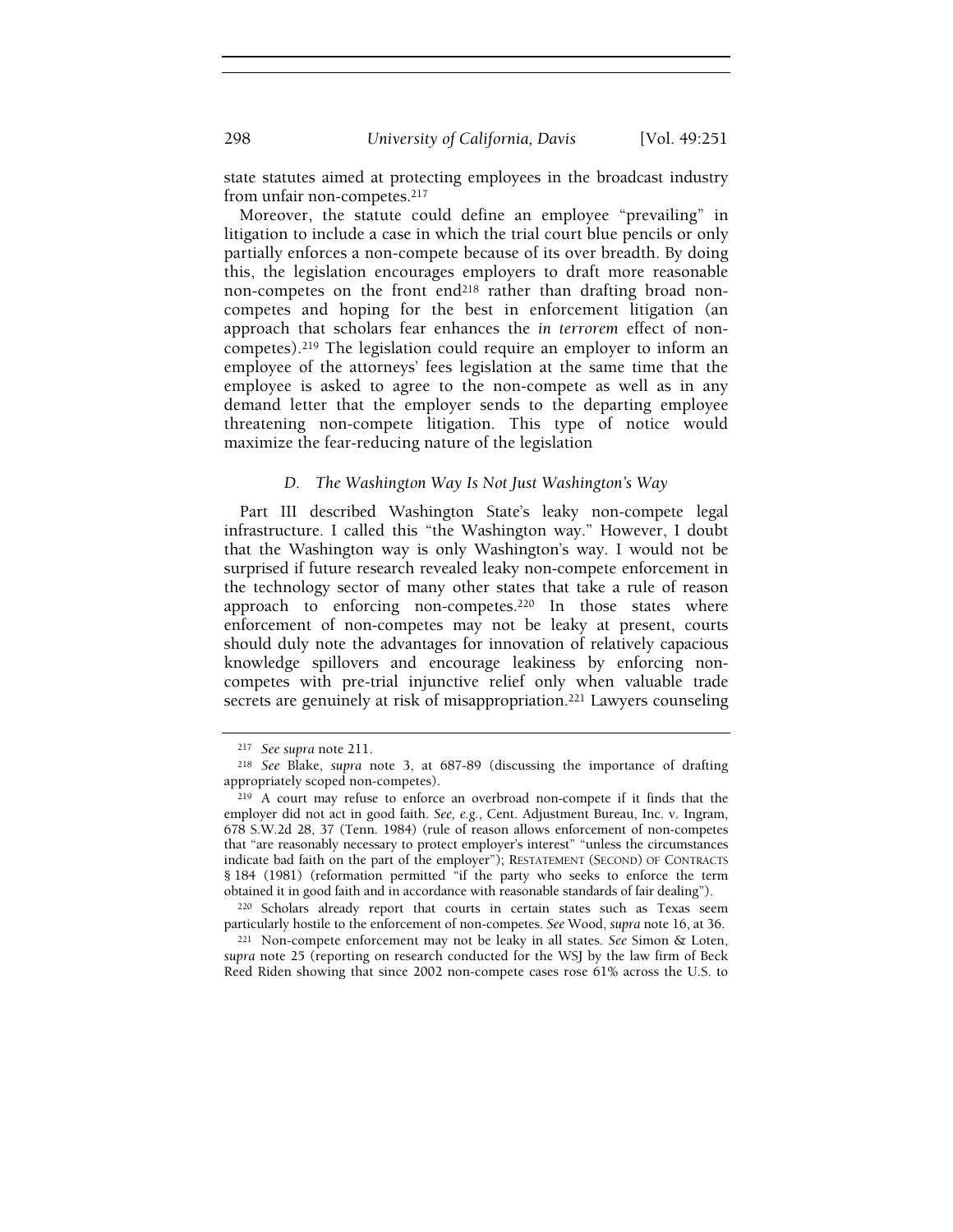state statutes aimed at protecting employees in the broadcast industry from unfair non-competes.[217]

Moreover, the statute could define an employee "prevailing" in litigation to include a case in which the trial court blue pencils or only partially enforces a non-compete because of its over breadth. By doing this, the legislation encourages employers to draft more reasonable non-competes on the front end[218] rather than drafting broad non-competes and hoping for the best in enforcement litigation (an approach that scholars fear enhances the *in terrorem* effect of non-competes).[219] The legislation could require an employer to inform an employee of the attorneys' fees legislation at the same time that the employee is asked to agree to the non-compete as well as in any demand letter that the employer sends to the departing employee threatening non-compete litigation. This type of notice would maximize the fear-reducing nature of the legislation

### *D. The Washington Way Is Not Just Washington's Way*

Part III described Washington State's leaky non-compete legal infrastructure. I called this "the Washington way." However, I doubt that the Washington way is only Washington's way. I would not be surprised if future research revealed leaky non-compete enforcement in the technology sector of many other states that take a rule of reason approach to enforcing non-competes.[220] In those states where enforcement of non-competes may not be leaky at present, courts should duly note the advantages for innovation of relatively capacious knowledge spillovers and encourage leakiness by enforcing non-competes with pre-trial injunctive relief only when valuable trade secrets are genuinely at risk of misappropriation.[221] Lawyers counseling

---

[217] *See supra* note 211.

[218] *See* Blake, *supra* note 3, at 687-89 (discussing the importance of drafting appropriately scoped non-competes).

[219] A court may refuse to enforce an overbroad non-compete if it finds that the employer did not act in good faith. *See, e.g.*, Cent. Adjustment Bureau, Inc. v. Ingram, 678 S.W.2d 28, 37 (Tenn. 1984) (rule of reason allows enforcement of non-competes that "are reasonably necessary to protect employer's interest" "unless the circumstances indicate bad faith on the part of the employer"); RESTATEMENT (SECOND) OF CONTRACTS § 184 (1981) (reformation permitted "if the party who seeks to enforce the term obtained it in good faith and in accordance with reasonable standards of fair dealing").

[220] Scholars already report that courts in certain states such as Texas seem particularly hostile to the enforcement of non-competes. *See* Wood, *supra* note 16, at 36.

[221] Non-compete enforcement may not be leaky in all states. *See* Simon & Loten, *supra* note 25 (reporting on research conducted for the WSJ by the law firm of Beck Reed Riden showing that since 2002 non-compete cases rose 61% across the U.S. to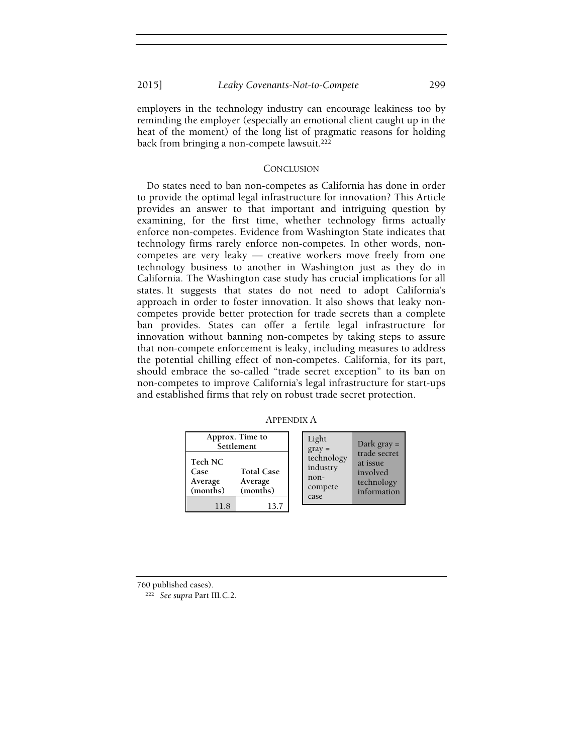employers in the technology industry can encourage leakiness too by reminding the employer (especially an emotional client caught up in the heat of the moment) of the long list of pragmatic reasons for holding back from bringing a non-compete lawsuit.[222]

## CONCLUSION

Do states need to ban non-competes as California has done in order to provide the optimal legal infrastructure for innovation? This Article provides an answer to that important and intriguing question by examining, for the first time, whether technology firms actually enforce non-competes. Evidence from Washington State indicates that technology firms rarely enforce non-competes. In other words, non-competes are very leaky — creative workers move freely from one technology business to another in Washington just as they do in California. The Washington case study has crucial implications for all states. It suggests that states do not need to adopt California's approach in order to foster innovation. It also shows that leaky non-competes provide better protection for trade secrets than a complete ban provides. States can offer a fertile legal infrastructure for innovation without banning non-competes by taking steps to assure that non-compete enforcement is leaky, including measures to address the potential chilling effect of non-competes. California, for its part, should embrace the so-called "trade secret exception" to its ban on non-competes to improve California's legal infrastructure for start-ups and established firms that rely on robust trade secret protection.

## APPENDIX A

| Approx. Time to Settlement | |
|---|---|
| **Tech NC Case Average (months)** | **Total Case Average (months)** |
| 11.8 | 13.7 |

| Light gray = technology industry non-compete case | Dark gray = trade secret at issue involved technology information |
|---|---|

760 published cases).

[222] *See supra* Part III.C.2.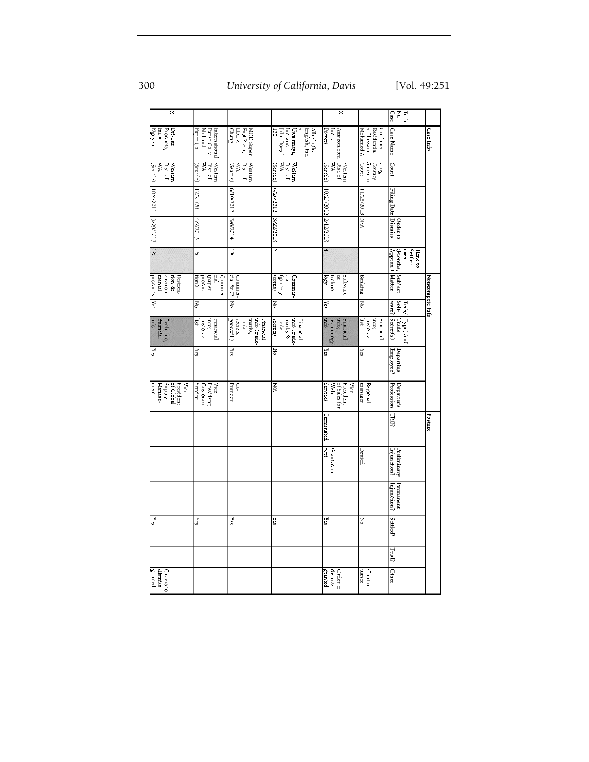| | Case Info | | | | | Noncompete Info | | | | | Posture | | | | | |
|---|---|---|---|---|---|---|---|---|---|---|---|---|---|---|---|---|
| Tech NC Case | Case Name | Court | Filing Date | Order to Dismiss | Time to Settlement (Months Approx.) | Subject Matter | Tech/ Software? | Type(s) of Trade Secret(s) | Departing Employee? | Departer's Profession | TRO? | Preliminary Injunction? | Permanent Injunction? | Settled? | Trial? | Other |
| | Guidance Residential v. Hussain, Mohamed A | King County Superior Court | 11/25/2013 | N/A | | Banking | No | Financial info, customer list | Yes | Regional manager | | Denied | | No | | Continuance |
| X | Amazon.com Inc. v. Powers | Western Dist of WA (Seattle) | 10/29/2012 | 2/12/2013 | 4 | Software & technology | Yes | Financial info, technology info | Yes | Vice President of Sales for Web Services | Terminated | Granted in part | | Yes | | Order to dismiss granted |
| | Allied Old English, Inc. v. Uwajimaya, Inc. and John Does 1-100 | Western Dist of WA (Seattle) | 8/26/2012 | 3/22/2013 | 7 | Commercial (grocery stores) | No | Financial info (trademarks & trade secrets) | No | N/A | | | | Yes | | |
| | MOD Super Fast Pizza, LLC v. Chang | Western Dist of WA (Seattle) | 8/10/2012 | 3/6/2014 | 19 | Commercial & IP | No | Financial info (trademarks, trade secrets, goodwill) | Yes | Co-founder | | | | Yes | | |
| | International Paper Co. v. Midland Paper Co. | Western Dist of WA (Seattle) | 12/21/2011 | 4/2/2013 | 16 | Commercial (paper production) | No | Financial info, customer list | Yes | Vice President, Customer Service | | | | Yes | | |
| X | Dri-Eaz Products, Inc v. Nguyen | Western Dist of WA (Seattle) | 10/4/2011 | 3/29/2013 | 18 | Restoration & environmental products | Yes | Tech info, financial info | Yes | Vice President of Global Supply Management | | | | Yes | | Orders to dismiss granted |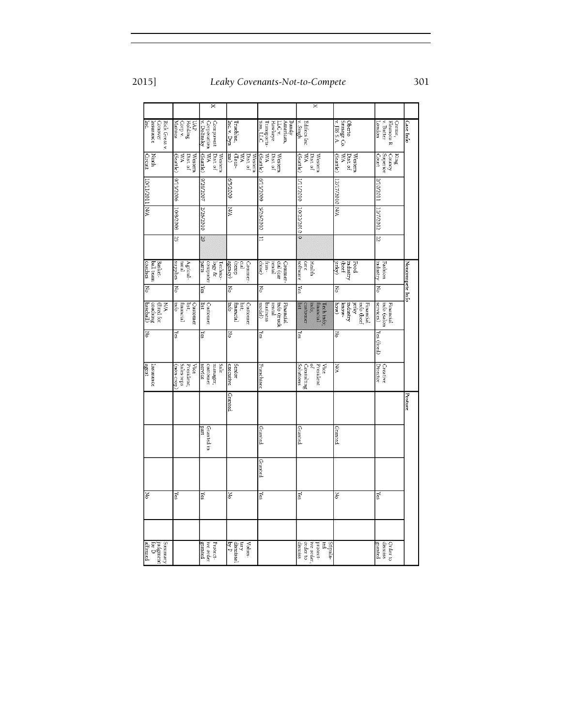| | Case Info | | | | | Noncompete Info | | | | | Posture | | | | | |
|---|---|---|---|---|---|---|---|---|---|---|---|---|---|---|---|---|
| | Greene, Eleanora R. v. Butler London | King County Superior Court | 2/10/2011 | 12/7/2012 | 22 | Fashion industry | No | Financial info (salon services) | Yes (fired) | Creative Director | | | | Yes | | Order to dismiss granted |
| | Oberto Sausage Co. v. JBS S.A. | Western Dist. of WA (Seattle) | 12/17/2010 | N/A | | Food industry (beef jerky) | No | Financial info (beef jerky industry know-how) | No | N/A | | Granted | | No | | Stipulated protective order, order to dismiss |
| X | Edifecs Inc v. Singh | Western Dist. of WA (Seattle) | 1/11/2010 | 10/22/2010 | 9 | Health care software | Yes | Tech info; financial info; customer list | Yes | Vice President of Consulting Solutions | | Granted | | Yes | | |
| | Bundy American, LLC v. Hawkeye Transportation LLC | Western Dist. of WA (Seattle) | 6/15/2009 | 5/26/2010 | 11 | Commercial (car rental franchise) | No | Financial info (truck rental business model) | Yes | Franchisee | | Granted | Granted | Yes | | |
| | Truebite, Inc. v. Dyn | Western Dist. of WA (Tacoma) | 6/5/2009 | N/A | | Commercial (temp agency) | No | Customer list, financial info | No | Senior executive | Granted | | | No | | Voluntary dismissal by P |
| X | Compwest Corporation v. Dolinsky | Western Dist. of WA (Seattle) | 9/26/2007 | 2/26/2010 | 29 | Technology & computer parts | Yes | Customer list | Yes | Sale manager, customer service | | Granted in part | | Yes | | Protective order granted |
| | UAP Holding Corp v. Mattoza | Western Dist. of WA (Seattle) | 9/15/2006 | 10/8/2009 | 25 | Agricultural supplies | No | Customer list, financial info | Yes | Vice President; Sales reps (non-crop) | | | | Yes | | |
| | Rick Gress v. Conover Insurance Inc. | Ninth Circuit | 10/11/2011 | N/A | | Basketball team coaches | No | N/A (fired for coaching baseball) | No | Insurance agent | | | | No | | Summary judgment for D affirmed |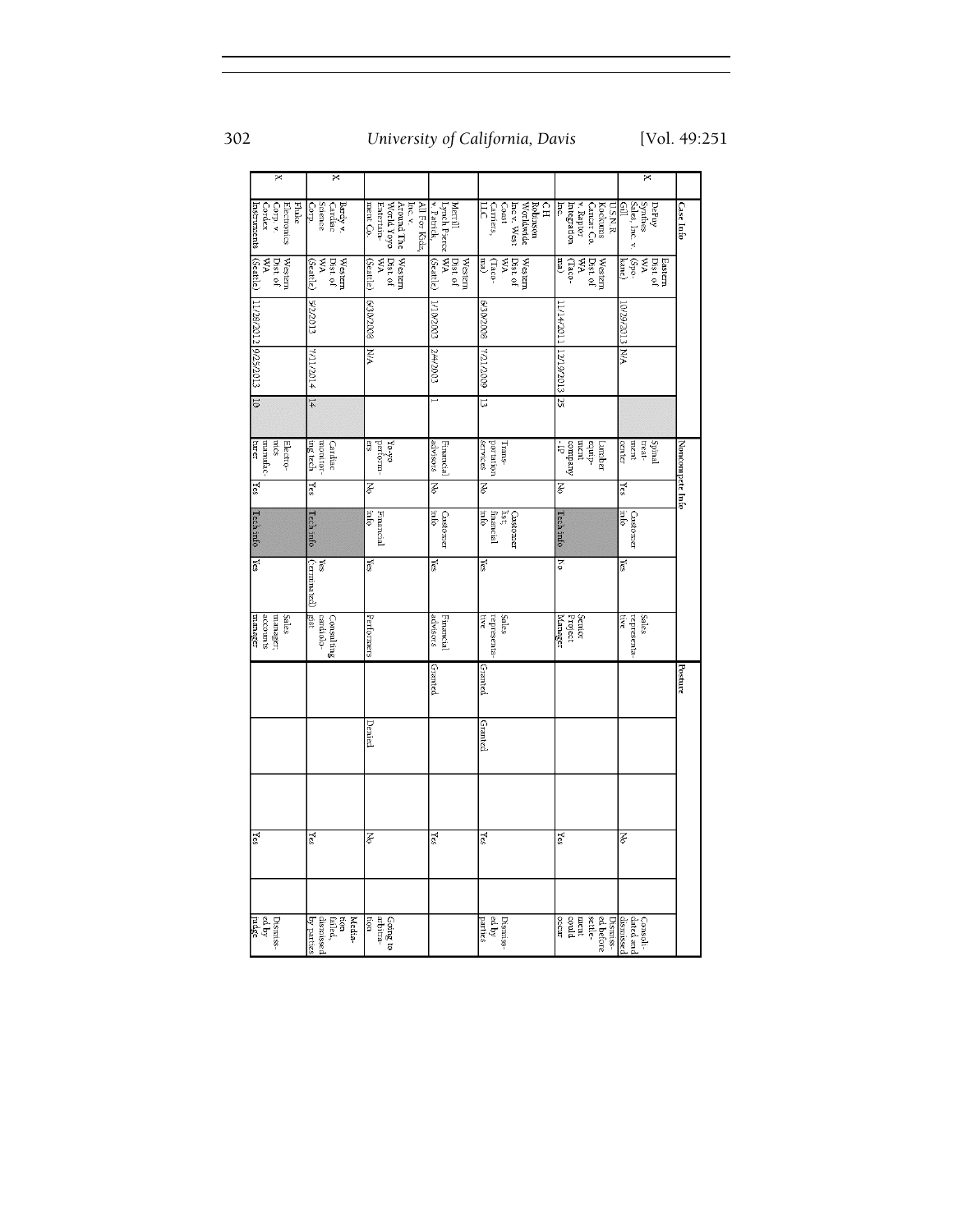| | Case Info | | | | | Noncompete Info | | | | | Posture | | | | | |
|---|---|---|---|---|---|---|---|---|---|---|---|---|---|---|---|---|
| X | DePuy Synthes Sales, Inc. v. Gill | Eastern Dist of WA (Spokane) | 10/29/2013 | N/A | | Spinal treatment center | Yes | Customer info | Yes | Sales representative | | | | No | | Consolidated and dismissed |
| | U.S.N.R. Kockums Cancar Co. v. Raptor Integration Inc. | Western Dist of WA (Tacoma) | 11/14/2011 | 12/19/2013 | 25 | Lumber equipment company -P | No | Tech info | No | Senior Project Manager | | | | Yes | | Dismissed before settlement could occur |
| | CH Robinson Worldwide Inc. v. West Coast Carriers, LLC | Western Dist of WA (Tacoma) | 6/30/2008 | 7/21/2009 | 13 | Transportation services | No | Customer list, financial info | Yes | Sales representative | Granted | Granted | | Yes | | Dismissed by parties |
| | Merrill Lynch Pierce v. Patrick | Western Dist of WA (Seattle) | 1/10/2003 | 2/4/2003 | 1 | Financial advisors | No | Customer info | Yes | Financial advisors | Granted | | | Yes | | |
| | All For Kids, Inc. v. Around The World Yoyo Entertainment Co. | Western Dist. of WA (Seattle) | 6/30/2008 | N/A | | Yo-yo performers | No | Financial info | Yes | Performers | | Denied | | No | | Going to arbitration |
| X | Bardy v. Cardiac Science Corp. | Western Dist of WA (Seattle) | 9/2/2013 | 7/11/2014 | 14 | Cardiac monitoring tech | Yes | Tech info | Yes (terminated) | Consulting cardiologist | | | | Yes | | Mediation failed, dismissed by parties |
| X | Fluke Electronics Corp. v. Cordex Instruments | Western Dist of WA (Seattle) | 11/29/2012 | 9/25/2013 | 10 | Electronics manufacturer | Yes | Tech info | Yes | Sales manager, accounts manager | | | | Yes | | Dismissed by judge |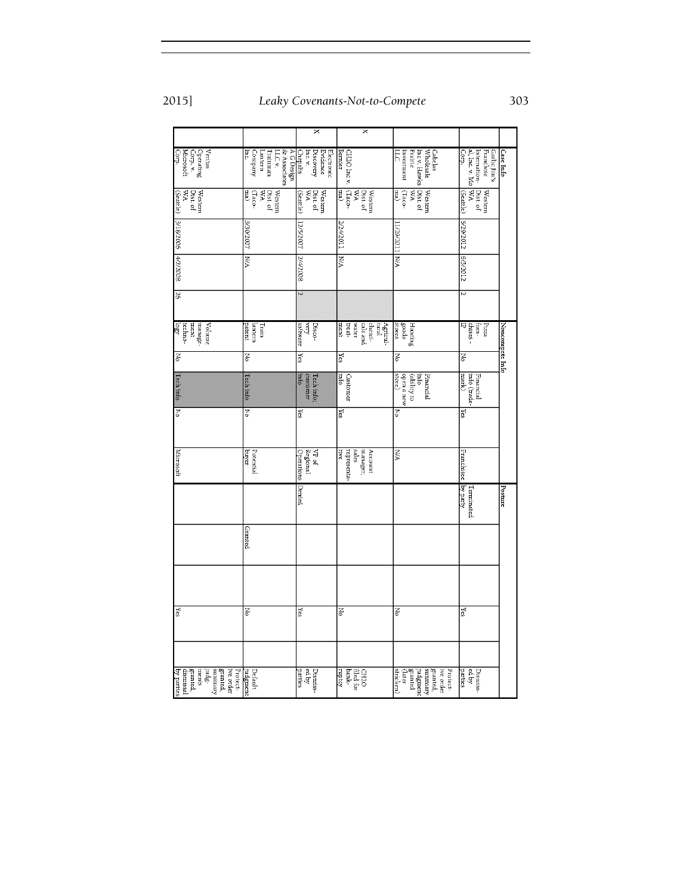| | Case Info | | | | | Noncompete Info | | | | | Posture | | | | | |
|---|---|---|---|---|---|---|---|---|---|---|---|---|---|---|---|---|
| | Garlic Jim's Franchise International, Inc. v. Mo Corp. | Western Dist of WA (Seattle) | 5/29/2012 | 8/3/2012 | 2 | Pizza franchises - IP | No | Financial info (trademark) | Yes | Franchisee | Terminated by party | | | Yes | | Dismissed by parties |
| | Cabelas Wholesale Inc. v. Hawks Prairie Investment LLC | Western Dist of WA (Tacoma) | 11/29/2011 | N/A | | Hunting goods stores | No | Financial info (ability to open a new store) | No | N/A | | | | No | | Protective order granted, summary judgment granted (later stricken) |
| X | CH2O Inc. v. Bernier | Western Dist of WA (Tacoma) | 2/24/2011 | N/A | | Agricultural chemicals and water treatment | Yes | Customer info | Yes | Account manager, sales representative | | | | No | | CH2O filed for bankruptcy |
| X | Electronic Evidence Discovery Inc. v. Chapalis | Western Dist of WA (Seattle) | 12/5/2007 | 2/4/2008 | 2 | Discovery software | Yes | Tech info; customer info | Yes | VP of Regional Operations | Denied | | | Yes | | Dismissed by parties |
| | A.G. Design & Associates LLC v. Trainman Lantern Company Inc. | Western Dist of WA (Tacoma) | 3/30/2007 | N/A | | Train lantern patent | No | Tech info | No | Potential buyer | | Granted | | No | | Default judgment |
| | Veritas Operating Corp. v. Microsoft Corp. | Western Dist of WA (Seattle) | 3/18/2005 | 4/2/2008 | 25 | Volume management technology | No | Tech info | No | Microsoft | | | | Yes | | Protective order granted, summary judgment granted, dismissal by parties |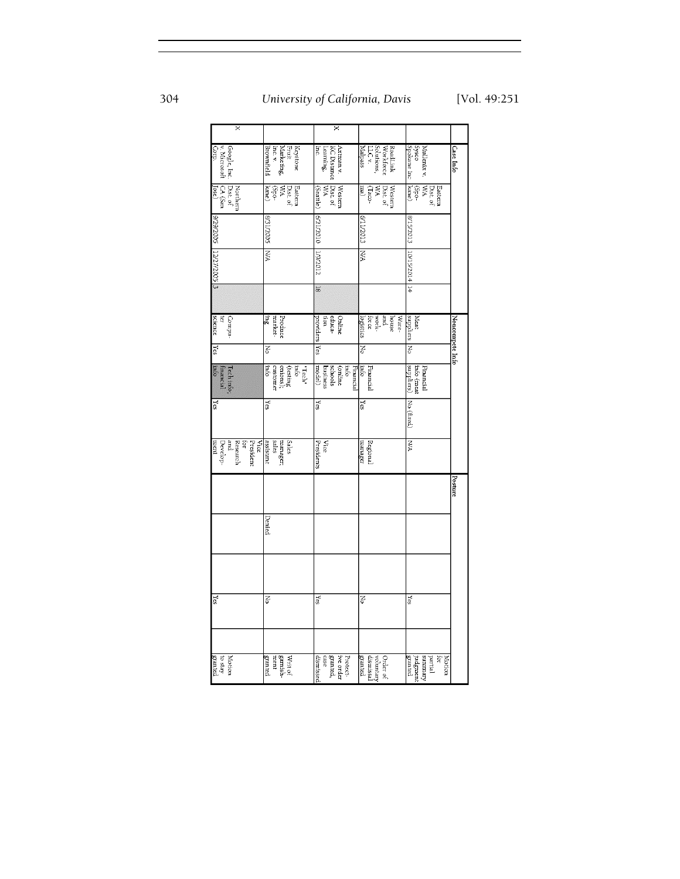| | Case Info | | | | | Noncompete Info | | | | | Posture | | | | | |
|---|---|---|---|---|---|---|---|---|---|---|---|---|---|---|---|---|
| | Mallemix v. Sysco Spokane Inc | Eastern Dist. of WA (Spokane) | 8/15/2013 | 10/15/2014 | 14 | Meat suppliers | No | Financial info (meat suppliers) | No (fired) | N/A | | | | Yes | | Motion for partial summary judgment granted |
| | RoadLink Workforce Solutions, LLC v. Malpass | Western Dist. of WA (Tacoma) | 6/11/2013 | N/A | | Warehouse and workforce logistics | No | Financial info | Yes | Regional manager | | | | No | | Order of voluntary dismissal granted |
| x | Axtman v. KC Distance Learning, Inc. | Western Dist. of WA (Seattle) | 6/21/2010 | 1/9/2012 | 18 | Online education providers | Yes | Financial info (online schools business model) | Yes | Vice Presidents | | | | Yes | | Protective order granted, case dismissed |
| | Keystone Fruit Marketing, Inc. v. Brownfield | Eastern Dist. of WA (Spokane) | 6/3/2005 | N/A | | Produce marketing | No | "Tech" info (testing onions); customer info | Yes | Sales manager; sales assistant | | Denied | | No | | Writ of garnishment granted |
| x | Google, Inc. v. Microsoft Corp. | Northern Dist. of CA (San Jose) | 9/29/2005 | 12/27/2005 | 3 | Computer science | Yes | Tech info; financial info | Yes | Vice President for Research and Development | | | | Yes | | Motion to stay granted |